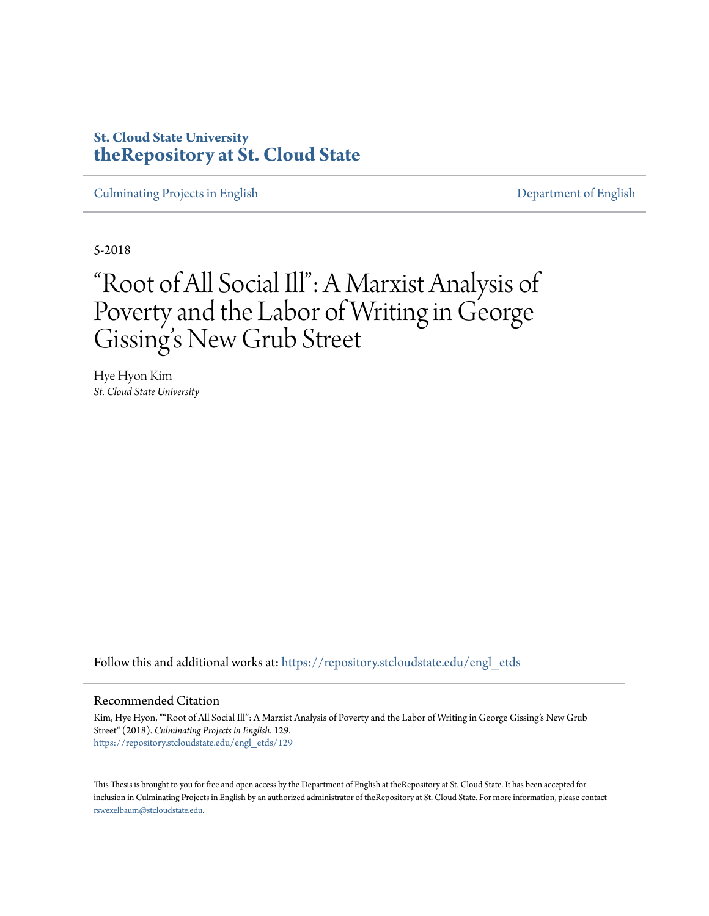**St. Cloud State University**
**theRepository at St. Cloud State**

Culminating Projects in English | Department of English

5-2018

# "Root of All Social Ill": A Marxist Analysis of Poverty and the Labor of Writing in George Gissing's New Grub Street

Hye Hyon Kim
*St. Cloud State University*

Follow this and additional works at: https://repository.stcloudstate.edu/engl_etds

## Recommended Citation

Kim, Hye Hyon, ""Root of All Social Ill": A Marxist Analysis of Poverty and the Labor of Writing in George Gissing's New Grub Street" (2018). *Culminating Projects in English*. 129.
https://repository.stcloudstate.edu/engl_etds/129

This Thesis is brought to you for free and open access by the Department of English at theRepository at St. Cloud State. It has been accepted for inclusion in Culminating Projects in English by an authorized administrator of theRepository at St. Cloud State. For more information, please contact rswexelbaum@stcloudstate.edu.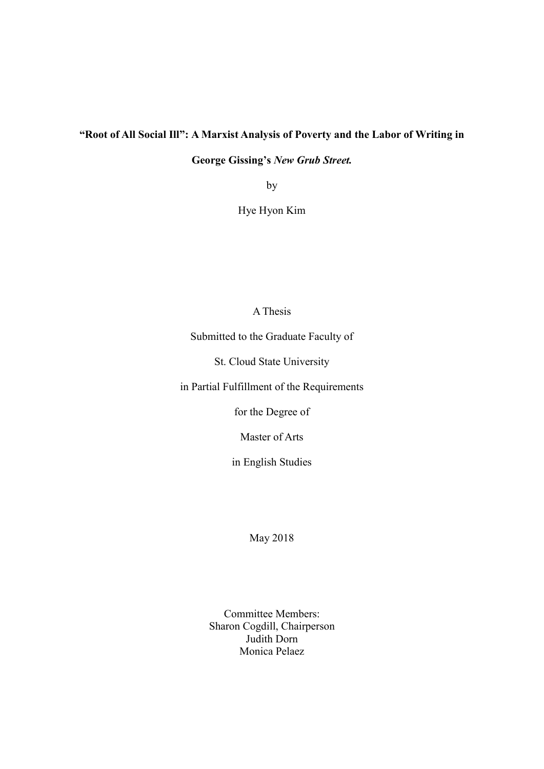**“Root of All Social Ill”: A Marxist Analysis of Poverty and the Labor of Writing in George Gissing’s *New Grub Street.***

by

Hye Hyon Kim

A Thesis

Submitted to the Graduate Faculty of

St. Cloud State University

in Partial Fulfillment of the Requirements

for the Degree of

Master of Arts

in English Studies

May 2018

Committee Members:
Sharon Cogdill, Chairperson
Judith Dorn
Monica Pelaez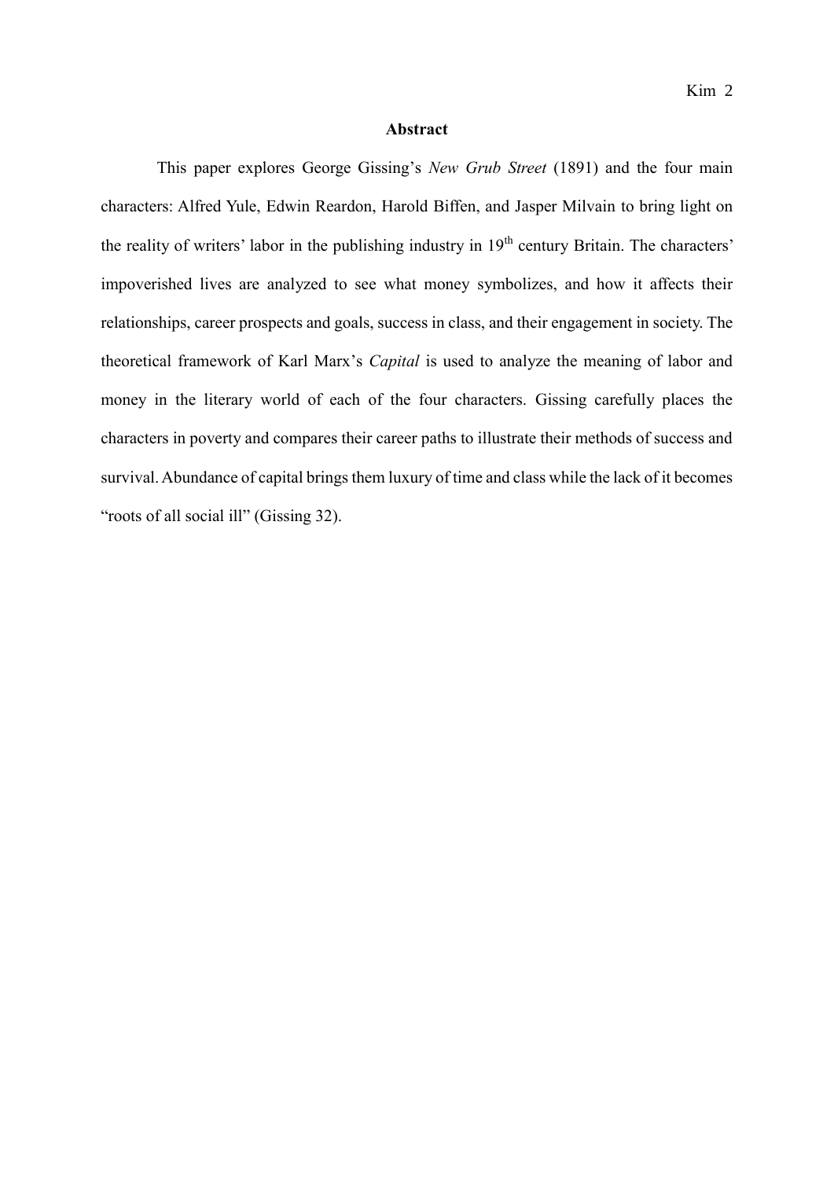**Abstract**

This paper explores George Gissing's *New Grub Street* (1891) and the four main characters: Alfred Yule, Edwin Reardon, Harold Biffen, and Jasper Milvain to bring light on the reality of writers' labor in the publishing industry in $19^{th}$ century Britain. The characters' impoverished lives are analyzed to see what money symbolizes, and how it affects their relationships, career prospects and goals, success in class, and their engagement in society. The theoretical framework of Karl Marx's *Capital* is used to analyze the meaning of labor and money in the literary world of each of the four characters. Gissing carefully places the characters in poverty and compares their career paths to illustrate their methods of success and survival. Abundance of capital brings them luxury of time and class while the lack of it becomes "roots of all social ill" (Gissing 32).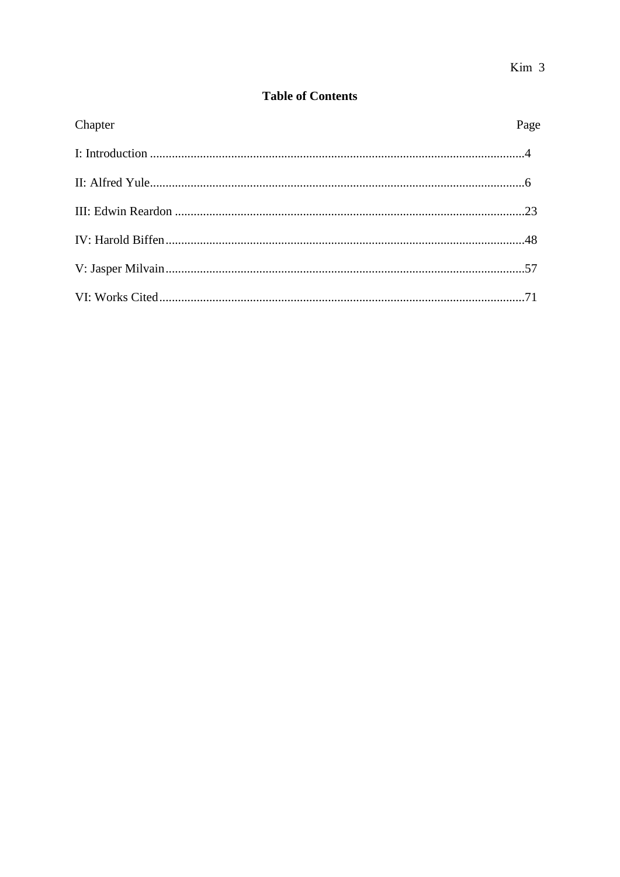## Table of Contents

| Chapter | Page |
| --- | --- |
| I: Introduction | 4 |
| II: Alfred Yule | 6 |
| III: Edwin Reardon | 23 |
| IV: Harold Biffen | 48 |
| V: Jasper Milvain | 57 |
| VI: Works Cited | 71 |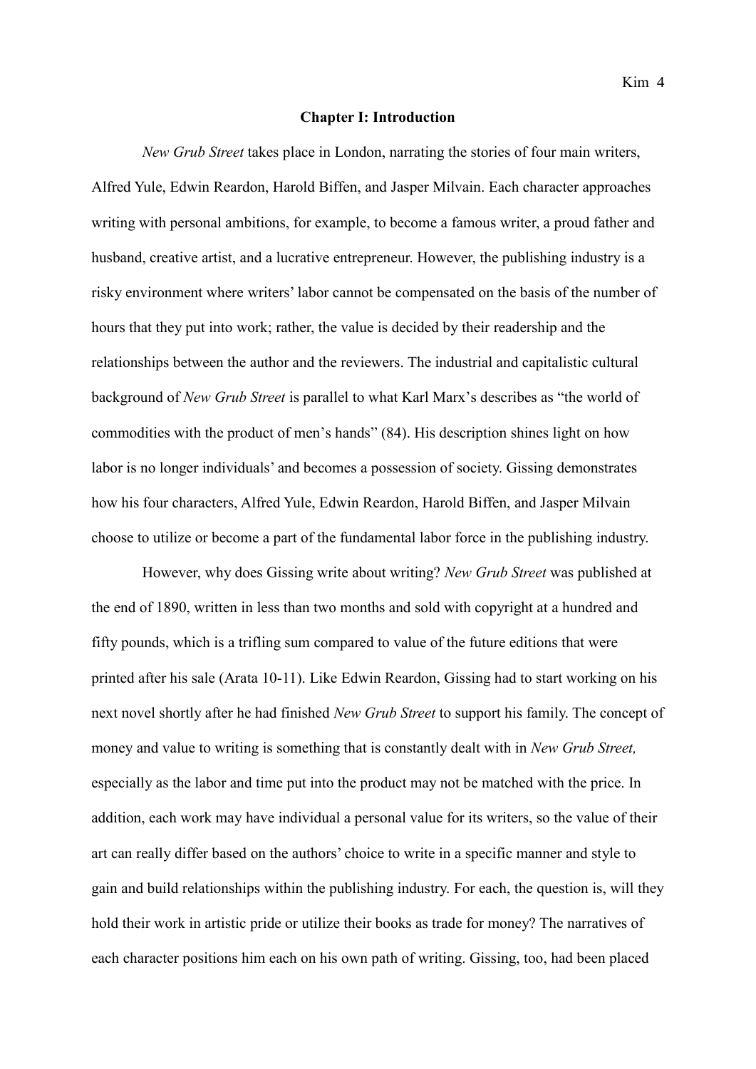## Chapter I: Introduction

*New Grub Street* takes place in London, narrating the stories of four main writers, Alfred Yule, Edwin Reardon, Harold Biffen, and Jasper Milvain. Each character approaches writing with personal ambitions, for example, to become a famous writer, a proud father and husband, creative artist, and a lucrative entrepreneur. However, the publishing industry is a risky environment where writers' labor cannot be compensated on the basis of the number of hours that they put into work; rather, the value is decided by their readership and the relationships between the author and the reviewers. The industrial and capitalistic cultural background of *New Grub Street* is parallel to what Karl Marx's describes as "the world of commodities with the product of men's hands" (84). His description shines light on how labor is no longer individuals' and becomes a possession of society. Gissing demonstrates how his four characters, Alfred Yule, Edwin Reardon, Harold Biffen, and Jasper Milvain choose to utilize or become a part of the fundamental labor force in the publishing industry.

However, why does Gissing write about writing? *New Grub Street* was published at the end of 1890, written in less than two months and sold with copyright at a hundred and fifty pounds, which is a trifling sum compared to value of the future editions that were printed after his sale (Arata 10-11). Like Edwin Reardon, Gissing had to start working on his next novel shortly after he had finished *New Grub Street* to support his family. The concept of money and value to writing is something that is constantly dealt with in *New Grub Street,* especially as the labor and time put into the product may not be matched with the price. In addition, each work may have individual a personal value for its writers, so the value of their art can really differ based on the authors' choice to write in a specific manner and style to gain and build relationships within the publishing industry. For each, the question is, will they hold their work in artistic pride or utilize their books as trade for money? The narratives of each character positions him each on his own path of writing. Gissing, too, had been placed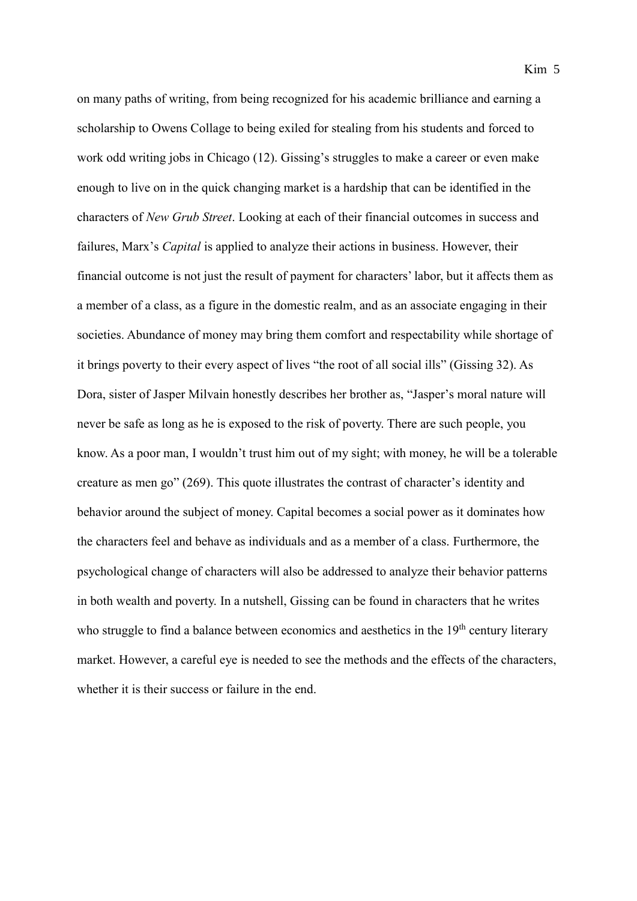on many paths of writing, from being recognized for his academic brilliance and earning a scholarship to Owens Collage to being exiled for stealing from his students and forced to work odd writing jobs in Chicago (12). Gissing's struggles to make a career or even make enough to live on in the quick changing market is a hardship that can be identified in the characters of *New Grub Street*. Looking at each of their financial outcomes in success and failures, Marx's *Capital* is applied to analyze their actions in business. However, their financial outcome is not just the result of payment for characters' labor, but it affects them as a member of a class, as a figure in the domestic realm, and as an associate engaging in their societies. Abundance of money may bring them comfort and respectability while shortage of it brings poverty to their every aspect of lives "the root of all social ills" (Gissing 32). As Dora, sister of Jasper Milvain honestly describes her brother as, "Jasper's moral nature will never be safe as long as he is exposed to the risk of poverty. There are such people, you know. As a poor man, I wouldn't trust him out of my sight; with money, he will be a tolerable creature as men go" (269). This quote illustrates the contrast of character's identity and behavior around the subject of money. Capital becomes a social power as it dominates how the characters feel and behave as individuals and as a member of a class. Furthermore, the psychological change of characters will also be addressed to analyze their behavior patterns in both wealth and poverty. In a nutshell, Gissing can be found in characters that he writes who struggle to find a balance between economics and aesthetics in the 19th century literary market. However, a careful eye is needed to see the methods and the effects of the characters, whether it is their success or failure in the end.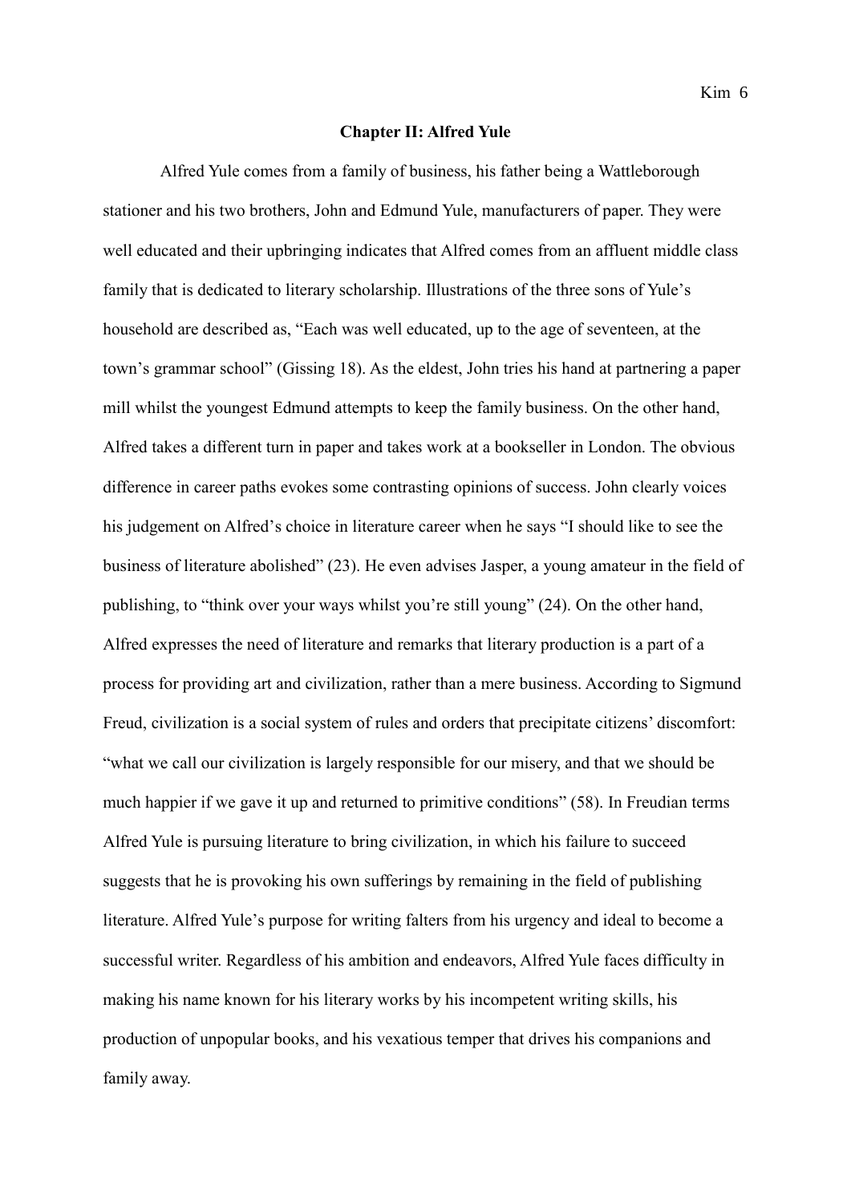## Chapter II: Alfred Yule

Alfred Yule comes from a family of business, his father being a Wattleborough stationer and his two brothers, John and Edmund Yule, manufacturers of paper. They were well educated and their upbringing indicates that Alfred comes from an affluent middle class family that is dedicated to literary scholarship. Illustrations of the three sons of Yule's household are described as, "Each was well educated, up to the age of seventeen, at the town's grammar school" (Gissing 18). As the eldest, John tries his hand at partnering a paper mill whilst the youngest Edmund attempts to keep the family business. On the other hand, Alfred takes a different turn in paper and takes work at a bookseller in London. The obvious difference in career paths evokes some contrasting opinions of success. John clearly voices his judgement on Alfred's choice in literature career when he says "I should like to see the business of literature abolished" (23). He even advises Jasper, a young amateur in the field of publishing, to "think over your ways whilst you're still young" (24). On the other hand, Alfred expresses the need of literature and remarks that literary production is a part of a process for providing art and civilization, rather than a mere business. According to Sigmund Freud, civilization is a social system of rules and orders that precipitate citizens' discomfort: "what we call our civilization is largely responsible for our misery, and that we should be much happier if we gave it up and returned to primitive conditions" (58). In Freudian terms Alfred Yule is pursuing literature to bring civilization, in which his failure to succeed suggests that he is provoking his own sufferings by remaining in the field of publishing literature. Alfred Yule's purpose for writing falters from his urgency and ideal to become a successful writer. Regardless of his ambition and endeavors, Alfred Yule faces difficulty in making his name known for his literary works by his incompetent writing skills, his production of unpopular books, and his vexatious temper that drives his companions and family away.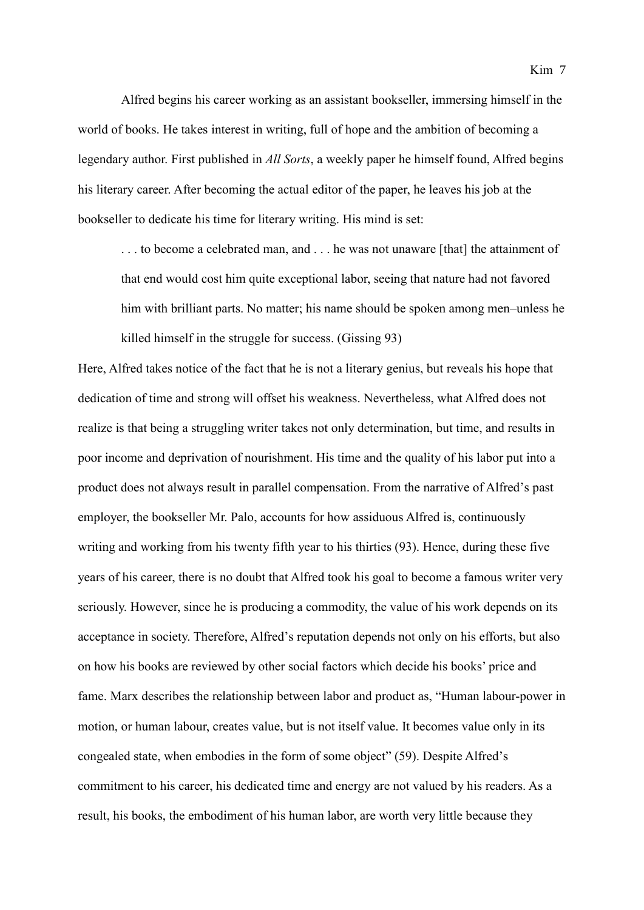Alfred begins his career working as an assistant bookseller, immersing himself in the world of books. He takes interest in writing, full of hope and the ambition of becoming a legendary author. First published in *All Sorts*, a weekly paper he himself found, Alfred begins his literary career. After becoming the actual editor of the paper, he leaves his job at the bookseller to dedicate his time for literary writing. His mind is set:

> . . . to become a celebrated man, and . . . he was not unaware [that] the attainment of that end would cost him quite exceptional labor, seeing that nature had not favored him with brilliant parts. No matter; his name should be spoken among men–unless he killed himself in the struggle for success. (Gissing 93)

Here, Alfred takes notice of the fact that he is not a literary genius, but reveals his hope that dedication of time and strong will offset his weakness. Nevertheless, what Alfred does not realize is that being a struggling writer takes not only determination, but time, and results in poor income and deprivation of nourishment. His time and the quality of his labor put into a product does not always result in parallel compensation. From the narrative of Alfred's past employer, the bookseller Mr. Palo, accounts for how assiduous Alfred is, continuously writing and working from his twenty fifth year to his thirties (93). Hence, during these five years of his career, there is no doubt that Alfred took his goal to become a famous writer very seriously. However, since he is producing a commodity, the value of his work depends on its acceptance in society. Therefore, Alfred's reputation depends not only on his efforts, but also on how his books are reviewed by other social factors which decide his books' price and fame. Marx describes the relationship between labor and product as, "Human labour-power in motion, or human labour, creates value, but is not itself value. It becomes value only in its congealed state, when embodies in the form of some object" (59). Despite Alfred's commitment to his career, his dedicated time and energy are not valued by his readers. As a result, his books, the embodiment of his human labor, are worth very little because they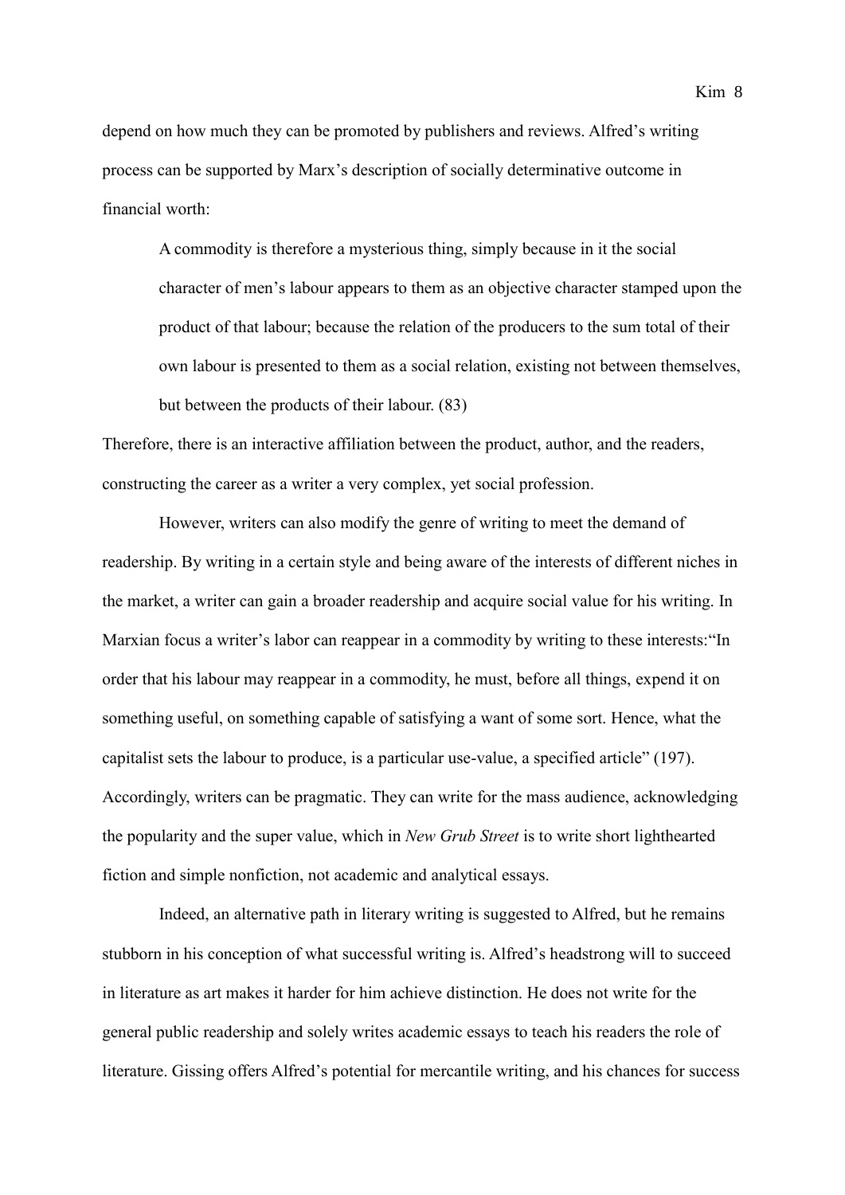depend on how much they can be promoted by publishers and reviews. Alfred's writing process can be supported by Marx's description of socially determinative outcome in financial worth:

> A commodity is therefore a mysterious thing, simply because in it the social character of men's labour appears to them as an objective character stamped upon the product of that labour; because the relation of the producers to the sum total of their own labour is presented to them as a social relation, existing not between themselves, but between the products of their labour. (83)

Therefore, there is an interactive affiliation between the product, author, and the readers, constructing the career as a writer a very complex, yet social profession.

However, writers can also modify the genre of writing to meet the demand of readership. By writing in a certain style and being aware of the interests of different niches in the market, a writer can gain a broader readership and acquire social value for his writing. In Marxian focus a writer's labor can reappear in a commodity by writing to these interests:"In order that his labour may reappear in a commodity, he must, before all things, expend it on something useful, on something capable of satisfying a want of some sort. Hence, what the capitalist sets the labour to produce, is a particular use-value, a specified article" (197). Accordingly, writers can be pragmatic. They can write for the mass audience, acknowledging the popularity and the super value, which in *New Grub Street* is to write short lighthearted fiction and simple nonfiction, not academic and analytical essays.

Indeed, an alternative path in literary writing is suggested to Alfred, but he remains stubborn in his conception of what successful writing is. Alfred's headstrong will to succeed in literature as art makes it harder for him achieve distinction. He does not write for the general public readership and solely writes academic essays to teach his readers the role of literature. Gissing offers Alfred's potential for mercantile writing, and his chances for success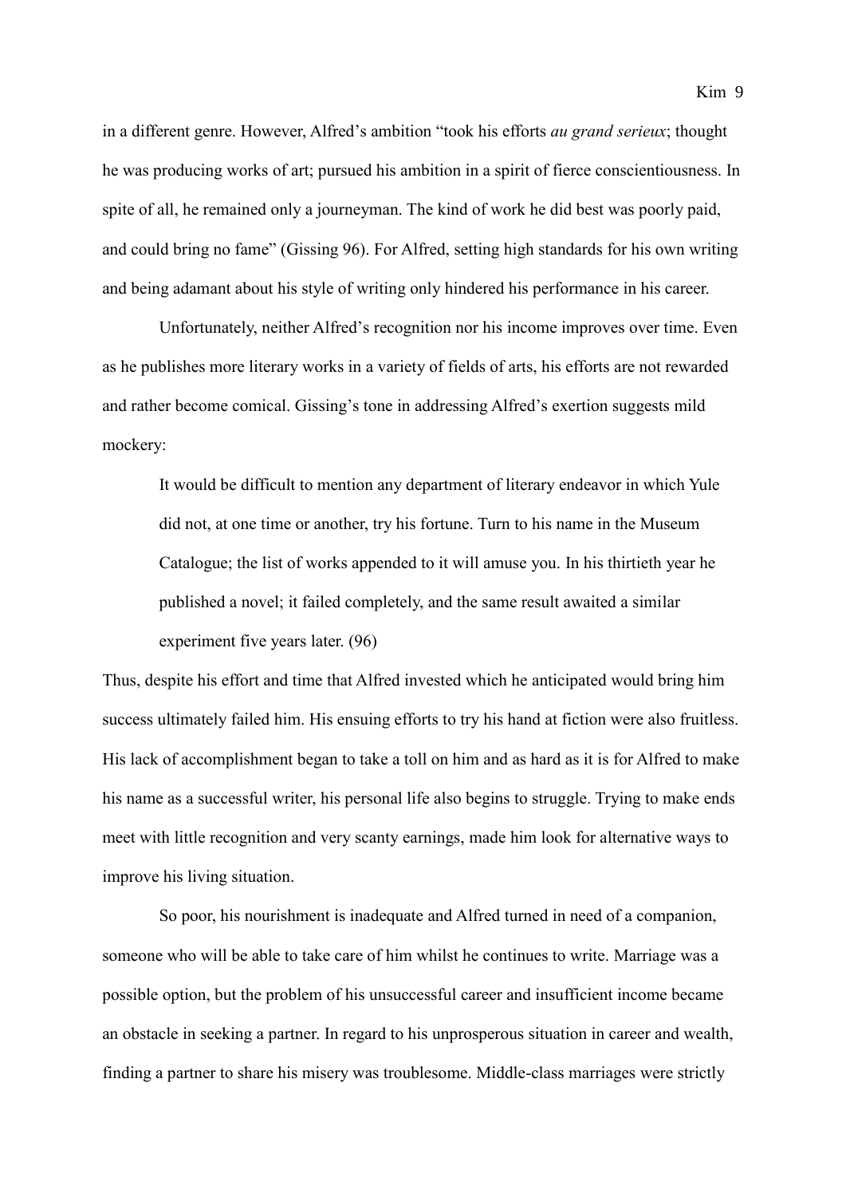in a different genre. However, Alfred's ambition "took his efforts *au grand serieux*; thought he was producing works of art; pursued his ambition in a spirit of fierce conscientiousness. In spite of all, he remained only a journeyman. The kind of work he did best was poorly paid, and could bring no fame" (Gissing 96). For Alfred, setting high standards for his own writing and being adamant about his style of writing only hindered his performance in his career.

Unfortunately, neither Alfred's recognition nor his income improves over time. Even as he publishes more literary works in a variety of fields of arts, his efforts are not rewarded and rather become comical. Gissing's tone in addressing Alfred's exertion suggests mild mockery:

> It would be difficult to mention any department of literary endeavor in which Yule did not, at one time or another, try his fortune. Turn to his name in the Museum Catalogue; the list of works appended to it will amuse you. In his thirtieth year he published a novel; it failed completely, and the same result awaited a similar experiment five years later. (96)

Thus, despite his effort and time that Alfred invested which he anticipated would bring him success ultimately failed him. His ensuing efforts to try his hand at fiction were also fruitless. His lack of accomplishment began to take a toll on him and as hard as it is for Alfred to make his name as a successful writer, his personal life also begins to struggle. Trying to make ends meet with little recognition and very scanty earnings, made him look for alternative ways to improve his living situation.

So poor, his nourishment is inadequate and Alfred turned in need of a companion, someone who will be able to take care of him whilst he continues to write. Marriage was a possible option, but the problem of his unsuccessful career and insufficient income became an obstacle in seeking a partner. In regard to his unprosperous situation in career and wealth, finding a partner to share his misery was troublesome. Middle-class marriages were strictly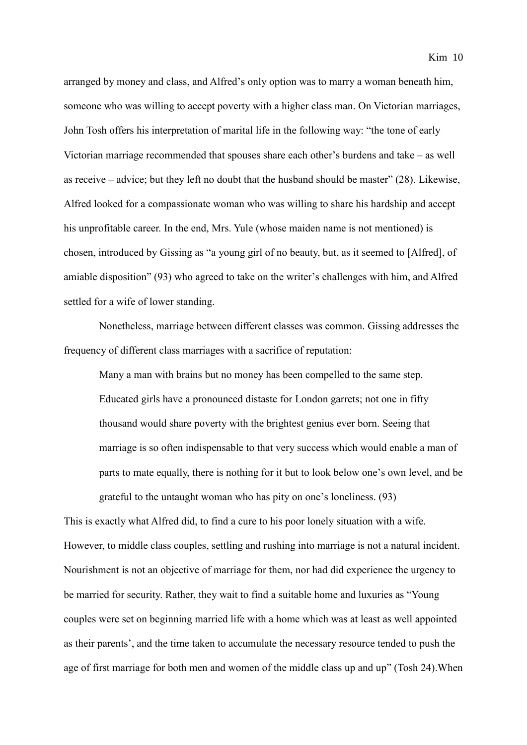arranged by money and class, and Alfred's only option was to marry a woman beneath him, someone who was willing to accept poverty with a higher class man. On Victorian marriages, John Tosh offers his interpretation of marital life in the following way: "the tone of early Victorian marriage recommended that spouses share each other's burdens and take – as well as receive – advice; but they left no doubt that the husband should be master" (28). Likewise, Alfred looked for a compassionate woman who was willing to share his hardship and accept his unprofitable career. In the end, Mrs. Yule (whose maiden name is not mentioned) is chosen, introduced by Gissing as "a young girl of no beauty, but, as it seemed to [Alfred], of amiable disposition" (93) who agreed to take on the writer's challenges with him, and Alfred settled for a wife of lower standing.

Nonetheless, marriage between different classes was common. Gissing addresses the frequency of different class marriages with a sacrifice of reputation:

> Many a man with brains but no money has been compelled to the same step. Educated girls have a pronounced distaste for London garrets; not one in fifty thousand would share poverty with the brightest genius ever born. Seeing that marriage is so often indispensable to that very success which would enable a man of parts to mate equally, there is nothing for it but to look below one's own level, and be grateful to the untaught woman who has pity on one's loneliness. (93)

This is exactly what Alfred did, to find a cure to his poor lonely situation with a wife. However, to middle class couples, settling and rushing into marriage is not a natural incident. Nourishment is not an objective of marriage for them, nor had did experience the urgency to be married for security. Rather, they wait to find a suitable home and luxuries as "Young couples were set on beginning married life with a home which was at least as well appointed as their parents', and the time taken to accumulate the necessary resource tended to push the age of first marriage for both men and women of the middle class up and up" (Tosh 24).When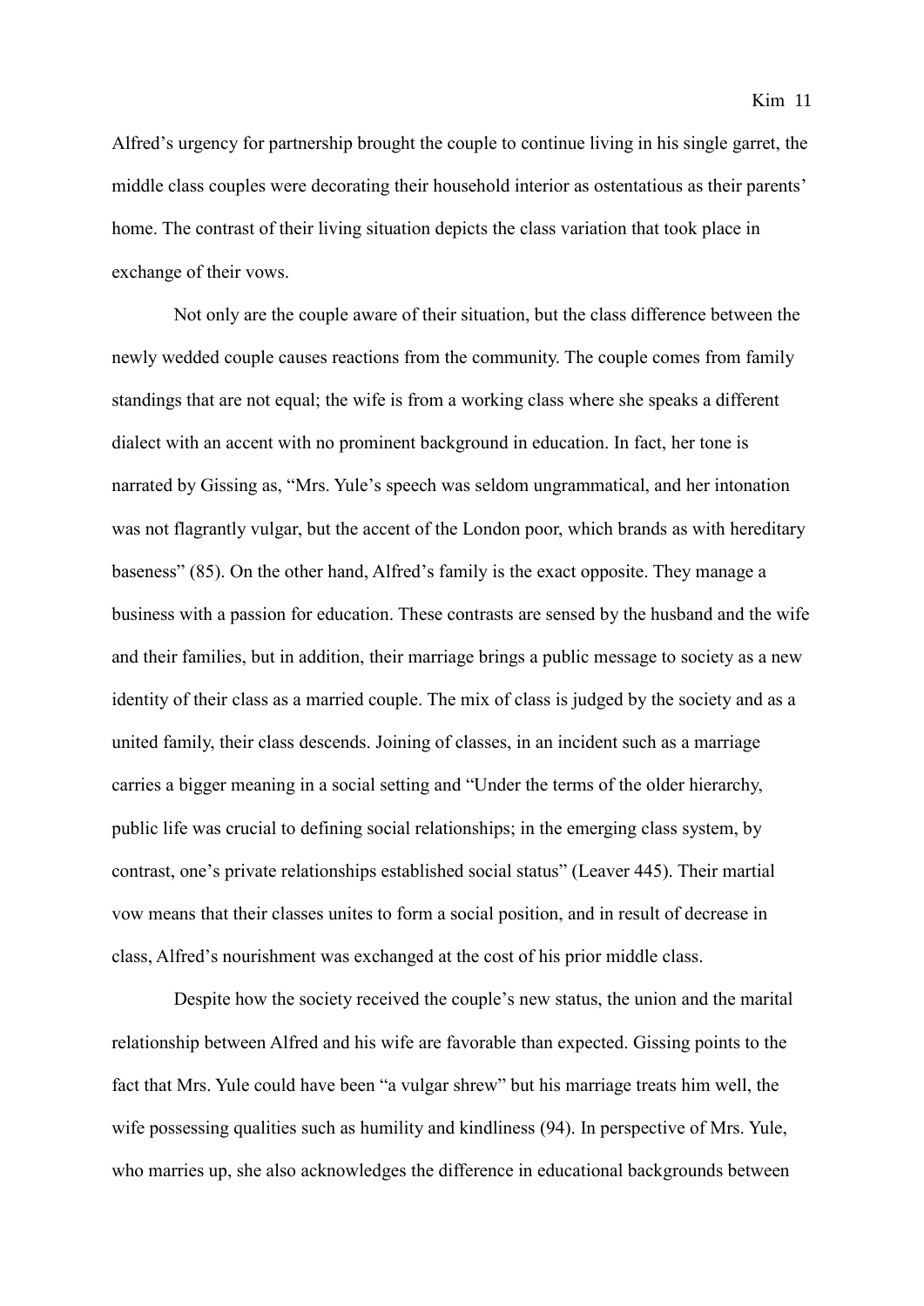Alfred's urgency for partnership brought the couple to continue living in his single garret, the middle class couples were decorating their household interior as ostentatious as their parents' home. The contrast of their living situation depicts the class variation that took place in exchange of their vows.

Not only are the couple aware of their situation, but the class difference between the newly wedded couple causes reactions from the community. The couple comes from family standings that are not equal; the wife is from a working class where she speaks a different dialect with an accent with no prominent background in education. In fact, her tone is narrated by Gissing as, "Mrs. Yule's speech was seldom ungrammatical, and her intonation was not flagrantly vulgar, but the accent of the London poor, which brands as with hereditary baseness" (85). On the other hand, Alfred's family is the exact opposite. They manage a business with a passion for education. These contrasts are sensed by the husband and the wife and their families, but in addition, their marriage brings a public message to society as a new identity of their class as a married couple. The mix of class is judged by the society and as a united family, their class descends. Joining of classes, in an incident such as a marriage carries a bigger meaning in a social setting and "Under the terms of the older hierarchy, public life was crucial to defining social relationships; in the emerging class system, by contrast, one's private relationships established social status" (Leaver 445). Their martial vow means that their classes unites to form a social position, and in result of decrease in class, Alfred's nourishment was exchanged at the cost of his prior middle class.

Despite how the society received the couple's new status, the union and the marital relationship between Alfred and his wife are favorable than expected. Gissing points to the fact that Mrs. Yule could have been "a vulgar shrew" but his marriage treats him well, the wife possessing qualities such as humility and kindliness (94). In perspective of Mrs. Yule, who marries up, she also acknowledges the difference in educational backgrounds between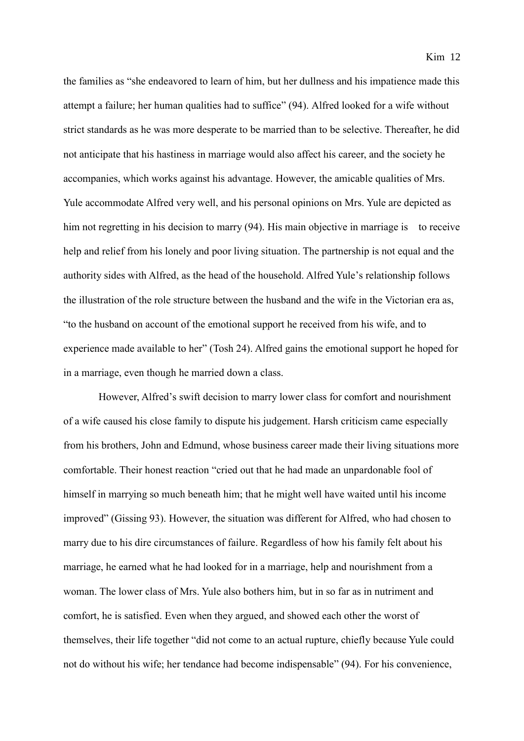the families as "she endeavored to learn of him, but her dullness and his impatience made this attempt a failure; her human qualities had to suffice" (94). Alfred looked for a wife without strict standards as he was more desperate to be married than to be selective. Thereafter, he did not anticipate that his hastiness in marriage would also affect his career, and the society he accompanies, which works against his advantage. However, the amicable qualities of Mrs. Yule accommodate Alfred very well, and his personal opinions on Mrs. Yule are depicted as him not regretting in his decision to marry (94). His main objective in marriage is to receive help and relief from his lonely and poor living situation. The partnership is not equal and the authority sides with Alfred, as the head of the household. Alfred Yule's relationship follows the illustration of the role structure between the husband and the wife in the Victorian era as, "to the husband on account of the emotional support he received from his wife, and to experience made available to her" (Tosh 24). Alfred gains the emotional support he hoped for in a marriage, even though he married down a class.

However, Alfred's swift decision to marry lower class for comfort and nourishment of a wife caused his close family to dispute his judgement. Harsh criticism came especially from his brothers, John and Edmund, whose business career made their living situations more comfortable. Their honest reaction "cried out that he had made an unpardonable fool of himself in marrying so much beneath him; that he might well have waited until his income improved" (Gissing 93). However, the situation was different for Alfred, who had chosen to marry due to his dire circumstances of failure. Regardless of how his family felt about his marriage, he earned what he had looked for in a marriage, help and nourishment from a woman. The lower class of Mrs. Yule also bothers him, but in so far as in nutriment and comfort, he is satisfied. Even when they argued, and showed each other the worst of themselves, their life together "did not come to an actual rupture, chiefly because Yule could not do without his wife; her tendance had become indispensable" (94). For his convenience,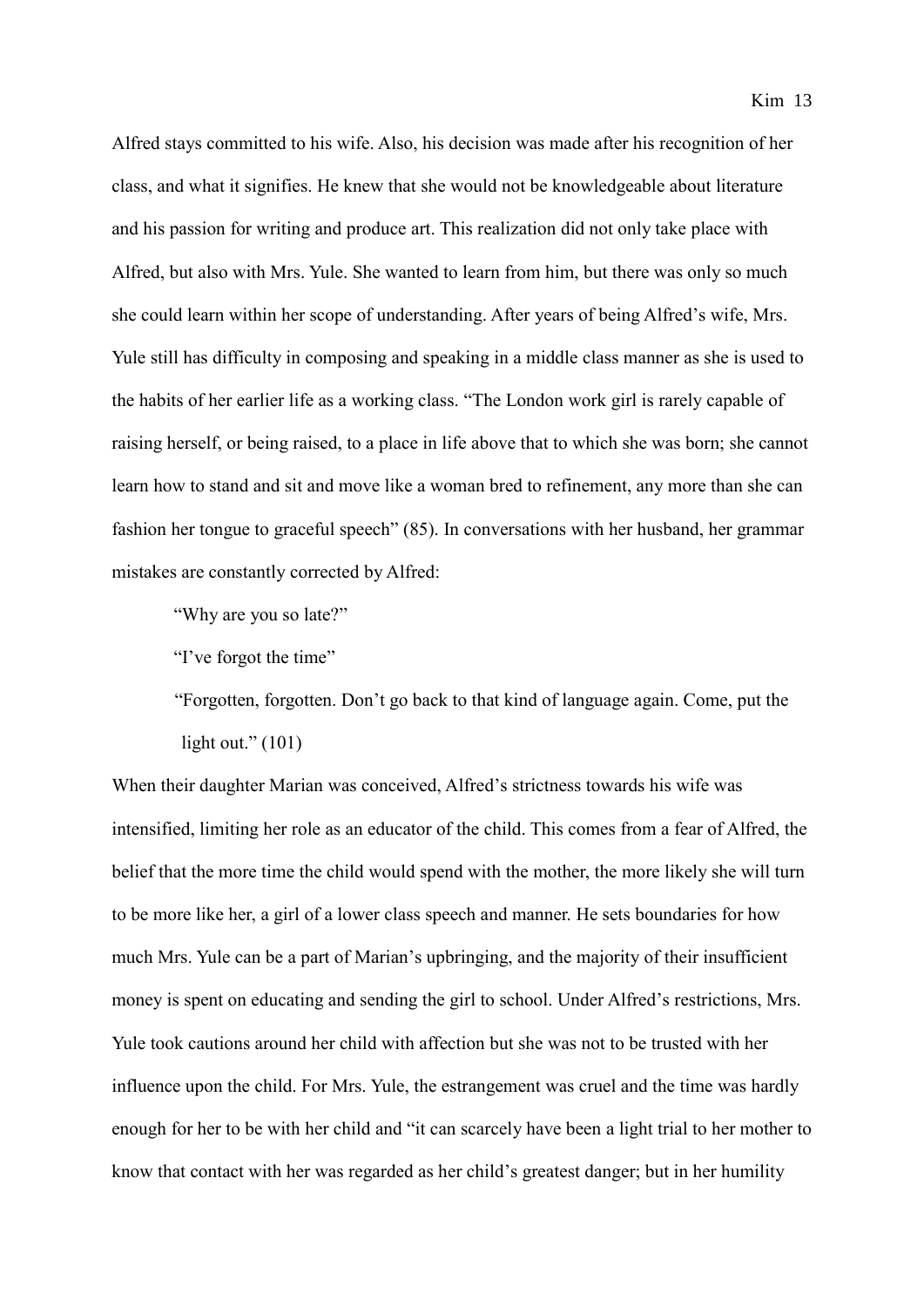Alfred stays committed to his wife. Also, his decision was made after his recognition of her class, and what it signifies. He knew that she would not be knowledgeable about literature and his passion for writing and produce art. This realization did not only take place with Alfred, but also with Mrs. Yule. She wanted to learn from him, but there was only so much she could learn within her scope of understanding. After years of being Alfred's wife, Mrs. Yule still has difficulty in composing and speaking in a middle class manner as she is used to the habits of her earlier life as a working class. "The London work girl is rarely capable of raising herself, or being raised, to a place in life above that to which she was born; she cannot learn how to stand and sit and move like a woman bred to refinement, any more than she can fashion her tongue to graceful speech" (85). In conversations with her husband, her grammar mistakes are constantly corrected by Alfred:

> "Why are you so late?"
>
> "I've forgot the time"
>
> "Forgotten, forgotten. Don't go back to that kind of language again. Come, put the light out." (101)

When their daughter Marian was conceived, Alfred's strictness towards his wife was intensified, limiting her role as an educator of the child. This comes from a fear of Alfred, the belief that the more time the child would spend with the mother, the more likely she will turn to be more like her, a girl of a lower class speech and manner. He sets boundaries for how much Mrs. Yule can be a part of Marian's upbringing, and the majority of their insufficient money is spent on educating and sending the girl to school. Under Alfred's restrictions, Mrs. Yule took cautions around her child with affection but she was not to be trusted with her influence upon the child. For Mrs. Yule, the estrangement was cruel and the time was hardly enough for her to be with her child and "it can scarcely have been a light trial to her mother to know that contact with her was regarded as her child's greatest danger; but in her humility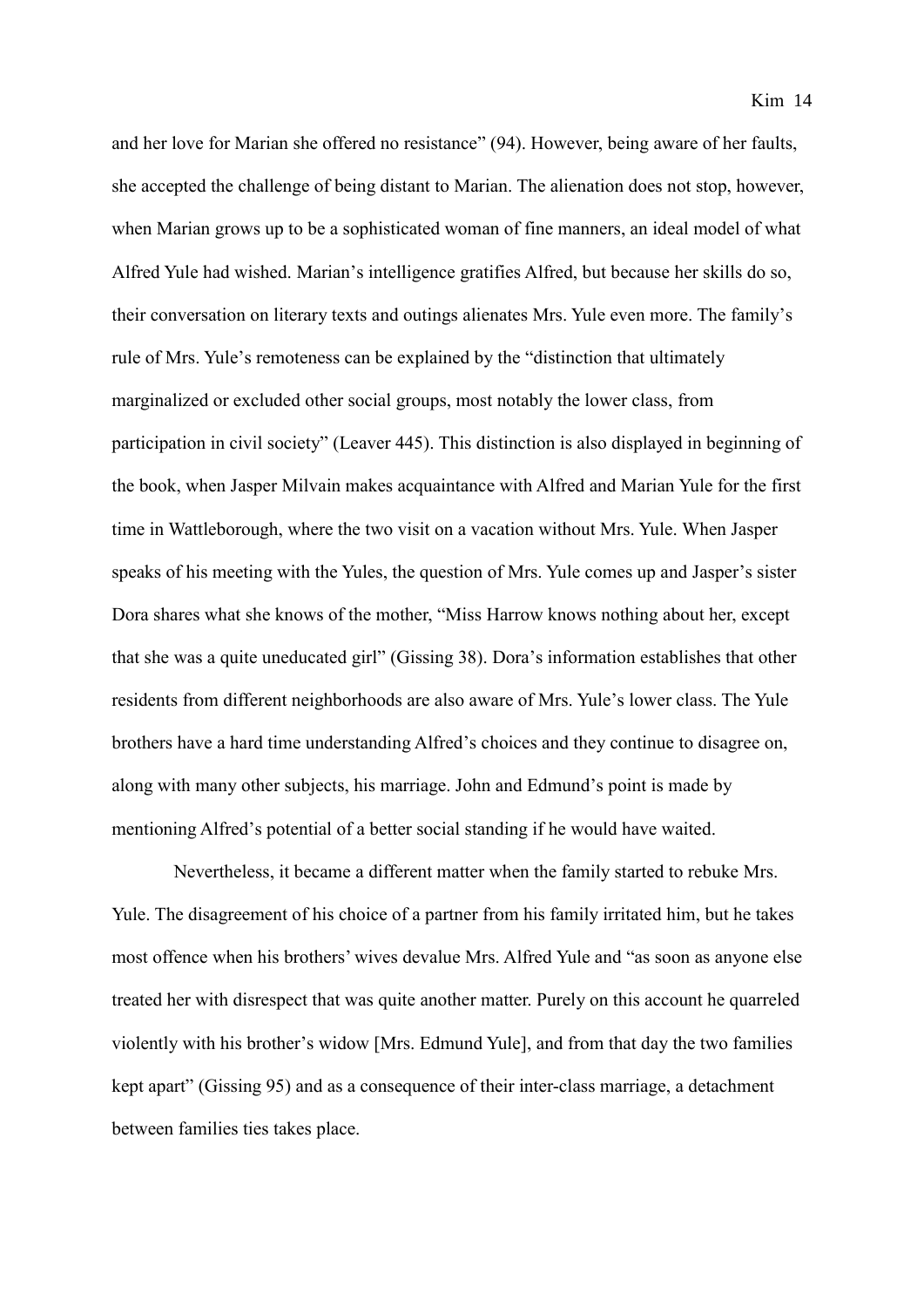and her love for Marian she offered no resistance" (94). However, being aware of her faults, she accepted the challenge of being distant to Marian. The alienation does not stop, however, when Marian grows up to be a sophisticated woman of fine manners, an ideal model of what Alfred Yule had wished. Marian's intelligence gratifies Alfred, but because her skills do so, their conversation on literary texts and outings alienates Mrs. Yule even more. The family's rule of Mrs. Yule's remoteness can be explained by the "distinction that ultimately marginalized or excluded other social groups, most notably the lower class, from participation in civil society" (Leaver 445). This distinction is also displayed in beginning of the book, when Jasper Milvain makes acquaintance with Alfred and Marian Yule for the first time in Wattleborough, where the two visit on a vacation without Mrs. Yule. When Jasper speaks of his meeting with the Yules, the question of Mrs. Yule comes up and Jasper's sister Dora shares what she knows of the mother, "Miss Harrow knows nothing about her, except that she was a quite uneducated girl" (Gissing 38). Dora's information establishes that other residents from different neighborhoods are also aware of Mrs. Yule's lower class. The Yule brothers have a hard time understanding Alfred's choices and they continue to disagree on, along with many other subjects, his marriage. John and Edmund's point is made by mentioning Alfred's potential of a better social standing if he would have waited.

Nevertheless, it became a different matter when the family started to rebuke Mrs. Yule. The disagreement of his choice of a partner from his family irritated him, but he takes most offence when his brothers' wives devalue Mrs. Alfred Yule and "as soon as anyone else treated her with disrespect that was quite another matter. Purely on this account he quarreled violently with his brother's widow [Mrs. Edmund Yule], and from that day the two families kept apart" (Gissing 95) and as a consequence of their inter-class marriage, a detachment between families ties takes place.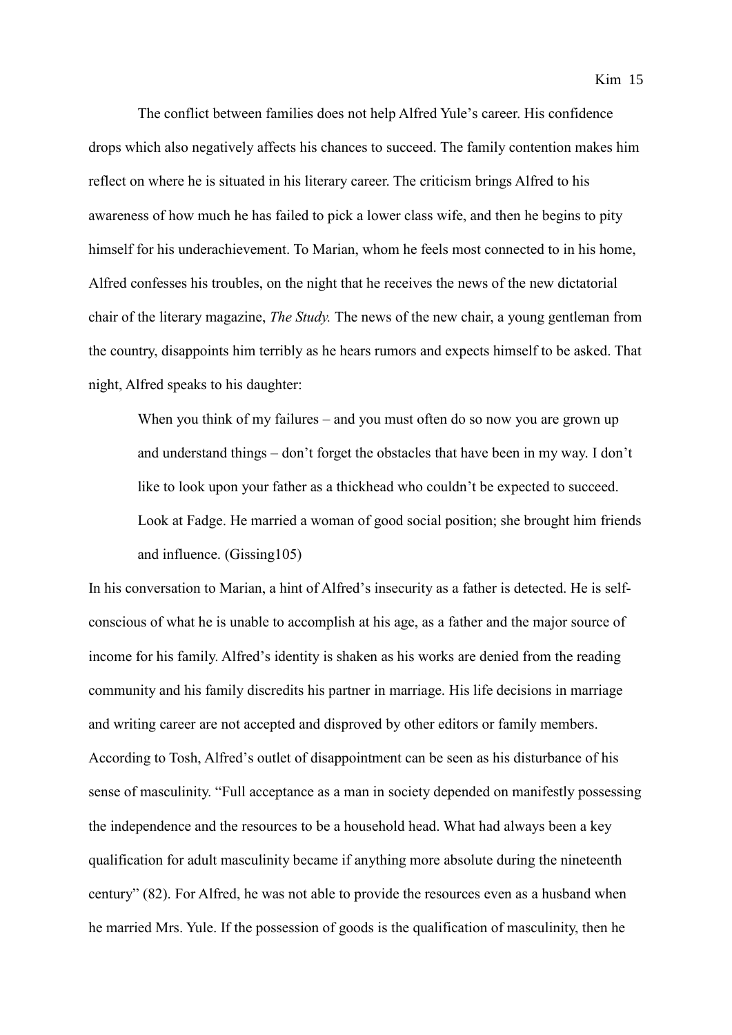The conflict between families does not help Alfred Yule's career. His confidence drops which also negatively affects his chances to succeed. The family contention makes him reflect on where he is situated in his literary career. The criticism brings Alfred to his awareness of how much he has failed to pick a lower class wife, and then he begins to pity himself for his underachievement. To Marian, whom he feels most connected to in his home, Alfred confesses his troubles, on the night that he receives the news of the new dictatorial chair of the literary magazine, *The Study.* The news of the new chair, a young gentleman from the country, disappoints him terribly as he hears rumors and expects himself to be asked. That night, Alfred speaks to his daughter:

> When you think of my failures – and you must often do so now you are grown up and understand things – don't forget the obstacles that have been in my way. I don't like to look upon your father as a thickhead who couldn't be expected to succeed. Look at Fadge. He married a woman of good social position; she brought him friends and influence. (Gissing105)

In his conversation to Marian, a hint of Alfred's insecurity as a father is detected. He is self-conscious of what he is unable to accomplish at his age, as a father and the major source of income for his family. Alfred's identity is shaken as his works are denied from the reading community and his family discredits his partner in marriage. His life decisions in marriage and writing career are not accepted and disproved by other editors or family members. According to Tosh, Alfred's outlet of disappointment can be seen as his disturbance of his sense of masculinity. "Full acceptance as a man in society depended on manifestly possessing the independence and the resources to be a household head. What had always been a key qualification for adult masculinity became if anything more absolute during the nineteenth century" (82). For Alfred, he was not able to provide the resources even as a husband when he married Mrs. Yule. If the possession of goods is the qualification of masculinity, then he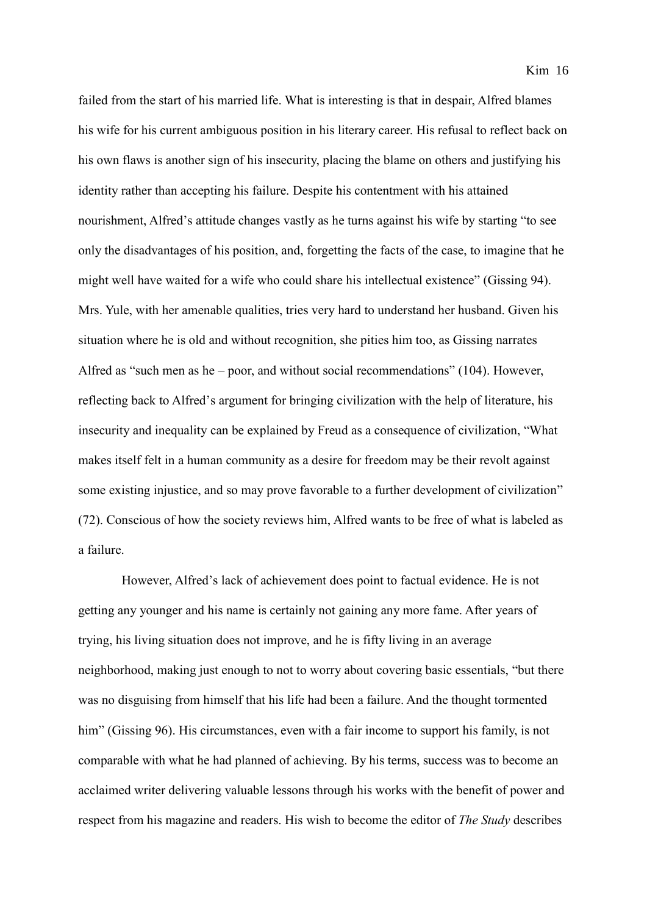failed from the start of his married life. What is interesting is that in despair, Alfred blames his wife for his current ambiguous position in his literary career. His refusal to reflect back on his own flaws is another sign of his insecurity, placing the blame on others and justifying his identity rather than accepting his failure. Despite his contentment with his attained nourishment, Alfred's attitude changes vastly as he turns against his wife by starting "to see only the disadvantages of his position, and, forgetting the facts of the case, to imagine that he might well have waited for a wife who could share his intellectual existence" (Gissing 94). Mrs. Yule, with her amenable qualities, tries very hard to understand her husband. Given his situation where he is old and without recognition, she pities him too, as Gissing narrates Alfred as "such men as he – poor, and without social recommendations" (104). However, reflecting back to Alfred's argument for bringing civilization with the help of literature, his insecurity and inequality can be explained by Freud as a consequence of civilization, "What makes itself felt in a human community as a desire for freedom may be their revolt against some existing injustice, and so may prove favorable to a further development of civilization" (72). Conscious of how the society reviews him, Alfred wants to be free of what is labeled as a failure.

However, Alfred's lack of achievement does point to factual evidence. He is not getting any younger and his name is certainly not gaining any more fame. After years of trying, his living situation does not improve, and he is fifty living in an average neighborhood, making just enough to not to worry about covering basic essentials, "but there was no disguising from himself that his life had been a failure. And the thought tormented him" (Gissing 96). His circumstances, even with a fair income to support his family, is not comparable with what he had planned of achieving. By his terms, success was to become an acclaimed writer delivering valuable lessons through his works with the benefit of power and respect from his magazine and readers. His wish to become the editor of *The Study* describes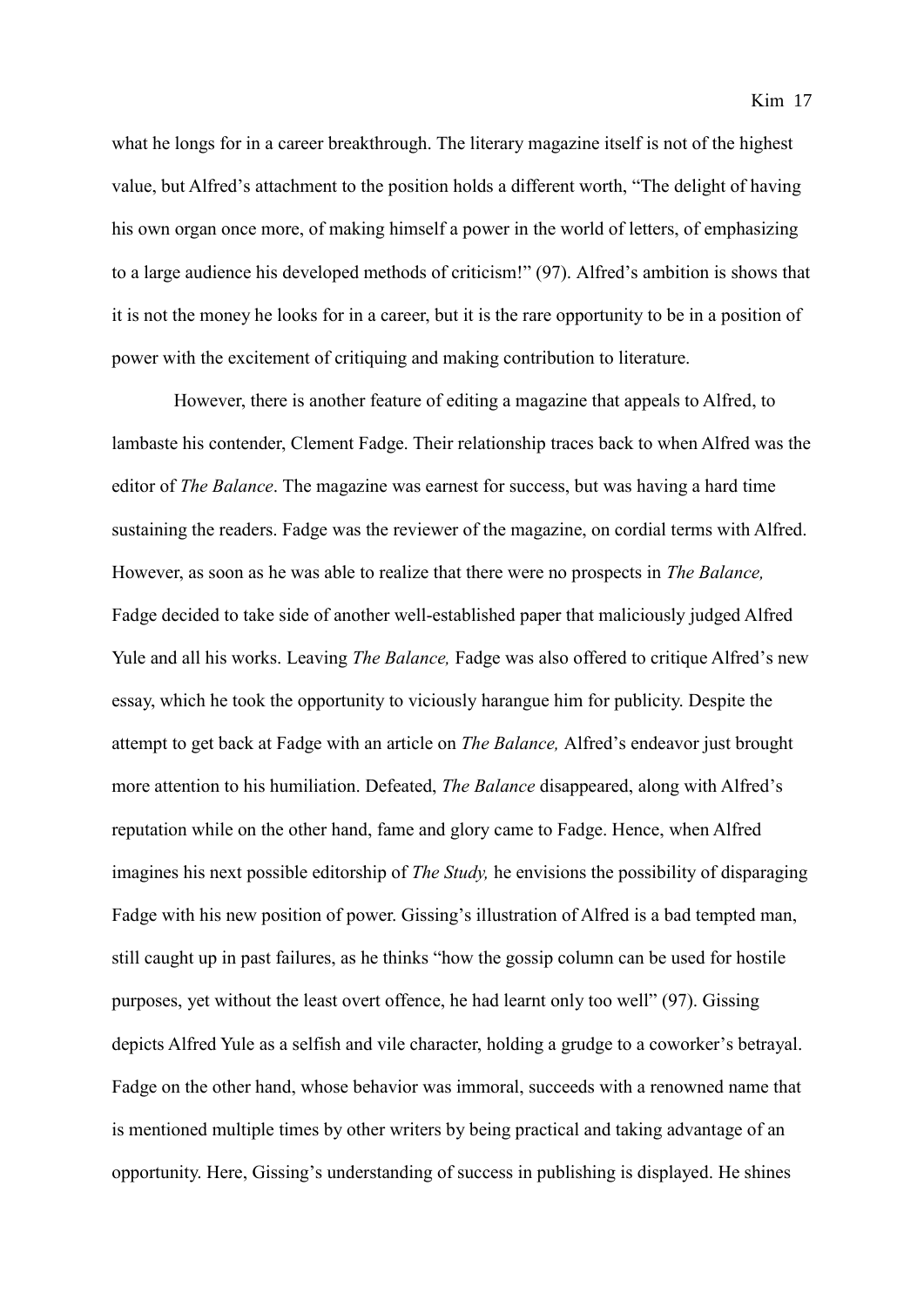what he longs for in a career breakthrough. The literary magazine itself is not of the highest value, but Alfred's attachment to the position holds a different worth, "The delight of having his own organ once more, of making himself a power in the world of letters, of emphasizing to a large audience his developed methods of criticism!" (97). Alfred's ambition is shows that it is not the money he looks for in a career, but it is the rare opportunity to be in a position of power with the excitement of critiquing and making contribution to literature.

However, there is another feature of editing a magazine that appeals to Alfred, to lambaste his contender, Clement Fadge. Their relationship traces back to when Alfred was the editor of *The Balance*. The magazine was earnest for success, but was having a hard time sustaining the readers. Fadge was the reviewer of the magazine, on cordial terms with Alfred. However, as soon as he was able to realize that there were no prospects in *The Balance,* Fadge decided to take side of another well-established paper that maliciously judged Alfred Yule and all his works. Leaving *The Balance,* Fadge was also offered to critique Alfred's new essay, which he took the opportunity to viciously harangue him for publicity. Despite the attempt to get back at Fadge with an article on *The Balance,* Alfred's endeavor just brought more attention to his humiliation. Defeated, *The Balance* disappeared, along with Alfred's reputation while on the other hand, fame and glory came to Fadge. Hence, when Alfred imagines his next possible editorship of *The Study,* he envisions the possibility of disparaging Fadge with his new position of power. Gissing's illustration of Alfred is a bad tempted man, still caught up in past failures, as he thinks "how the gossip column can be used for hostile purposes, yet without the least overt offence, he had learnt only too well" (97). Gissing depicts Alfred Yule as a selfish and vile character, holding a grudge to a coworker's betrayal. Fadge on the other hand, whose behavior was immoral, succeeds with a renowned name that is mentioned multiple times by other writers by being practical and taking advantage of an opportunity. Here, Gissing's understanding of success in publishing is displayed. He shines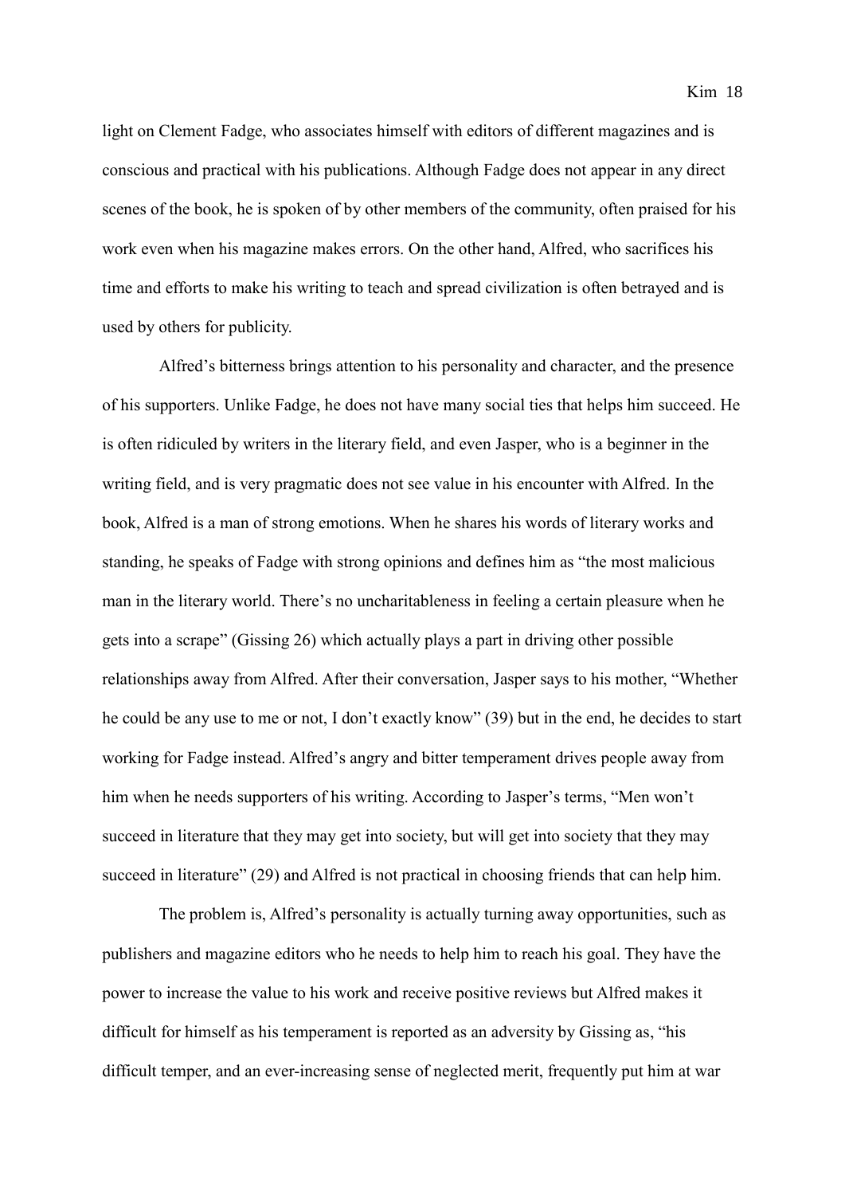light on Clement Fadge, who associates himself with editors of different magazines and is conscious and practical with his publications. Although Fadge does not appear in any direct scenes of the book, he is spoken of by other members of the community, often praised for his work even when his magazine makes errors. On the other hand, Alfred, who sacrifices his time and efforts to make his writing to teach and spread civilization is often betrayed and is used by others for publicity.

Alfred's bitterness brings attention to his personality and character, and the presence of his supporters. Unlike Fadge, he does not have many social ties that helps him succeed. He is often ridiculed by writers in the literary field, and even Jasper, who is a beginner in the writing field, and is very pragmatic does not see value in his encounter with Alfred. In the book, Alfred is a man of strong emotions. When he shares his words of literary works and standing, he speaks of Fadge with strong opinions and defines him as "the most malicious man in the literary world. There's no uncharitableness in feeling a certain pleasure when he gets into a scrape" (Gissing 26) which actually plays a part in driving other possible relationships away from Alfred. After their conversation, Jasper says to his mother, "Whether he could be any use to me or not, I don't exactly know" (39) but in the end, he decides to start working for Fadge instead. Alfred's angry and bitter temperament drives people away from him when he needs supporters of his writing. According to Jasper's terms, "Men won't succeed in literature that they may get into society, but will get into society that they may succeed in literature" (29) and Alfred is not practical in choosing friends that can help him.

The problem is, Alfred's personality is actually turning away opportunities, such as publishers and magazine editors who he needs to help him to reach his goal. They have the power to increase the value to his work and receive positive reviews but Alfred makes it difficult for himself as his temperament is reported as an adversity by Gissing as, "his difficult temper, and an ever-increasing sense of neglected merit, frequently put him at war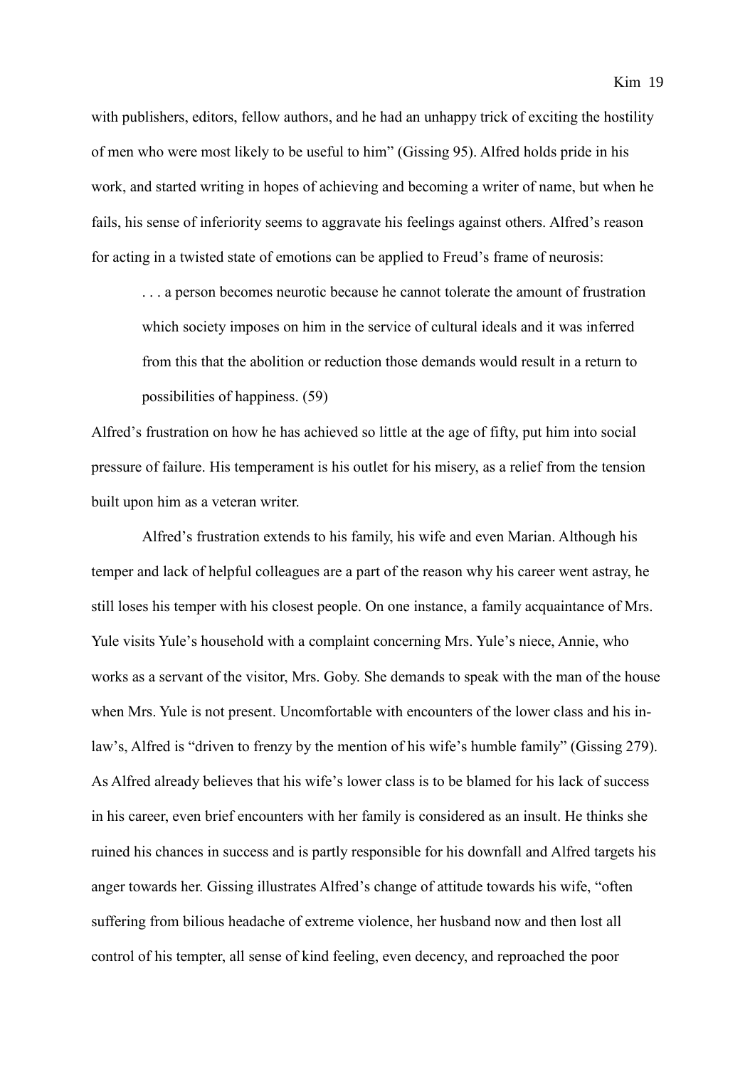with publishers, editors, fellow authors, and he had an unhappy trick of exciting the hostility of men who were most likely to be useful to him" (Gissing 95). Alfred holds pride in his work, and started writing in hopes of achieving and becoming a writer of name, but when he fails, his sense of inferiority seems to aggravate his feelings against others. Alfred's reason for acting in a twisted state of emotions can be applied to Freud's frame of neurosis:

> . . . a person becomes neurotic because he cannot tolerate the amount of frustration which society imposes on him in the service of cultural ideals and it was inferred from this that the abolition or reduction those demands would result in a return to possibilities of happiness. (59)

Alfred's frustration on how he has achieved so little at the age of fifty, put him into social pressure of failure. His temperament is his outlet for his misery, as a relief from the tension built upon him as a veteran writer.

Alfred's frustration extends to his family, his wife and even Marian. Although his temper and lack of helpful colleagues are a part of the reason why his career went astray, he still loses his temper with his closest people. On one instance, a family acquaintance of Mrs. Yule visits Yule's household with a complaint concerning Mrs. Yule's niece, Annie, who works as a servant of the visitor, Mrs. Goby. She demands to speak with the man of the house when Mrs. Yule is not present. Uncomfortable with encounters of the lower class and his in-law's, Alfred is "driven to frenzy by the mention of his wife's humble family" (Gissing 279). As Alfred already believes that his wife's lower class is to be blamed for his lack of success in his career, even brief encounters with her family is considered as an insult. He thinks she ruined his chances in success and is partly responsible for his downfall and Alfred targets his anger towards her. Gissing illustrates Alfred's change of attitude towards his wife, "often suffering from bilious headache of extreme violence, her husband now and then lost all control of his tempter, all sense of kind feeling, even decency, and reproached the poor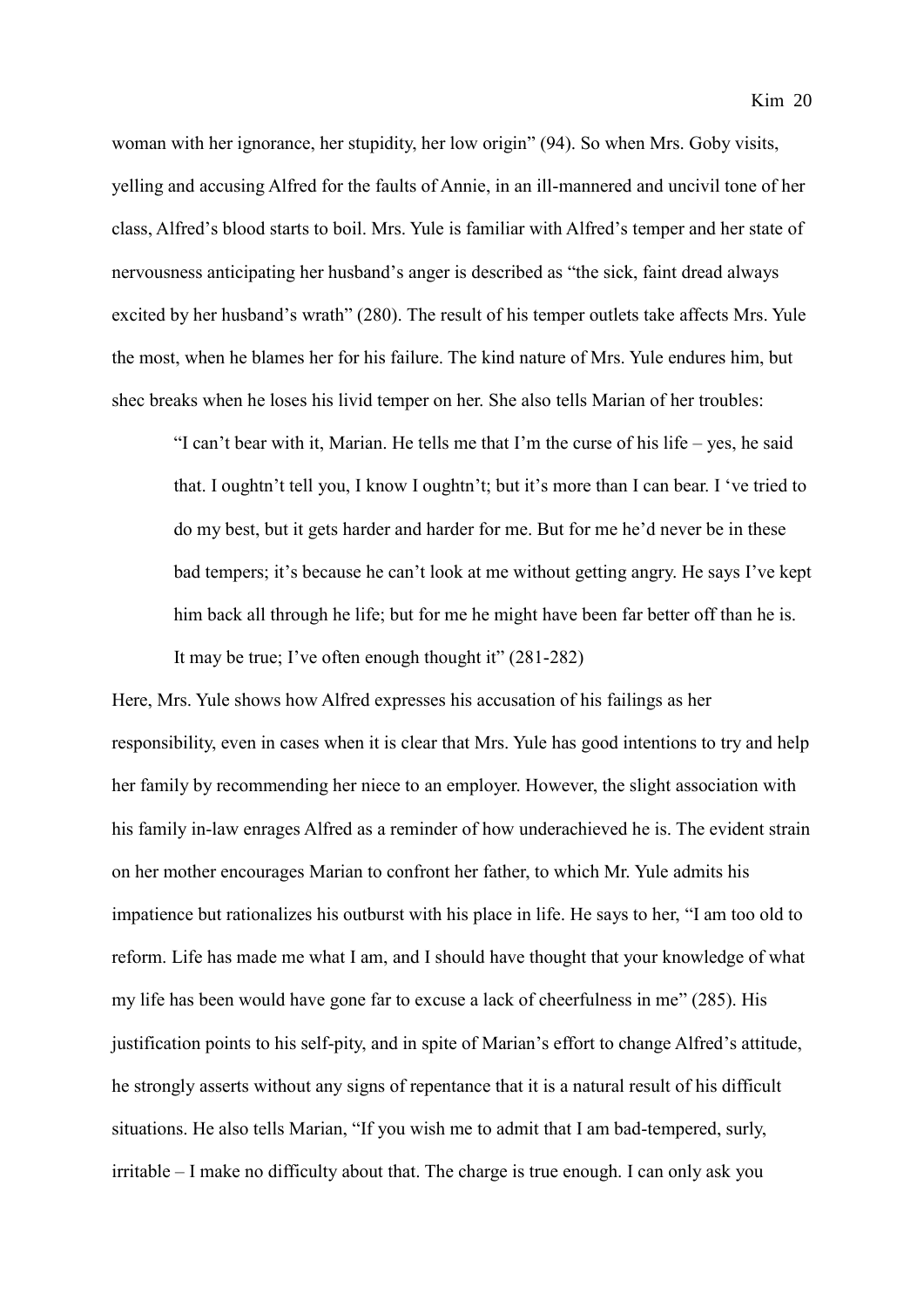woman with her ignorance, her stupidity, her low origin" (94). So when Mrs. Goby visits, yelling and accusing Alfred for the faults of Annie, in an ill-mannered and uncivil tone of her class, Alfred's blood starts to boil. Mrs. Yule is familiar with Alfred's temper and her state of nervousness anticipating her husband's anger is described as "the sick, faint dread always excited by her husband's wrath" (280). The result of his temper outlets take affects Mrs. Yule the most, when he blames her for his failure. The kind nature of Mrs. Yule endures him, but shec breaks when he loses his livid temper on her. She also tells Marian of her troubles:

> "I can't bear with it, Marian. He tells me that I'm the curse of his life – yes, he said that. I oughtn't tell you, I know I oughtn't; but it's more than I can bear. I 've tried to do my best, but it gets harder and harder for me. But for me he'd never be in these bad tempers; it's because he can't look at me without getting angry. He says I've kept him back all through he life; but for me he might have been far better off than he is. It may be true; I've often enough thought it" (281-282)

Here, Mrs. Yule shows how Alfred expresses his accusation of his failings as her responsibility, even in cases when it is clear that Mrs. Yule has good intentions to try and help her family by recommending her niece to an employer. However, the slight association with his family in-law enrages Alfred as a reminder of how underachieved he is. The evident strain on her mother encourages Marian to confront her father, to which Mr. Yule admits his impatience but rationalizes his outburst with his place in life. He says to her, "I am too old to reform. Life has made me what I am, and I should have thought that your knowledge of what my life has been would have gone far to excuse a lack of cheerfulness in me" (285). His justification points to his self-pity, and in spite of Marian's effort to change Alfred's attitude, he strongly asserts without any signs of repentance that it is a natural result of his difficult situations. He also tells Marian, "If you wish me to admit that I am bad-tempered, surly, irritable – I make no difficulty about that. The charge is true enough. I can only ask you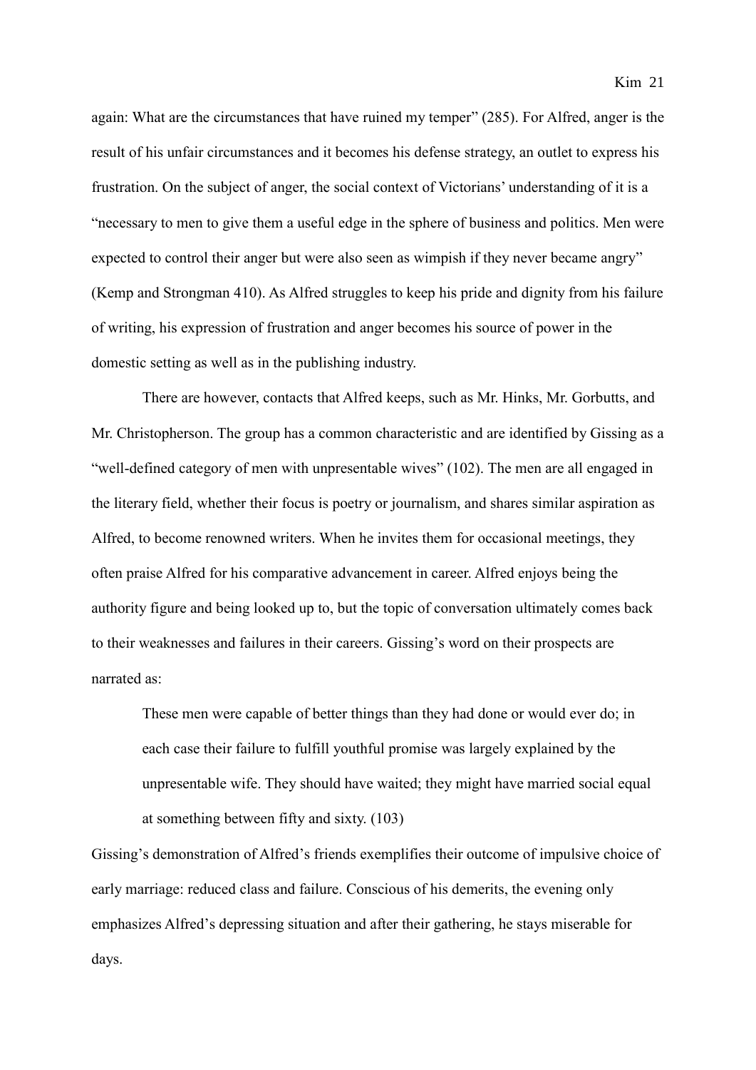again: What are the circumstances that have ruined my temper" (285). For Alfred, anger is the result of his unfair circumstances and it becomes his defense strategy, an outlet to express his frustration. On the subject of anger, the social context of Victorians' understanding of it is a "necessary to men to give them a useful edge in the sphere of business and politics. Men were expected to control their anger but were also seen as wimpish if they never became angry" (Kemp and Strongman 410). As Alfred struggles to keep his pride and dignity from his failure of writing, his expression of frustration and anger becomes his source of power in the domestic setting as well as in the publishing industry.

There are however, contacts that Alfred keeps, such as Mr. Hinks, Mr. Gorbutts, and Mr. Christopherson. The group has a common characteristic and are identified by Gissing as a "well-defined category of men with unpresentable wives" (102). The men are all engaged in the literary field, whether their focus is poetry or journalism, and shares similar aspiration as Alfred, to become renowned writers. When he invites them for occasional meetings, they often praise Alfred for his comparative advancement in career. Alfred enjoys being the authority figure and being looked up to, but the topic of conversation ultimately comes back to their weaknesses and failures in their careers. Gissing's word on their prospects are narrated as:

> These men were capable of better things than they had done or would ever do; in each case their failure to fulfill youthful promise was largely explained by the unpresentable wife. They should have waited; they might have married social equal at something between fifty and sixty. (103)

Gissing's demonstration of Alfred's friends exemplifies their outcome of impulsive choice of early marriage: reduced class and failure. Conscious of his demerits, the evening only emphasizes Alfred's depressing situation and after their gathering, he stays miserable for days.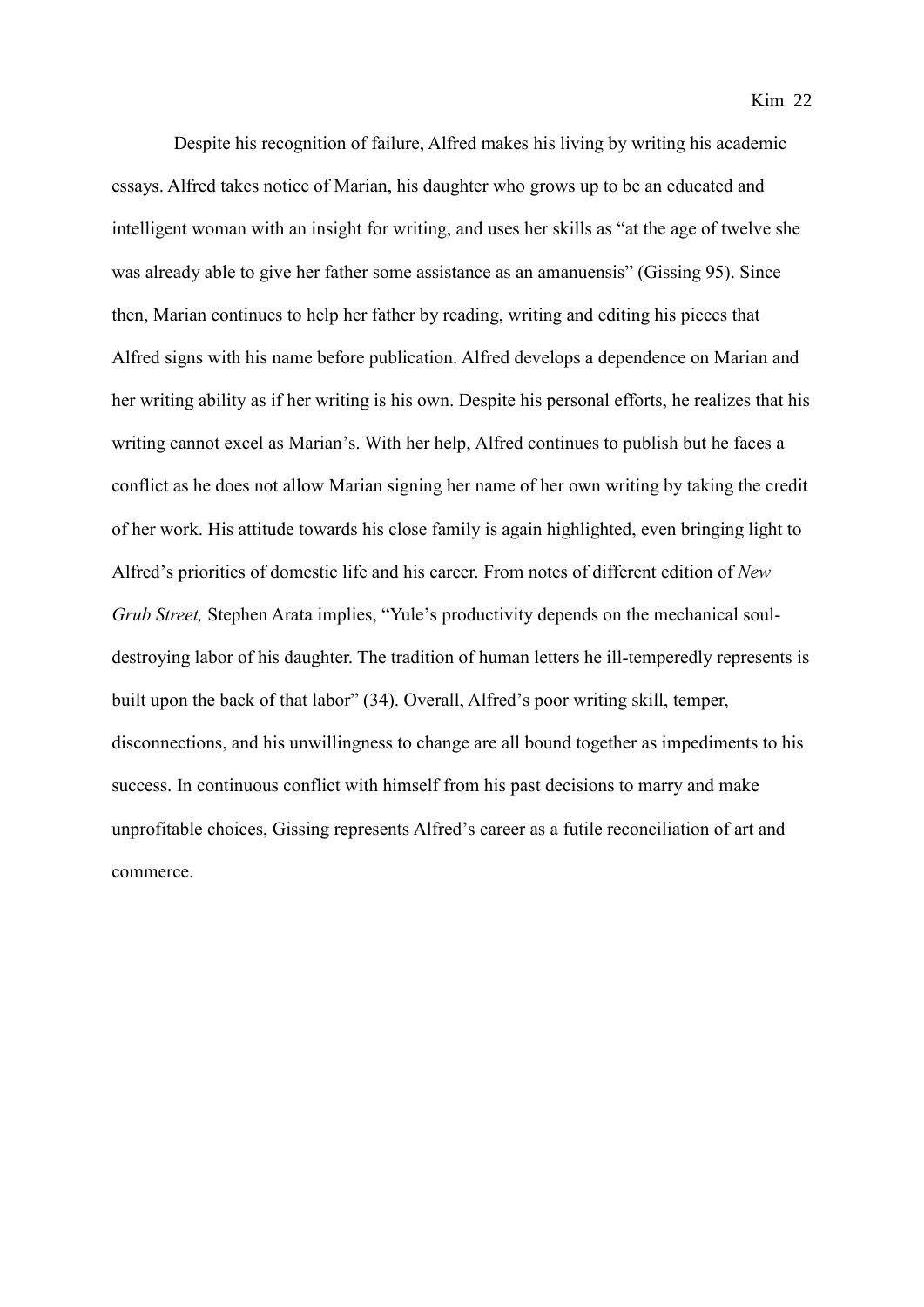Despite his recognition of failure, Alfred makes his living by writing his academic essays. Alfred takes notice of Marian, his daughter who grows up to be an educated and intelligent woman with an insight for writing, and uses her skills as "at the age of twelve she was already able to give her father some assistance as an amanuensis" (Gissing 95). Since then, Marian continues to help her father by reading, writing and editing his pieces that Alfred signs with his name before publication. Alfred develops a dependence on Marian and her writing ability as if her writing is his own. Despite his personal efforts, he realizes that his writing cannot excel as Marian's. With her help, Alfred continues to publish but he faces a conflict as he does not allow Marian signing her name of her own writing by taking the credit of her work. His attitude towards his close family is again highlighted, even bringing light to Alfred's priorities of domestic life and his career. From notes of different edition of *New Grub Street,* Stephen Arata implies, "Yule's productivity depends on the mechanical soul-destroying labor of his daughter. The tradition of human letters he ill-temperedly represents is built upon the back of that labor" (34). Overall, Alfred's poor writing skill, temper, disconnections, and his unwillingness to change are all bound together as impediments to his success. In continuous conflict with himself from his past decisions to marry and make unprofitable choices, Gissing represents Alfred's career as a futile reconciliation of art and commerce.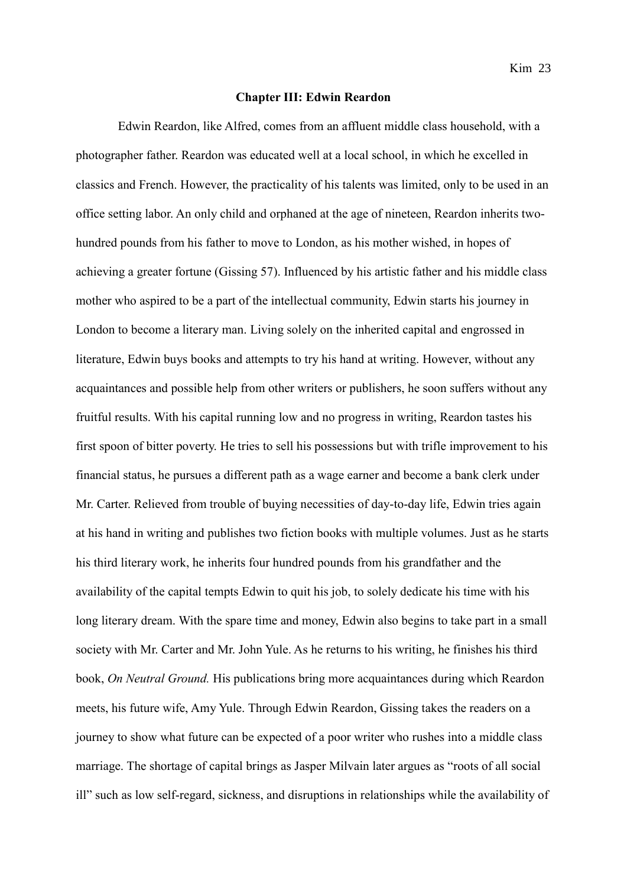## Chapter III: Edwin Reardon

Edwin Reardon, like Alfred, comes from an affluent middle class household, with a photographer father. Reardon was educated well at a local school, in which he excelled in classics and French. However, the practicality of his talents was limited, only to be used in an office setting labor. An only child and orphaned at the age of nineteen, Reardon inherits two-hundred pounds from his father to move to London, as his mother wished, in hopes of achieving a greater fortune (Gissing 57). Influenced by his artistic father and his middle class mother who aspired to be a part of the intellectual community, Edwin starts his journey in London to become a literary man. Living solely on the inherited capital and engrossed in literature, Edwin buys books and attempts to try his hand at writing. However, without any acquaintances and possible help from other writers or publishers, he soon suffers without any fruitful results. With his capital running low and no progress in writing, Reardon tastes his first spoon of bitter poverty. He tries to sell his possessions but with trifle improvement to his financial status, he pursues a different path as a wage earner and become a bank clerk under Mr. Carter. Relieved from trouble of buying necessities of day-to-day life, Edwin tries again at his hand in writing and publishes two fiction books with multiple volumes. Just as he starts his third literary work, he inherits four hundred pounds from his grandfather and the availability of the capital tempts Edwin to quit his job, to solely dedicate his time with his long literary dream. With the spare time and money, Edwin also begins to take part in a small society with Mr. Carter and Mr. John Yule. As he returns to his writing, he finishes his third book, *On Neutral Ground.* His publications bring more acquaintances during which Reardon meets, his future wife, Amy Yule. Through Edwin Reardon, Gissing takes the readers on a journey to show what future can be expected of a poor writer who rushes into a middle class marriage. The shortage of capital brings as Jasper Milvain later argues as "roots of all social ill" such as low self-regard, sickness, and disruptions in relationships while the availability of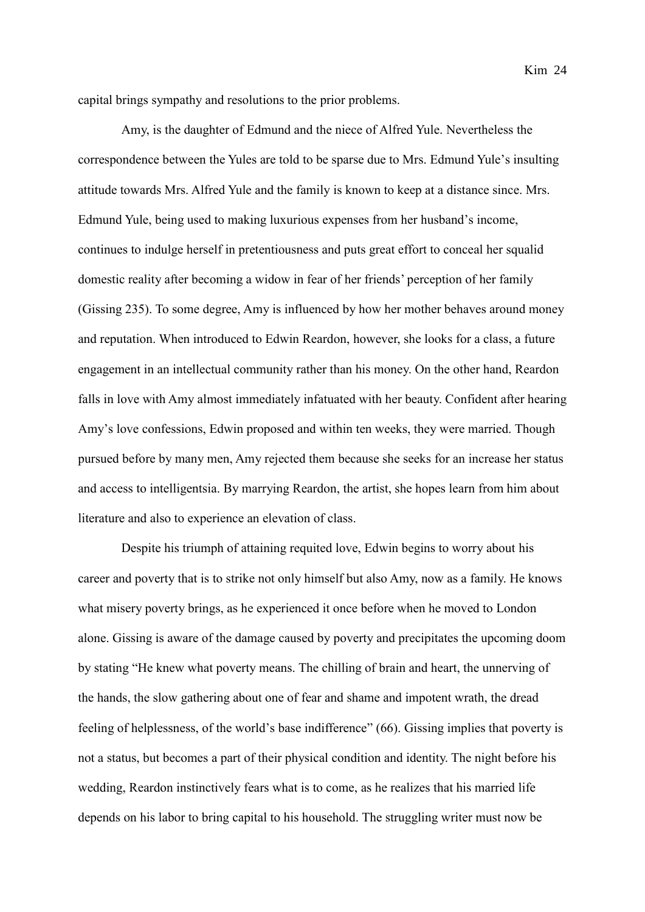capital brings sympathy and resolutions to the prior problems.

Amy, is the daughter of Edmund and the niece of Alfred Yule. Nevertheless the correspondence between the Yules are told to be sparse due to Mrs. Edmund Yule's insulting attitude towards Mrs. Alfred Yule and the family is known to keep at a distance since. Mrs. Edmund Yule, being used to making luxurious expenses from her husband's income, continues to indulge herself in pretentiousness and puts great effort to conceal her squalid domestic reality after becoming a widow in fear of her friends' perception of her family (Gissing 235). To some degree, Amy is influenced by how her mother behaves around money and reputation. When introduced to Edwin Reardon, however, she looks for a class, a future engagement in an intellectual community rather than his money. On the other hand, Reardon falls in love with Amy almost immediately infatuated with her beauty. Confident after hearing Amy's love confessions, Edwin proposed and within ten weeks, they were married. Though pursued before by many men, Amy rejected them because she seeks for an increase her status and access to intelligentsia. By marrying Reardon, the artist, she hopes learn from him about literature and also to experience an elevation of class.

Despite his triumph of attaining requited love, Edwin begins to worry about his career and poverty that is to strike not only himself but also Amy, now as a family. He knows what misery poverty brings, as he experienced it once before when he moved to London alone. Gissing is aware of the damage caused by poverty and precipitates the upcoming doom by stating "He knew what poverty means. The chilling of brain and heart, the unnerving of the hands, the slow gathering about one of fear and shame and impotent wrath, the dread feeling of helplessness, of the world's base indifference" (66). Gissing implies that poverty is not a status, but becomes a part of their physical condition and identity. The night before his wedding, Reardon instinctively fears what is to come, as he realizes that his married life depends on his labor to bring capital to his household. The struggling writer must now be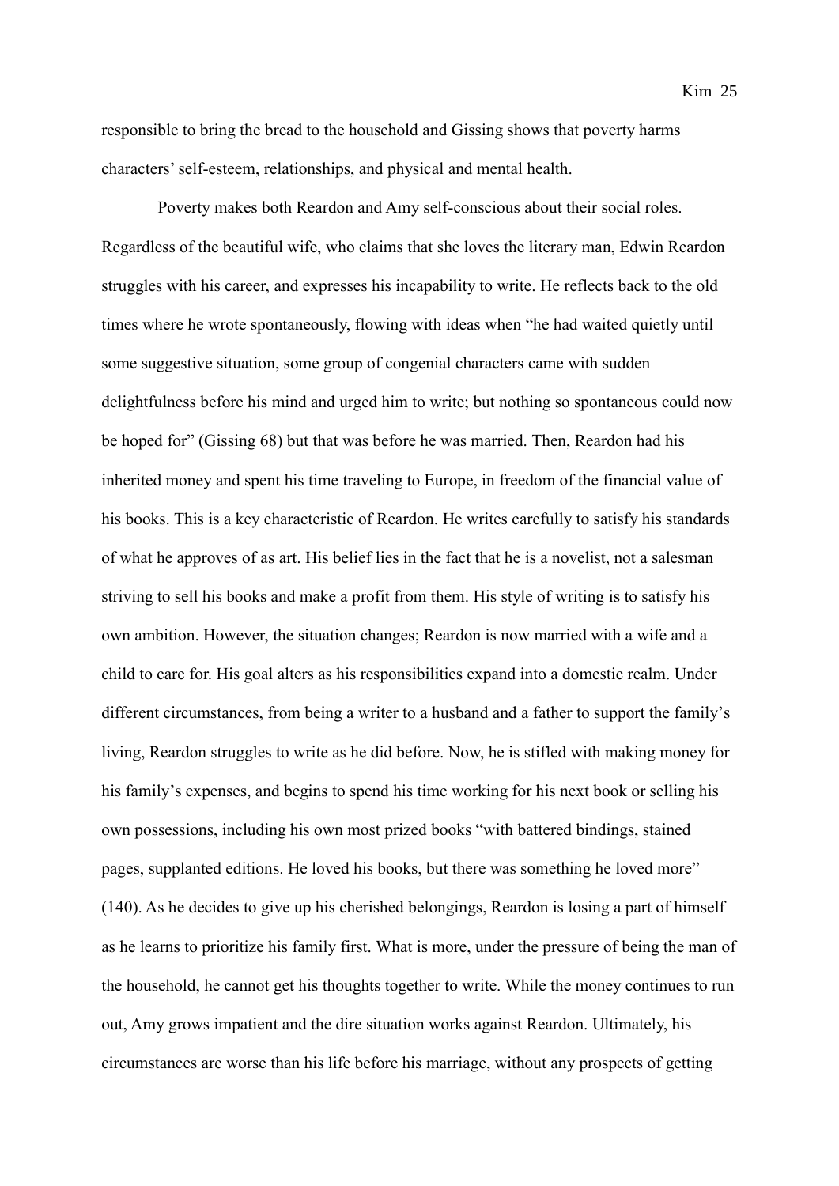responsible to bring the bread to the household and Gissing shows that poverty harms characters' self-esteem, relationships, and physical and mental health.

Poverty makes both Reardon and Amy self-conscious about their social roles. Regardless of the beautiful wife, who claims that she loves the literary man, Edwin Reardon struggles with his career, and expresses his incapability to write. He reflects back to the old times where he wrote spontaneously, flowing with ideas when "he had waited quietly until some suggestive situation, some group of congenial characters came with sudden delightfulness before his mind and urged him to write; but nothing so spontaneous could now be hoped for" (Gissing 68) but that was before he was married. Then, Reardon had his inherited money and spent his time traveling to Europe, in freedom of the financial value of his books. This is a key characteristic of Reardon. He writes carefully to satisfy his standards of what he approves of as art. His belief lies in the fact that he is a novelist, not a salesman striving to sell his books and make a profit from them. His style of writing is to satisfy his own ambition. However, the situation changes; Reardon is now married with a wife and a child to care for. His goal alters as his responsibilities expand into a domestic realm. Under different circumstances, from being a writer to a husband and a father to support the family's living, Reardon struggles to write as he did before. Now, he is stifled with making money for his family's expenses, and begins to spend his time working for his next book or selling his own possessions, including his own most prized books "with battered bindings, stained pages, supplanted editions. He loved his books, but there was something he loved more" (140). As he decides to give up his cherished belongings, Reardon is losing a part of himself as he learns to prioritize his family first. What is more, under the pressure of being the man of the household, he cannot get his thoughts together to write. While the money continues to run out, Amy grows impatient and the dire situation works against Reardon. Ultimately, his circumstances are worse than his life before his marriage, without any prospects of getting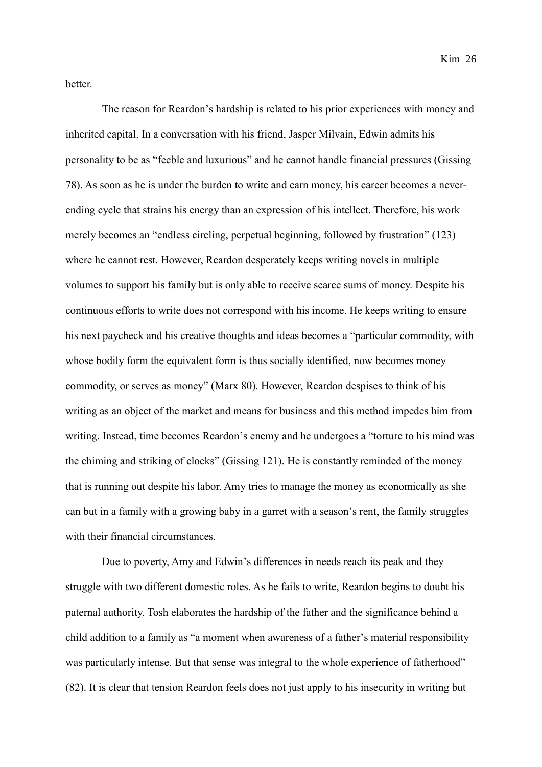better.

The reason for Reardon's hardship is related to his prior experiences with money and inherited capital. In a conversation with his friend, Jasper Milvain, Edwin admits his personality to be as "feeble and luxurious" and he cannot handle financial pressures (Gissing 78). As soon as he is under the burden to write and earn money, his career becomes a never-ending cycle that strains his energy than an expression of his intellect. Therefore, his work merely becomes an "endless circling, perpetual beginning, followed by frustration" (123) where he cannot rest. However, Reardon desperately keeps writing novels in multiple volumes to support his family but is only able to receive scarce sums of money. Despite his continuous efforts to write does not correspond with his income. He keeps writing to ensure his next paycheck and his creative thoughts and ideas becomes a "particular commodity, with whose bodily form the equivalent form is thus socially identified, now becomes money commodity, or serves as money" (Marx 80). However, Reardon despises to think of his writing as an object of the market and means for business and this method impedes him from writing. Instead, time becomes Reardon's enemy and he undergoes a "torture to his mind was the chiming and striking of clocks" (Gissing 121). He is constantly reminded of the money that is running out despite his labor. Amy tries to manage the money as economically as she can but in a family with a growing baby in a garret with a season's rent, the family struggles with their financial circumstances.

Due to poverty, Amy and Edwin's differences in needs reach its peak and they struggle with two different domestic roles. As he fails to write, Reardon begins to doubt his paternal authority. Tosh elaborates the hardship of the father and the significance behind a child addition to a family as "a moment when awareness of a father's material responsibility was particularly intense. But that sense was integral to the whole experience of fatherhood" (82). It is clear that tension Reardon feels does not just apply to his insecurity in writing but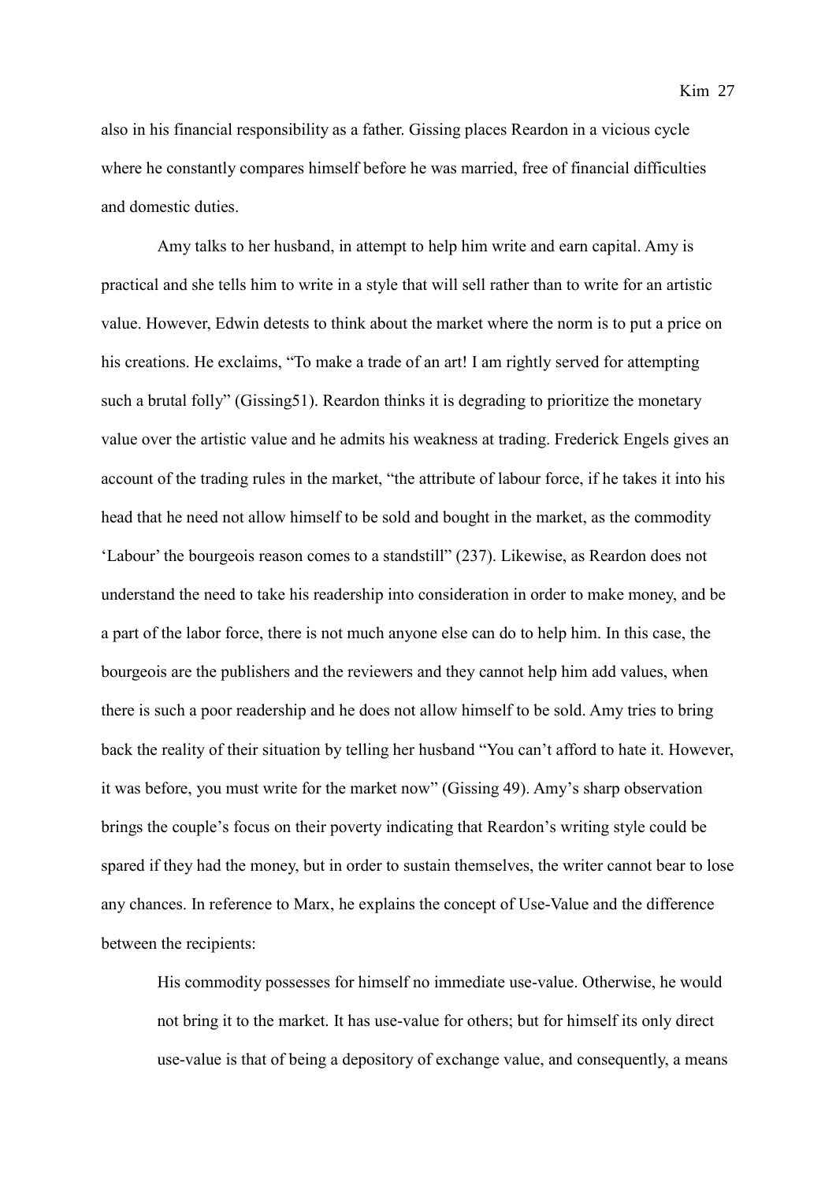also in his financial responsibility as a father. Gissing places Reardon in a vicious cycle where he constantly compares himself before he was married, free of financial difficulties and domestic duties.

Amy talks to her husband, in attempt to help him write and earn capital. Amy is practical and she tells him to write in a style that will sell rather than to write for an artistic value. However, Edwin detests to think about the market where the norm is to put a price on his creations. He exclaims, "To make a trade of an art! I am rightly served for attempting such a brutal folly" (Gissing51). Reardon thinks it is degrading to prioritize the monetary value over the artistic value and he admits his weakness at trading. Frederick Engels gives an account of the trading rules in the market, "the attribute of labour force, if he takes it into his head that he need not allow himself to be sold and bought in the market, as the commodity 'Labour' the bourgeois reason comes to a standstill" (237). Likewise, as Reardon does not understand the need to take his readership into consideration in order to make money, and be a part of the labor force, there is not much anyone else can do to help him. In this case, the bourgeois are the publishers and the reviewers and they cannot help him add values, when there is such a poor readership and he does not allow himself to be sold. Amy tries to bring back the reality of their situation by telling her husband "You can't afford to hate it. However, it was before, you must write for the market now" (Gissing 49). Amy's sharp observation brings the couple's focus on their poverty indicating that Reardon's writing style could be spared if they had the money, but in order to sustain themselves, the writer cannot bear to lose any chances. In reference to Marx, he explains the concept of Use-Value and the difference between the recipients:

> His commodity possesses for himself no immediate use-value. Otherwise, he would not bring it to the market. It has use-value for others; but for himself its only direct use-value is that of being a depository of exchange value, and consequently, a means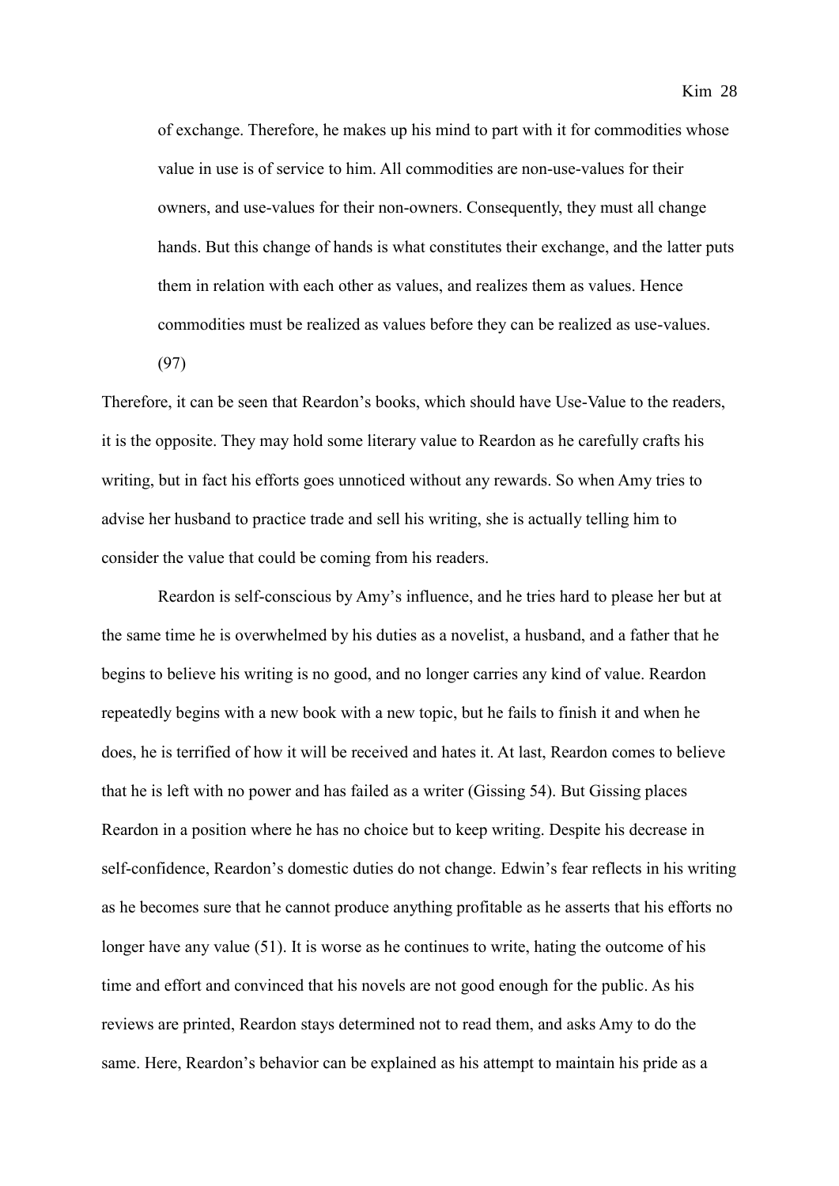> of exchange. Therefore, he makes up his mind to part with it for commodities whose value in use is of service to him. All commodities are non-use-values for their owners, and use-values for their non-owners. Consequently, they must all change hands. But this change of hands is what constitutes their exchange, and the latter puts them in relation with each other as values, and realizes them as values. Hence commodities must be realized as values before they can be realized as use-values. (97)

Therefore, it can be seen that Reardon's books, which should have Use-Value to the readers, it is the opposite. They may hold some literary value to Reardon as he carefully crafts his writing, but in fact his efforts goes unnoticed without any rewards. So when Amy tries to advise her husband to practice trade and sell his writing, she is actually telling him to consider the value that could be coming from his readers.

Reardon is self-conscious by Amy's influence, and he tries hard to please her but at the same time he is overwhelmed by his duties as a novelist, a husband, and a father that he begins to believe his writing is no good, and no longer carries any kind of value. Reardon repeatedly begins with a new book with a new topic, but he fails to finish it and when he does, he is terrified of how it will be received and hates it. At last, Reardon comes to believe that he is left with no power and has failed as a writer (Gissing 54). But Gissing places Reardon in a position where he has no choice but to keep writing. Despite his decrease in self-confidence, Reardon's domestic duties do not change. Edwin's fear reflects in his writing as he becomes sure that he cannot produce anything profitable as he asserts that his efforts no longer have any value (51). It is worse as he continues to write, hating the outcome of his time and effort and convinced that his novels are not good enough for the public. As his reviews are printed, Reardon stays determined not to read them, and asks Amy to do the same. Here, Reardon's behavior can be explained as his attempt to maintain his pride as a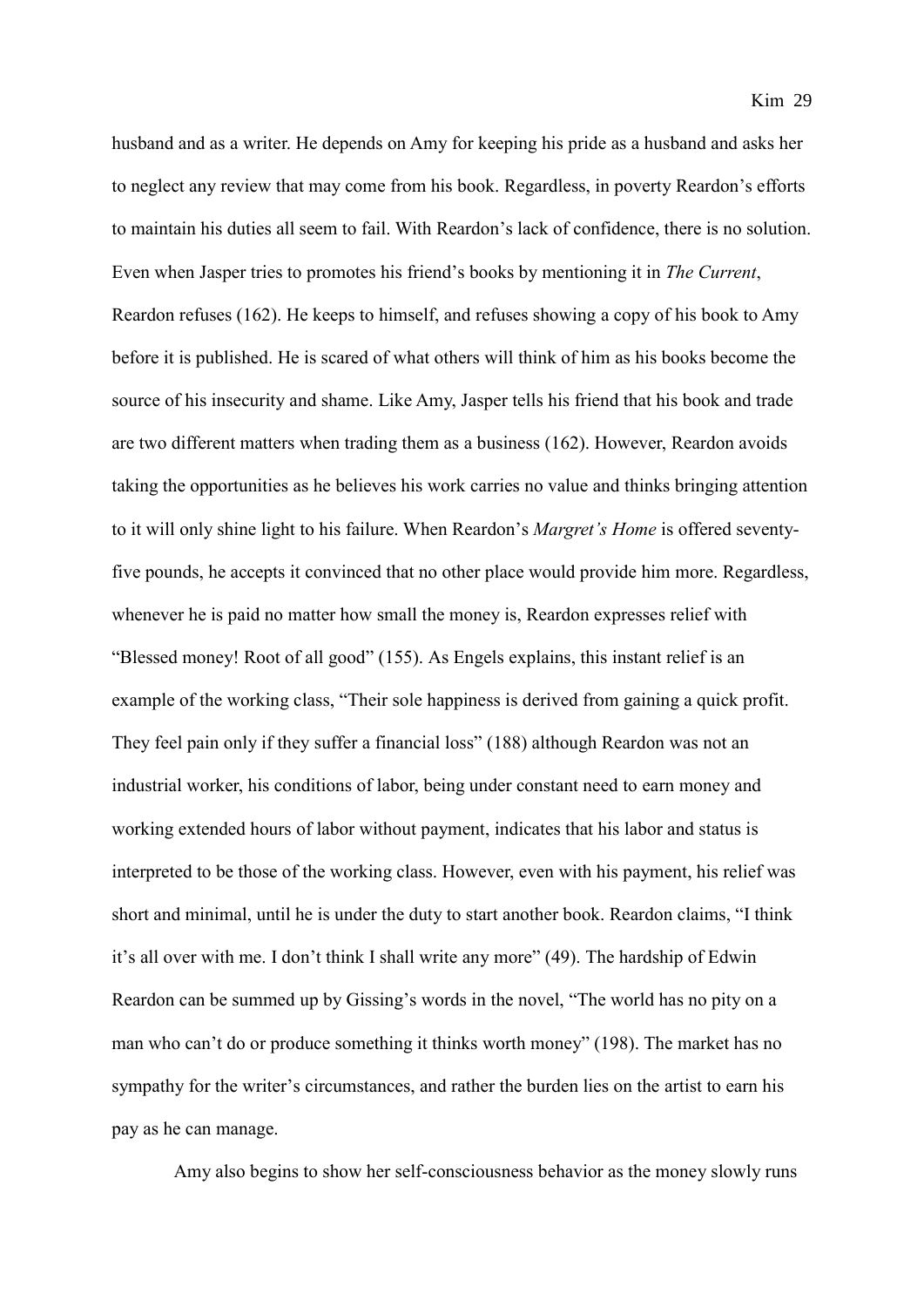husband and as a writer. He depends on Amy for keeping his pride as a husband and asks her to neglect any review that may come from his book. Regardless, in poverty Reardon's efforts to maintain his duties all seem to fail. With Reardon's lack of confidence, there is no solution. Even when Jasper tries to promotes his friend's books by mentioning it in *The Current*, Reardon refuses (162). He keeps to himself, and refuses showing a copy of his book to Amy before it is published. He is scared of what others will think of him as his books become the source of his insecurity and shame. Like Amy, Jasper tells his friend that his book and trade are two different matters when trading them as a business (162). However, Reardon avoids taking the opportunities as he believes his work carries no value and thinks bringing attention to it will only shine light to his failure. When Reardon's *Margret's Home* is offered seventy-five pounds, he accepts it convinced that no other place would provide him more. Regardless, whenever he is paid no matter how small the money is, Reardon expresses relief with "Blessed money! Root of all good" (155). As Engels explains, this instant relief is an example of the working class, "Their sole happiness is derived from gaining a quick profit. They feel pain only if they suffer a financial loss" (188) although Reardon was not an industrial worker, his conditions of labor, being under constant need to earn money and working extended hours of labor without payment, indicates that his labor and status is interpreted to be those of the working class. However, even with his payment, his relief was short and minimal, until he is under the duty to start another book. Reardon claims, "I think it's all over with me. I don't think I shall write any more" (49). The hardship of Edwin Reardon can be summed up by Gissing's words in the novel, "The world has no pity on a man who can't do or produce something it thinks worth money" (198). The market has no sympathy for the writer's circumstances, and rather the burden lies on the artist to earn his pay as he can manage.

Amy also begins to show her self-consciousness behavior as the money slowly runs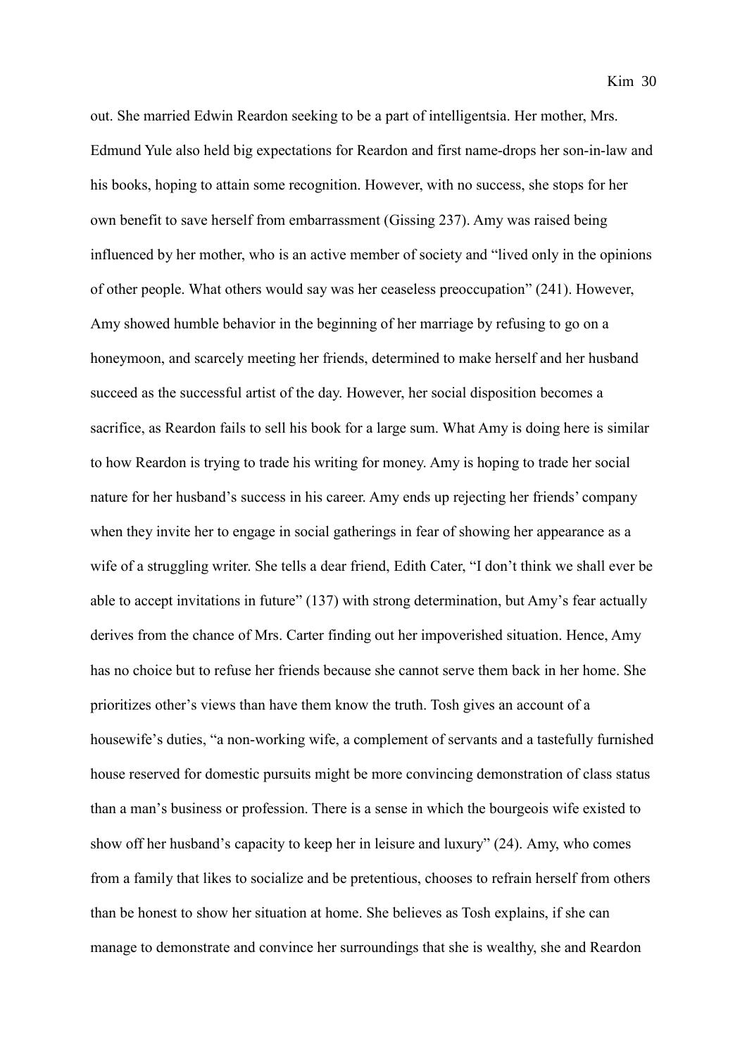out. She married Edwin Reardon seeking to be a part of intelligentsia. Her mother, Mrs. Edmund Yule also held big expectations for Reardon and first name-drops her son-in-law and his books, hoping to attain some recognition. However, with no success, she stops for her own benefit to save herself from embarrassment (Gissing 237). Amy was raised being influenced by her mother, who is an active member of society and "lived only in the opinions of other people. What others would say was her ceaseless preoccupation" (241). However, Amy showed humble behavior in the beginning of her marriage by refusing to go on a honeymoon, and scarcely meeting her friends, determined to make herself and her husband succeed as the successful artist of the day. However, her social disposition becomes a sacrifice, as Reardon fails to sell his book for a large sum. What Amy is doing here is similar to how Reardon is trying to trade his writing for money. Amy is hoping to trade her social nature for her husband's success in his career. Amy ends up rejecting her friends' company when they invite her to engage in social gatherings in fear of showing her appearance as a wife of a struggling writer. She tells a dear friend, Edith Cater, "I don't think we shall ever be able to accept invitations in future" (137) with strong determination, but Amy's fear actually derives from the chance of Mrs. Carter finding out her impoverished situation. Hence, Amy has no choice but to refuse her friends because she cannot serve them back in her home. She prioritizes other's views than have them know the truth. Tosh gives an account of a housewife's duties, "a non-working wife, a complement of servants and a tastefully furnished house reserved for domestic pursuits might be more convincing demonstration of class status than a man's business or profession. There is a sense in which the bourgeois wife existed to show off her husband's capacity to keep her in leisure and luxury" (24). Amy, who comes from a family that likes to socialize and be pretentious, chooses to refrain herself from others than be honest to show her situation at home. She believes as Tosh explains, if she can manage to demonstrate and convince her surroundings that she is wealthy, she and Reardon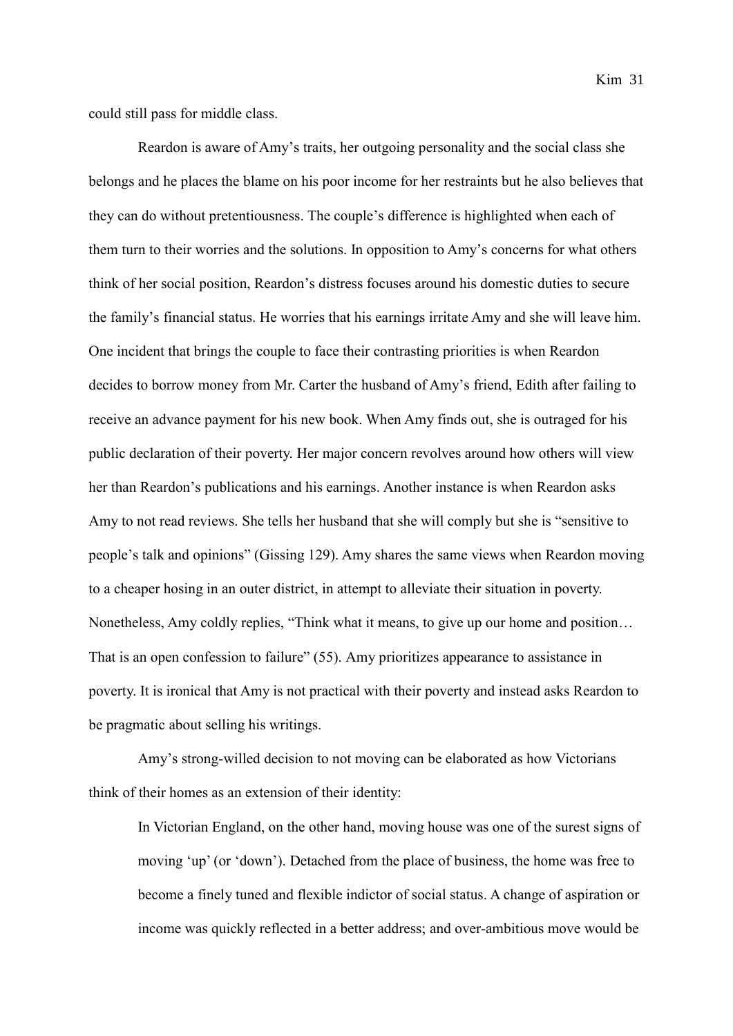could still pass for middle class.

Reardon is aware of Amy's traits, her outgoing personality and the social class she belongs and he places the blame on his poor income for her restraints but he also believes that they can do without pretentiousness. The couple's difference is highlighted when each of them turn to their worries and the solutions. In opposition to Amy's concerns for what others think of her social position, Reardon's distress focuses around his domestic duties to secure the family's financial status. He worries that his earnings irritate Amy and she will leave him. One incident that brings the couple to face their contrasting priorities is when Reardon decides to borrow money from Mr. Carter the husband of Amy's friend, Edith after failing to receive an advance payment for his new book. When Amy finds out, she is outraged for his public declaration of their poverty. Her major concern revolves around how others will view her than Reardon's publications and his earnings. Another instance is when Reardon asks Amy to not read reviews. She tells her husband that she will comply but she is "sensitive to people's talk and opinions" (Gissing 129). Amy shares the same views when Reardon moving to a cheaper hosing in an outer district, in attempt to alleviate their situation in poverty. Nonetheless, Amy coldly replies, "Think what it means, to give up our home and position… That is an open confession to failure" (55). Amy prioritizes appearance to assistance in poverty. It is ironical that Amy is not practical with their poverty and instead asks Reardon to be pragmatic about selling his writings.

Amy's strong-willed decision to not moving can be elaborated as how Victorians think of their homes as an extension of their identity:

> In Victorian England, on the other hand, moving house was one of the surest signs of moving 'up' (or 'down'). Detached from the place of business, the home was free to become a finely tuned and flexible indictor of social status. A change of aspiration or income was quickly reflected in a better address; and over-ambitious move would be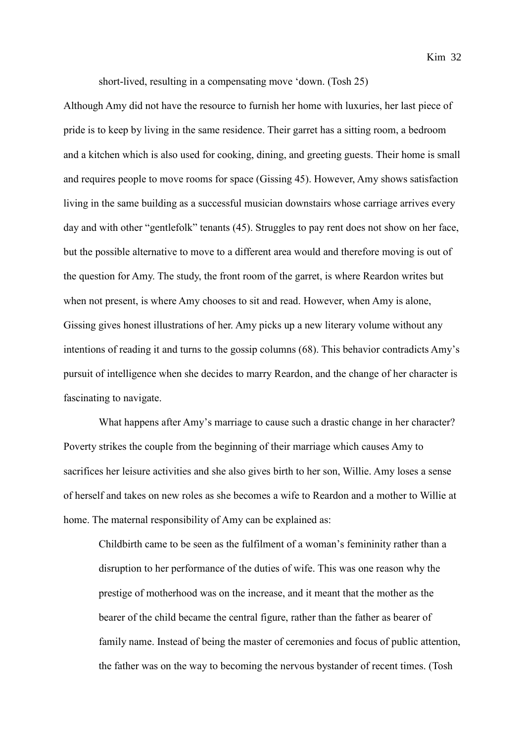short-lived, resulting in a compensating move 'down. (Tosh 25)

Although Amy did not have the resource to furnish her home with luxuries, her last piece of pride is to keep by living in the same residence. Their garret has a sitting room, a bedroom and a kitchen which is also used for cooking, dining, and greeting guests. Their home is small and requires people to move rooms for space (Gissing 45). However, Amy shows satisfaction living in the same building as a successful musician downstairs whose carriage arrives every day and with other "gentlefolk" tenants (45). Struggles to pay rent does not show on her face, but the possible alternative to move to a different area would and therefore moving is out of the question for Amy. The study, the front room of the garret, is where Reardon writes but when not present, is where Amy chooses to sit and read. However, when Amy is alone, Gissing gives honest illustrations of her. Amy picks up a new literary volume without any intentions of reading it and turns to the gossip columns (68). This behavior contradicts Amy's pursuit of intelligence when she decides to marry Reardon, and the change of her character is fascinating to navigate.

What happens after Amy's marriage to cause such a drastic change in her character? Poverty strikes the couple from the beginning of their marriage which causes Amy to sacrifices her leisure activities and she also gives birth to her son, Willie. Amy loses a sense of herself and takes on new roles as she becomes a wife to Reardon and a mother to Willie at home. The maternal responsibility of Amy can be explained as:

> Childbirth came to be seen as the fulfilment of a woman's femininity rather than a disruption to her performance of the duties of wife. This was one reason why the prestige of motherhood was on the increase, and it meant that the mother as the bearer of the child became the central figure, rather than the father as bearer of family name. Instead of being the master of ceremonies and focus of public attention, the father was on the way to becoming the nervous bystander of recent times. (Tosh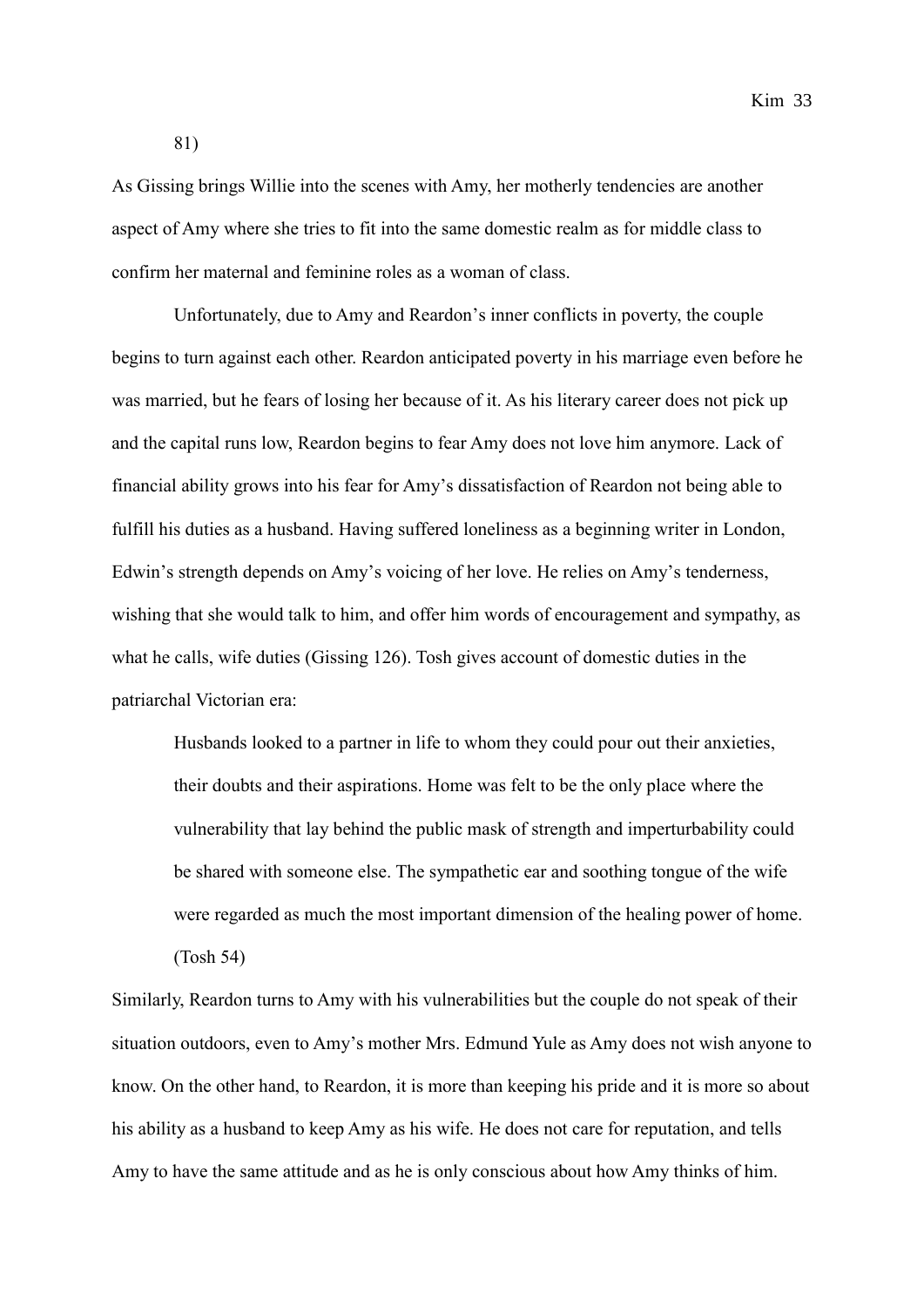81)

As Gissing brings Willie into the scenes with Amy, her motherly tendencies are another aspect of Amy where she tries to fit into the same domestic realm as for middle class to confirm her maternal and feminine roles as a woman of class.

Unfortunately, due to Amy and Reardon's inner conflicts in poverty, the couple begins to turn against each other. Reardon anticipated poverty in his marriage even before he was married, but he fears of losing her because of it. As his literary career does not pick up and the capital runs low, Reardon begins to fear Amy does not love him anymore. Lack of financial ability grows into his fear for Amy's dissatisfaction of Reardon not being able to fulfill his duties as a husband. Having suffered loneliness as a beginning writer in London, Edwin's strength depends on Amy's voicing of her love. He relies on Amy's tenderness, wishing that she would talk to him, and offer him words of encouragement and sympathy, as what he calls, wife duties (Gissing 126). Tosh gives account of domestic duties in the patriarchal Victorian era:

> Husbands looked to a partner in life to whom they could pour out their anxieties, their doubts and their aspirations. Home was felt to be the only place where the vulnerability that lay behind the public mask of strength and imperturbability could be shared with someone else. The sympathetic ear and soothing tongue of the wife were regarded as much the most important dimension of the healing power of home. (Tosh 54)

Similarly, Reardon turns to Amy with his vulnerabilities but the couple do not speak of their situation outdoors, even to Amy's mother Mrs. Edmund Yule as Amy does not wish anyone to know. On the other hand, to Reardon, it is more than keeping his pride and it is more so about his ability as a husband to keep Amy as his wife. He does not care for reputation, and tells Amy to have the same attitude and as he is only conscious about how Amy thinks of him.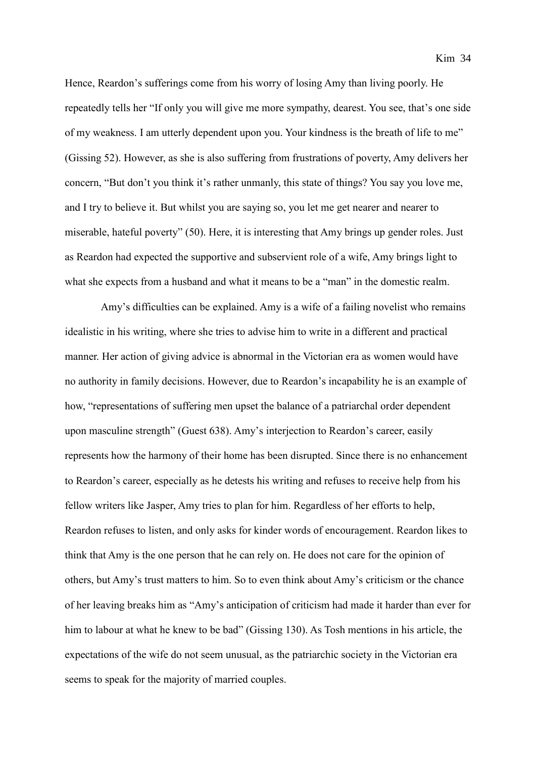Hence, Reardon's sufferings come from his worry of losing Amy than living poorly. He repeatedly tells her "If only you will give me more sympathy, dearest. You see, that's one side of my weakness. I am utterly dependent upon you. Your kindness is the breath of life to me" (Gissing 52). However, as she is also suffering from frustrations of poverty, Amy delivers her concern, "But don't you think it's rather unmanly, this state of things? You say you love me, and I try to believe it. But whilst you are saying so, you let me get nearer and nearer to miserable, hateful poverty" (50). Here, it is interesting that Amy brings up gender roles. Just as Reardon had expected the supportive and subservient role of a wife, Amy brings light to what she expects from a husband and what it means to be a "man" in the domestic realm.

Amy's difficulties can be explained. Amy is a wife of a failing novelist who remains idealistic in his writing, where she tries to advise him to write in a different and practical manner. Her action of giving advice is abnormal in the Victorian era as women would have no authority in family decisions. However, due to Reardon's incapability he is an example of how, "representations of suffering men upset the balance of a patriarchal order dependent upon masculine strength" (Guest 638). Amy's interjection to Reardon's career, easily represents how the harmony of their home has been disrupted. Since there is no enhancement to Reardon's career, especially as he detests his writing and refuses to receive help from his fellow writers like Jasper, Amy tries to plan for him. Regardless of her efforts to help, Reardon refuses to listen, and only asks for kinder words of encouragement. Reardon likes to think that Amy is the one person that he can rely on. He does not care for the opinion of others, but Amy's trust matters to him. So to even think about Amy's criticism or the chance of her leaving breaks him as "Amy's anticipation of criticism had made it harder than ever for him to labour at what he knew to be bad" (Gissing 130). As Tosh mentions in his article, the expectations of the wife do not seem unusual, as the patriarchic society in the Victorian era seems to speak for the majority of married couples.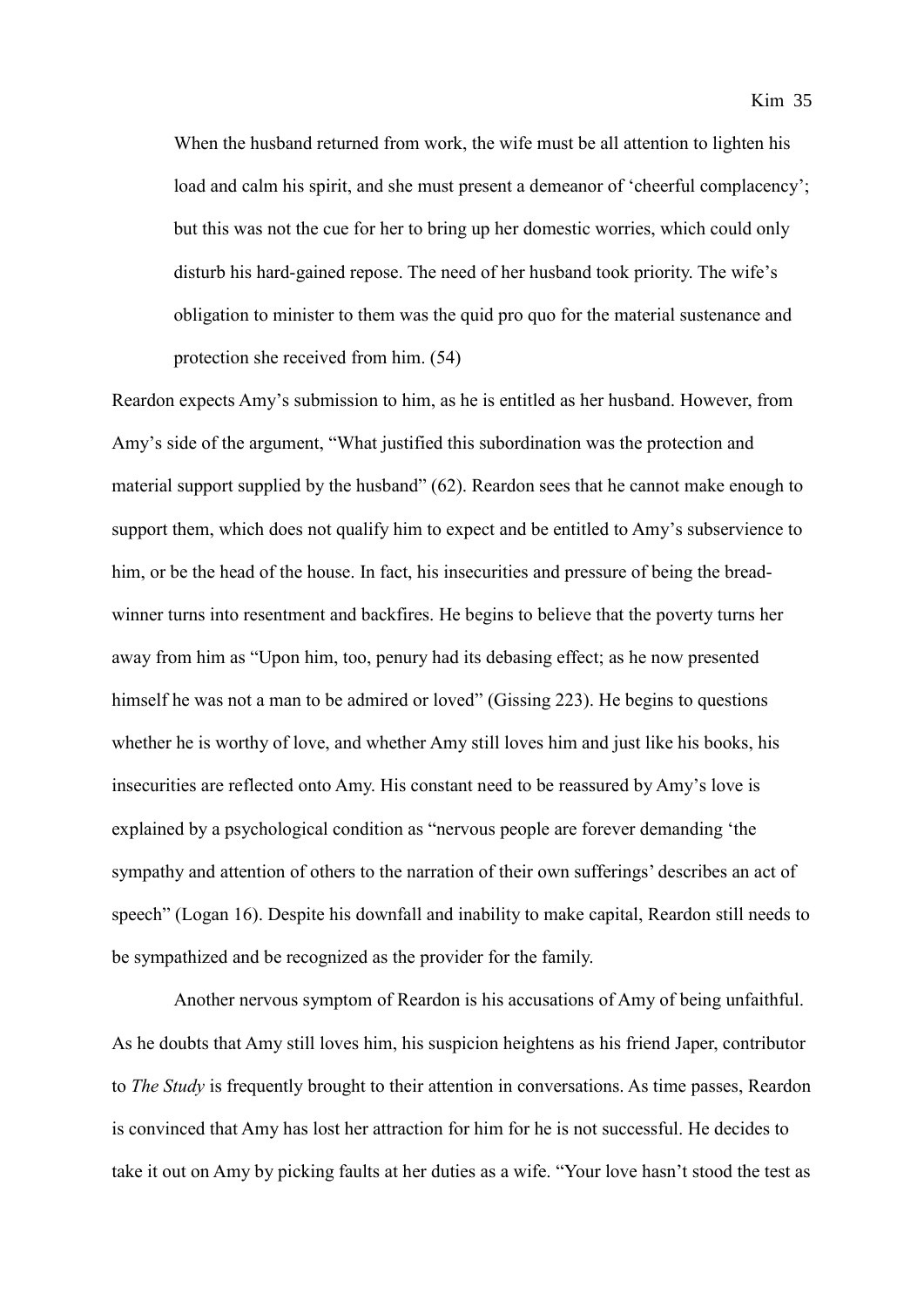> When the husband returned from work, the wife must be all attention to lighten his load and calm his spirit, and she must present a demeanor of 'cheerful complacency'; but this was not the cue for her to bring up her domestic worries, which could only disturb his hard-gained repose. The need of her husband took priority. The wife's obligation to minister to them was the quid pro quo for the material sustenance and protection she received from him. (54)

Reardon expects Amy's submission to him, as he is entitled as her husband. However, from Amy's side of the argument, "What justified this subordination was the protection and material support supplied by the husband" (62). Reardon sees that he cannot make enough to support them, which does not qualify him to expect and be entitled to Amy's subservience to him, or be the head of the house. In fact, his insecurities and pressure of being the bread-winner turns into resentment and backfires. He begins to believe that the poverty turns her away from him as "Upon him, too, penury had its debasing effect; as he now presented himself he was not a man to be admired or loved" (Gissing 223). He begins to questions whether he is worthy of love, and whether Amy still loves him and just like his books, his insecurities are reflected onto Amy. His constant need to be reassured by Amy's love is explained by a psychological condition as "nervous people are forever demanding 'the sympathy and attention of others to the narration of their own sufferings' describes an act of speech" (Logan 16). Despite his downfall and inability to make capital, Reardon still needs to be sympathized and be recognized as the provider for the family.

Another nervous symptom of Reardon is his accusations of Amy of being unfaithful. As he doubts that Amy still loves him, his suspicion heightens as his friend Japer, contributor to *The Study* is frequently brought to their attention in conversations. As time passes, Reardon is convinced that Amy has lost her attraction for him for he is not successful. He decides to take it out on Amy by picking faults at her duties as a wife. "Your love hasn't stood the test as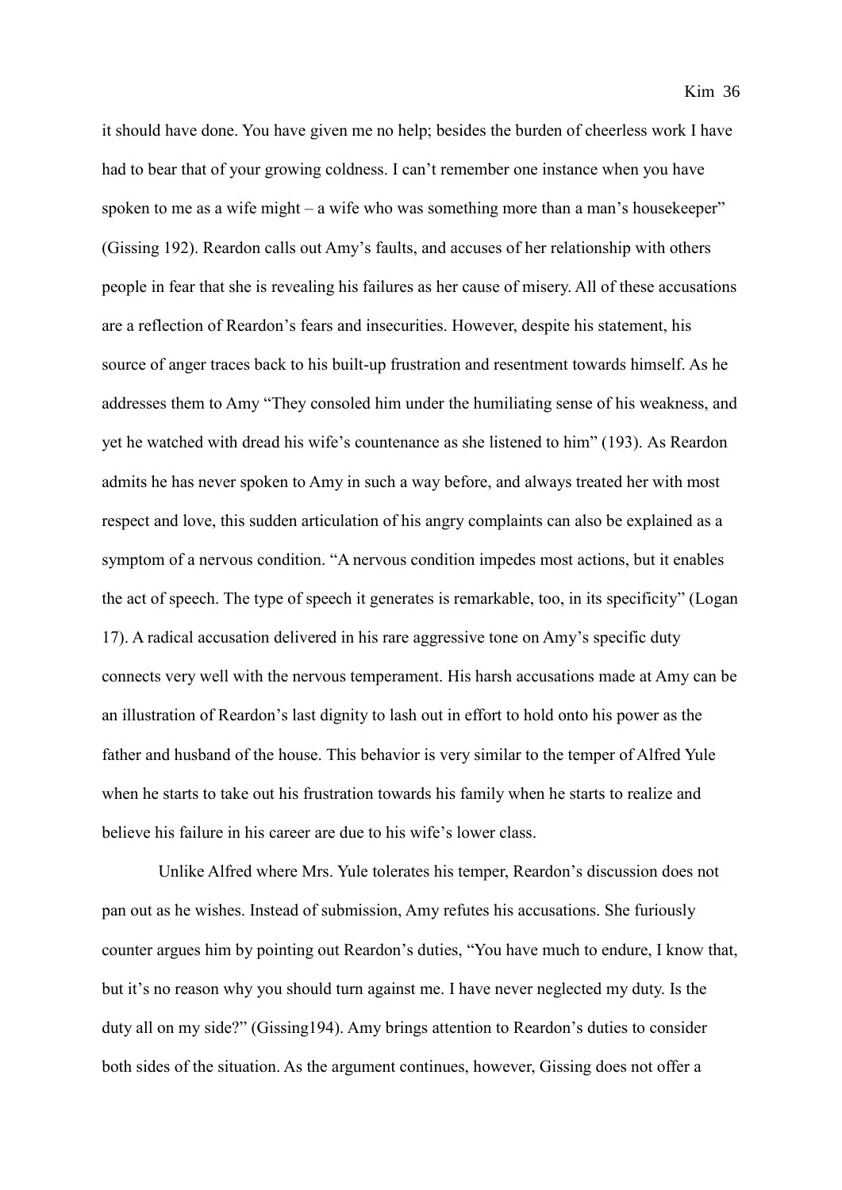it should have done. You have given me no help; besides the burden of cheerless work I have had to bear that of your growing coldness. I can't remember one instance when you have spoken to me as a wife might – a wife who was something more than a man's housekeeper" (Gissing 192). Reardon calls out Amy's faults, and accuses of her relationship with others people in fear that she is revealing his failures as her cause of misery. All of these accusations are a reflection of Reardon's fears and insecurities. However, despite his statement, his source of anger traces back to his built-up frustration and resentment towards himself. As he addresses them to Amy "They consoled him under the humiliating sense of his weakness, and yet he watched with dread his wife's countenance as she listened to him" (193). As Reardon admits he has never spoken to Amy in such a way before, and always treated her with most respect and love, this sudden articulation of his angry complaints can also be explained as a symptom of a nervous condition. "A nervous condition impedes most actions, but it enables the act of speech. The type of speech it generates is remarkable, too, in its specificity" (Logan 17). A radical accusation delivered in his rare aggressive tone on Amy's specific duty connects very well with the nervous temperament. His harsh accusations made at Amy can be an illustration of Reardon's last dignity to lash out in effort to hold onto his power as the father and husband of the house. This behavior is very similar to the temper of Alfred Yule when he starts to take out his frustration towards his family when he starts to realize and believe his failure in his career are due to his wife's lower class.

Unlike Alfred where Mrs. Yule tolerates his temper, Reardon's discussion does not pan out as he wishes. Instead of submission, Amy refutes his accusations. She furiously counter argues him by pointing out Reardon's duties, "You have much to endure, I know that, but it's no reason why you should turn against me. I have never neglected my duty. Is the duty all on my side?" (Gissing194). Amy brings attention to Reardon's duties to consider both sides of the situation. As the argument continues, however, Gissing does not offer a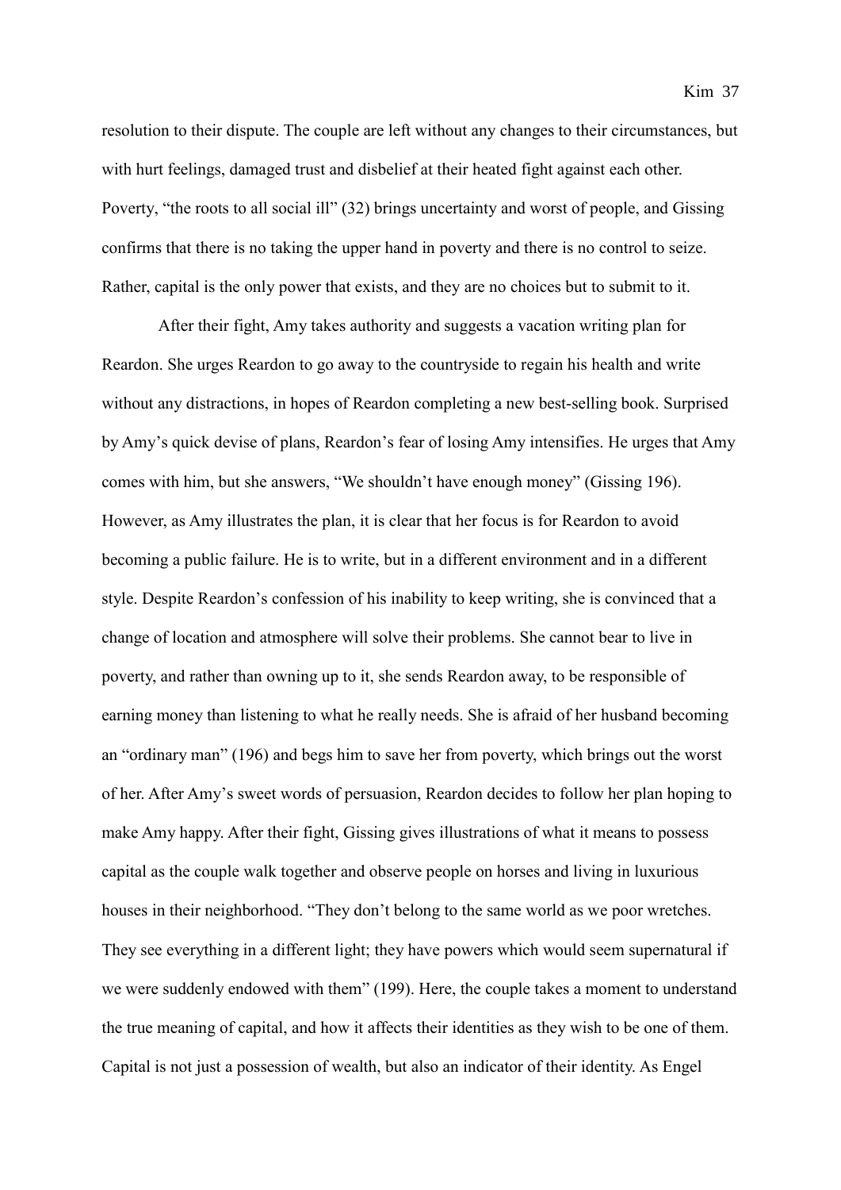resolution to their dispute. The couple are left without any changes to their circumstances, but with hurt feelings, damaged trust and disbelief at their heated fight against each other. Poverty, "the roots to all social ill" (32) brings uncertainty and worst of people, and Gissing confirms that there is no taking the upper hand in poverty and there is no control to seize. Rather, capital is the only power that exists, and they are no choices but to submit to it.

After their fight, Amy takes authority and suggests a vacation writing plan for Reardon. She urges Reardon to go away to the countryside to regain his health and write without any distractions, in hopes of Reardon completing a new best-selling book. Surprised by Amy's quick devise of plans, Reardon's fear of losing Amy intensifies. He urges that Amy comes with him, but she answers, "We shouldn't have enough money" (Gissing 196). However, as Amy illustrates the plan, it is clear that her focus is for Reardon to avoid becoming a public failure. He is to write, but in a different environment and in a different style. Despite Reardon's confession of his inability to keep writing, she is convinced that a change of location and atmosphere will solve their problems. She cannot bear to live in poverty, and rather than owning up to it, she sends Reardon away, to be responsible of earning money than listening to what he really needs. She is afraid of her husband becoming an "ordinary man" (196) and begs him to save her from poverty, which brings out the worst of her. After Amy's sweet words of persuasion, Reardon decides to follow her plan hoping to make Amy happy. After their fight, Gissing gives illustrations of what it means to possess capital as the couple walk together and observe people on horses and living in luxurious houses in their neighborhood. "They don't belong to the same world as we poor wretches. They see everything in a different light; they have powers which would seem supernatural if we were suddenly endowed with them" (199). Here, the couple takes a moment to understand the true meaning of capital, and how it affects their identities as they wish to be one of them. Capital is not just a possession of wealth, but also an indicator of their identity. As Engel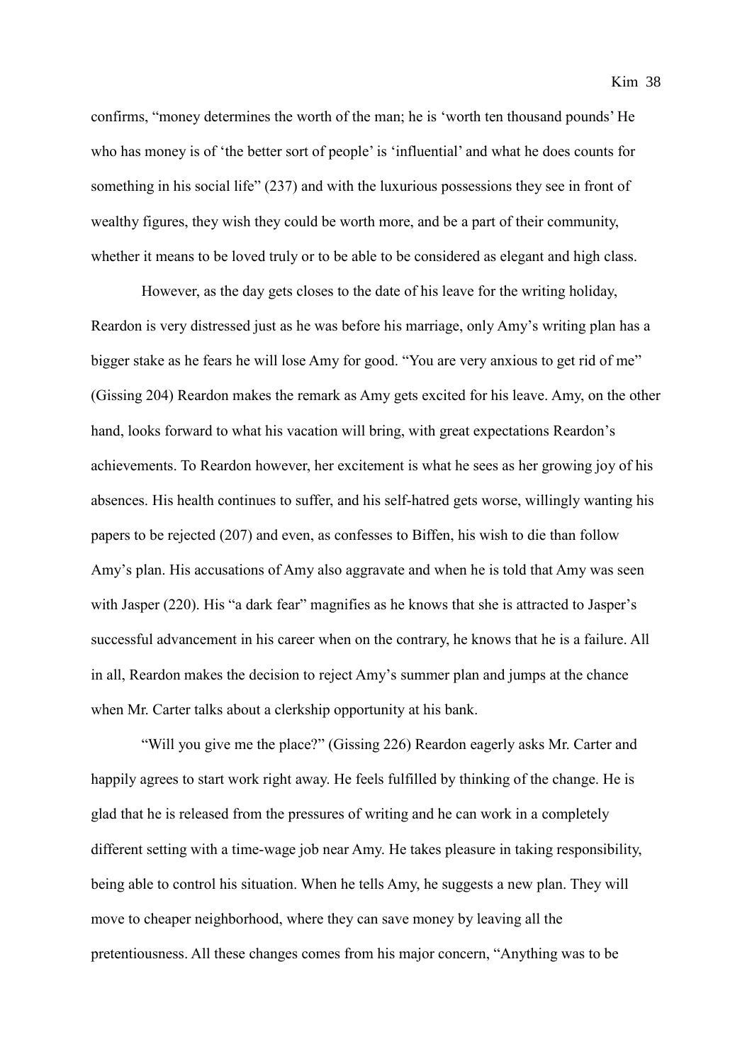confirms, "money determines the worth of the man; he is 'worth ten thousand pounds' He who has money is of 'the better sort of people' is 'influential' and what he does counts for something in his social life" (237) and with the luxurious possessions they see in front of wealthy figures, they wish they could be worth more, and be a part of their community, whether it means to be loved truly or to be able to be considered as elegant and high class.

However, as the day gets closes to the date of his leave for the writing holiday, Reardon is very distressed just as he was before his marriage, only Amy's writing plan has a bigger stake as he fears he will lose Amy for good. "You are very anxious to get rid of me" (Gissing 204) Reardon makes the remark as Amy gets excited for his leave. Amy, on the other hand, looks forward to what his vacation will bring, with great expectations Reardon's achievements. To Reardon however, her excitement is what he sees as her growing joy of his absences. His health continues to suffer, and his self-hatred gets worse, willingly wanting his papers to be rejected (207) and even, as confesses to Biffen, his wish to die than follow Amy's plan. His accusations of Amy also aggravate and when he is told that Amy was seen with Jasper (220). His "a dark fear" magnifies as he knows that she is attracted to Jasper's successful advancement in his career when on the contrary, he knows that he is a failure. All in all, Reardon makes the decision to reject Amy's summer plan and jumps at the chance when Mr. Carter talks about a clerkship opportunity at his bank.

"Will you give me the place?" (Gissing 226) Reardon eagerly asks Mr. Carter and happily agrees to start work right away. He feels fulfilled by thinking of the change. He is glad that he is released from the pressures of writing and he can work in a completely different setting with a time-wage job near Amy. He takes pleasure in taking responsibility, being able to control his situation. When he tells Amy, he suggests a new plan. They will move to cheaper neighborhood, where they can save money by leaving all the pretentiousness. All these changes comes from his major concern, "Anything was to be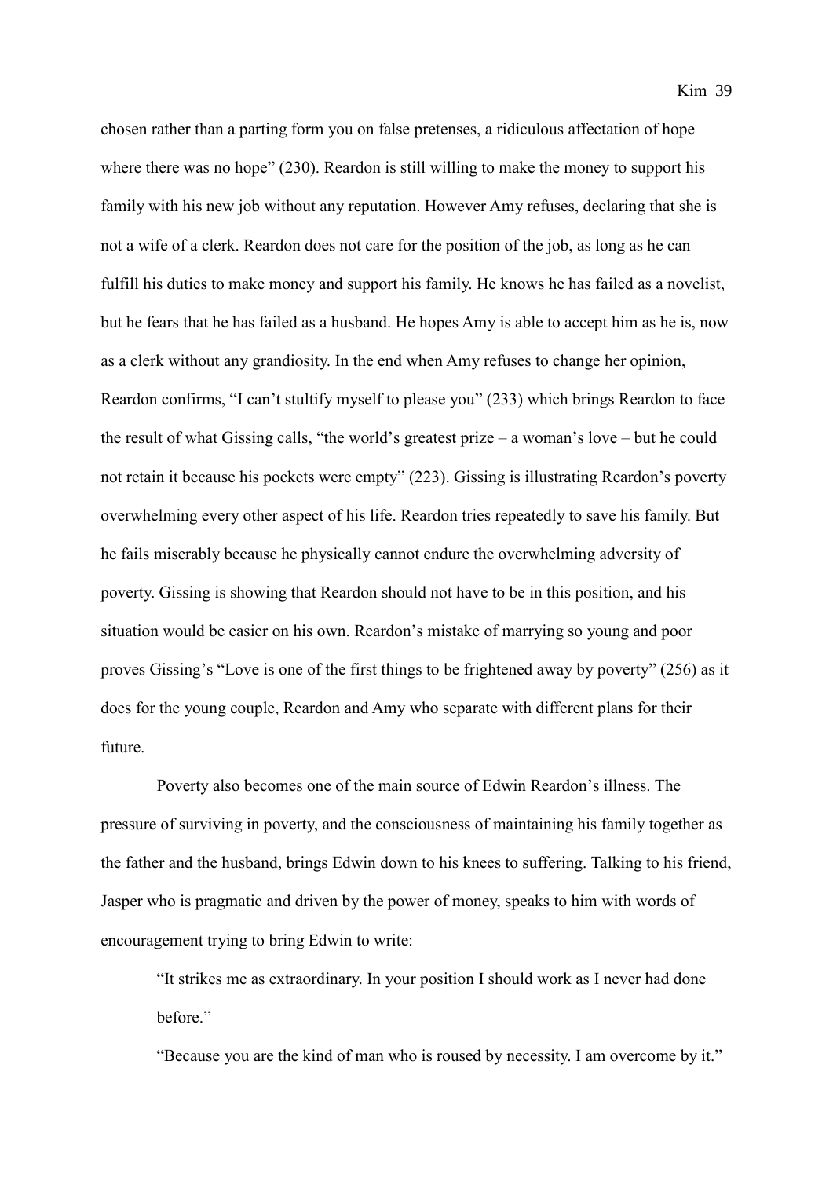chosen rather than a parting form you on false pretenses, a ridiculous affectation of hope where there was no hope" (230). Reardon is still willing to make the money to support his family with his new job without any reputation. However Amy refuses, declaring that she is not a wife of a clerk. Reardon does not care for the position of the job, as long as he can fulfill his duties to make money and support his family. He knows he has failed as a novelist, but he fears that he has failed as a husband. He hopes Amy is able to accept him as he is, now as a clerk without any grandiosity. In the end when Amy refuses to change her opinion, Reardon confirms, "I can't stultify myself to please you" (233) which brings Reardon to face the result of what Gissing calls, "the world's greatest prize – a woman's love – but he could not retain it because his pockets were empty" (223). Gissing is illustrating Reardon's poverty overwhelming every other aspect of his life. Reardon tries repeatedly to save his family. But he fails miserably because he physically cannot endure the overwhelming adversity of poverty. Gissing is showing that Reardon should not have to be in this position, and his situation would be easier on his own. Reardon's mistake of marrying so young and poor proves Gissing's "Love is one of the first things to be frightened away by poverty" (256) as it does for the young couple, Reardon and Amy who separate with different plans for their future.

Poverty also becomes one of the main source of Edwin Reardon's illness. The pressure of surviving in poverty, and the consciousness of maintaining his family together as the father and the husband, brings Edwin down to his knees to suffering. Talking to his friend, Jasper who is pragmatic and driven by the power of money, speaks to him with words of encouragement trying to bring Edwin to write:

> "It strikes me as extraordinary. In your position I should work as I never had done before."
>
> "Because you are the kind of man who is roused by necessity. I am overcome by it."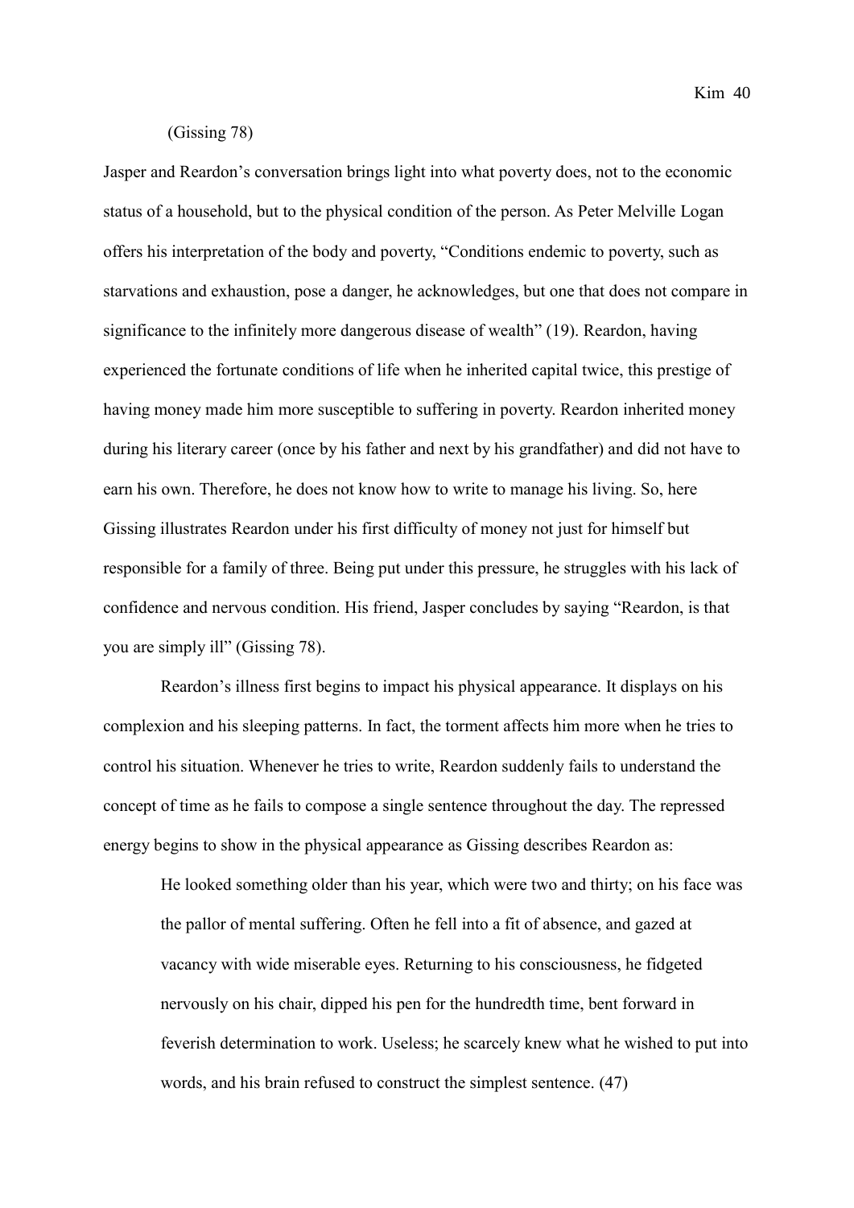(Gissing 78)

Jasper and Reardon's conversation brings light into what poverty does, not to the economic status of a household, but to the physical condition of the person. As Peter Melville Logan offers his interpretation of the body and poverty, "Conditions endemic to poverty, such as starvations and exhaustion, pose a danger, he acknowledges, but one that does not compare in significance to the infinitely more dangerous disease of wealth" (19). Reardon, having experienced the fortunate conditions of life when he inherited capital twice, this prestige of having money made him more susceptible to suffering in poverty. Reardon inherited money during his literary career (once by his father and next by his grandfather) and did not have to earn his own. Therefore, he does not know how to write to manage his living. So, here Gissing illustrates Reardon under his first difficulty of money not just for himself but responsible for a family of three. Being put under this pressure, he struggles with his lack of confidence and nervous condition. His friend, Jasper concludes by saying "Reardon, is that you are simply ill" (Gissing 78).

Reardon's illness first begins to impact his physical appearance. It displays on his complexion and his sleeping patterns. In fact, the torment affects him more when he tries to control his situation. Whenever he tries to write, Reardon suddenly fails to understand the concept of time as he fails to compose a single sentence throughout the day. The repressed energy begins to show in the physical appearance as Gissing describes Reardon as:

> He looked something older than his year, which were two and thirty; on his face was the pallor of mental suffering. Often he fell into a fit of absence, and gazed at vacancy with wide miserable eyes. Returning to his consciousness, he fidgeted nervously on his chair, dipped his pen for the hundredth time, bent forward in feverish determination to work. Useless; he scarcely knew what he wished to put into words, and his brain refused to construct the simplest sentence. (47)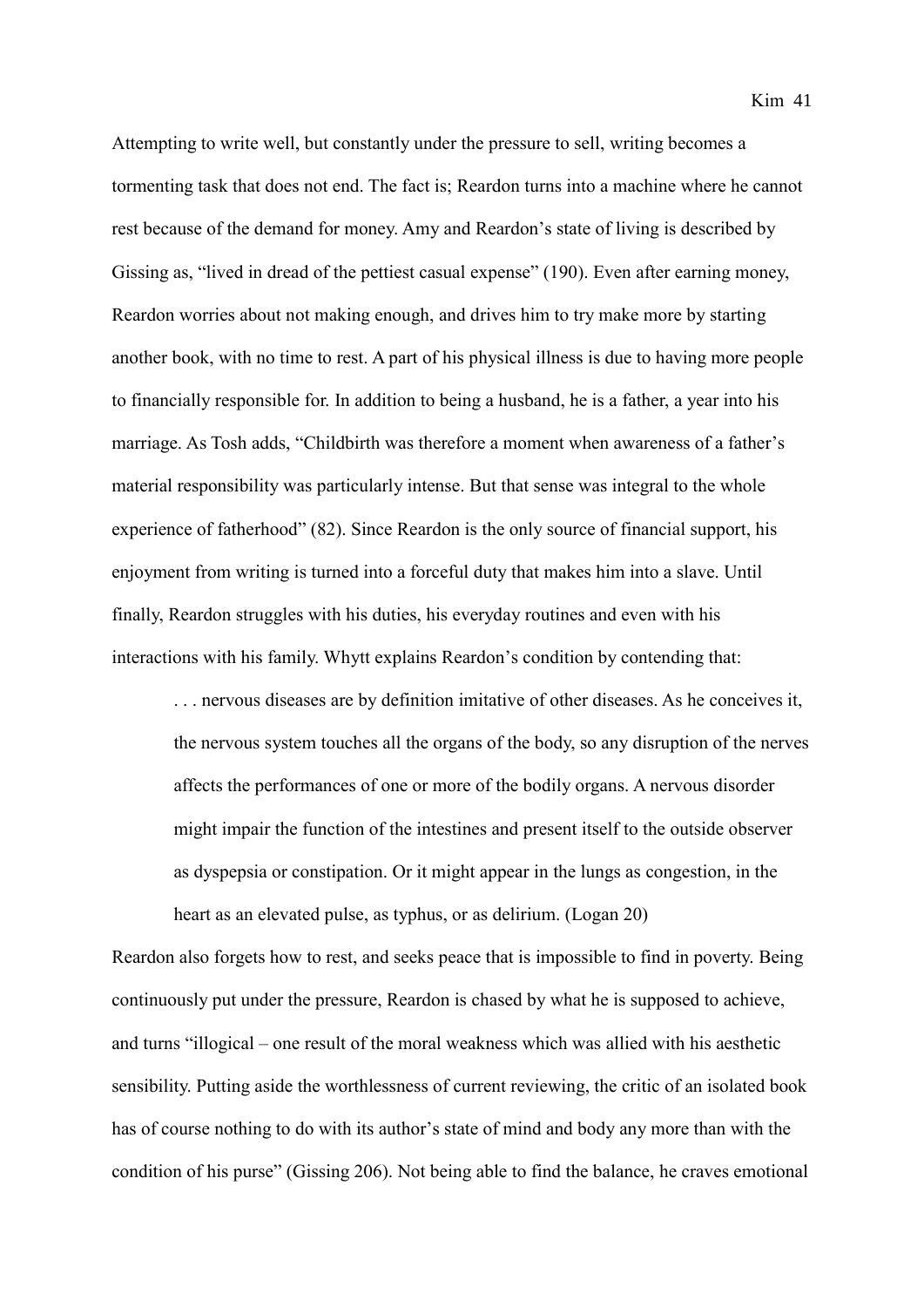Attempting to write well, but constantly under the pressure to sell, writing becomes a tormenting task that does not end. The fact is; Reardon turns into a machine where he cannot rest because of the demand for money. Amy and Reardon's state of living is described by Gissing as, "lived in dread of the pettiest casual expense" (190). Even after earning money, Reardon worries about not making enough, and drives him to try make more by starting another book, with no time to rest. A part of his physical illness is due to having more people to financially responsible for. In addition to being a husband, he is a father, a year into his marriage. As Tosh adds, "Childbirth was therefore a moment when awareness of a father's material responsibility was particularly intense. But that sense was integral to the whole experience of fatherhood" (82). Since Reardon is the only source of financial support, his enjoyment from writing is turned into a forceful duty that makes him into a slave. Until finally, Reardon struggles with his duties, his everyday routines and even with his interactions with his family. Whytt explains Reardon's condition by contending that:

> . . . nervous diseases are by definition imitative of other diseases. As he conceives it, the nervous system touches all the organs of the body, so any disruption of the nerves affects the performances of one or more of the bodily organs. A nervous disorder might impair the function of the intestines and present itself to the outside observer as dyspepsia or constipation. Or it might appear in the lungs as congestion, in the heart as an elevated pulse, as typhus, or as delirium. (Logan 20)

Reardon also forgets how to rest, and seeks peace that is impossible to find in poverty. Being continuously put under the pressure, Reardon is chased by what he is supposed to achieve, and turns "illogical – one result of the moral weakness which was allied with his aesthetic sensibility. Putting aside the worthlessness of current reviewing, the critic of an isolated book has of course nothing to do with its author's state of mind and body any more than with the condition of his purse" (Gissing 206). Not being able to find the balance, he craves emotional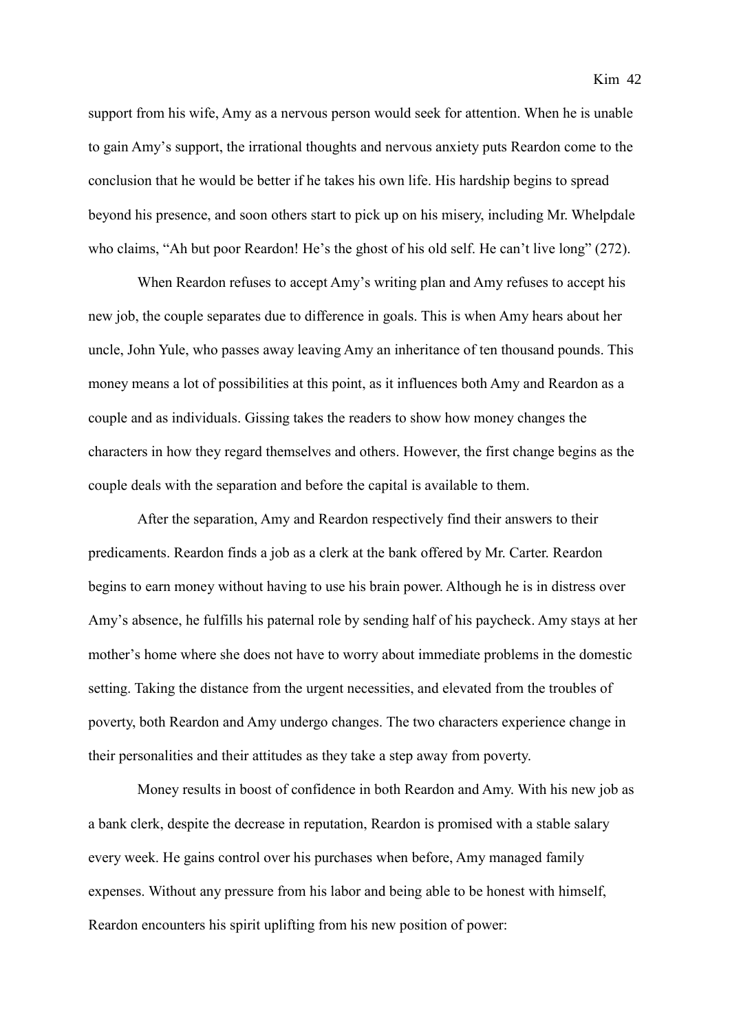support from his wife, Amy as a nervous person would seek for attention. When he is unable to gain Amy's support, the irrational thoughts and nervous anxiety puts Reardon come to the conclusion that he would be better if he takes his own life. His hardship begins to spread beyond his presence, and soon others start to pick up on his misery, including Mr. Whelpdale who claims, "Ah but poor Reardon! He's the ghost of his old self. He can't live long" (272).

When Reardon refuses to accept Amy's writing plan and Amy refuses to accept his new job, the couple separates due to difference in goals. This is when Amy hears about her uncle, John Yule, who passes away leaving Amy an inheritance of ten thousand pounds. This money means a lot of possibilities at this point, as it influences both Amy and Reardon as a couple and as individuals. Gissing takes the readers to show how money changes the characters in how they regard themselves and others. However, the first change begins as the couple deals with the separation and before the capital is available to them.

After the separation, Amy and Reardon respectively find their answers to their predicaments. Reardon finds a job as a clerk at the bank offered by Mr. Carter. Reardon begins to earn money without having to use his brain power. Although he is in distress over Amy's absence, he fulfills his paternal role by sending half of his paycheck. Amy stays at her mother's home where she does not have to worry about immediate problems in the domestic setting. Taking the distance from the urgent necessities, and elevated from the troubles of poverty, both Reardon and Amy undergo changes. The two characters experience change in their personalities and their attitudes as they take a step away from poverty.

Money results in boost of confidence in both Reardon and Amy. With his new job as a bank clerk, despite the decrease in reputation, Reardon is promised with a stable salary every week. He gains control over his purchases when before, Amy managed family expenses. Without any pressure from his labor and being able to be honest with himself, Reardon encounters his spirit uplifting from his new position of power: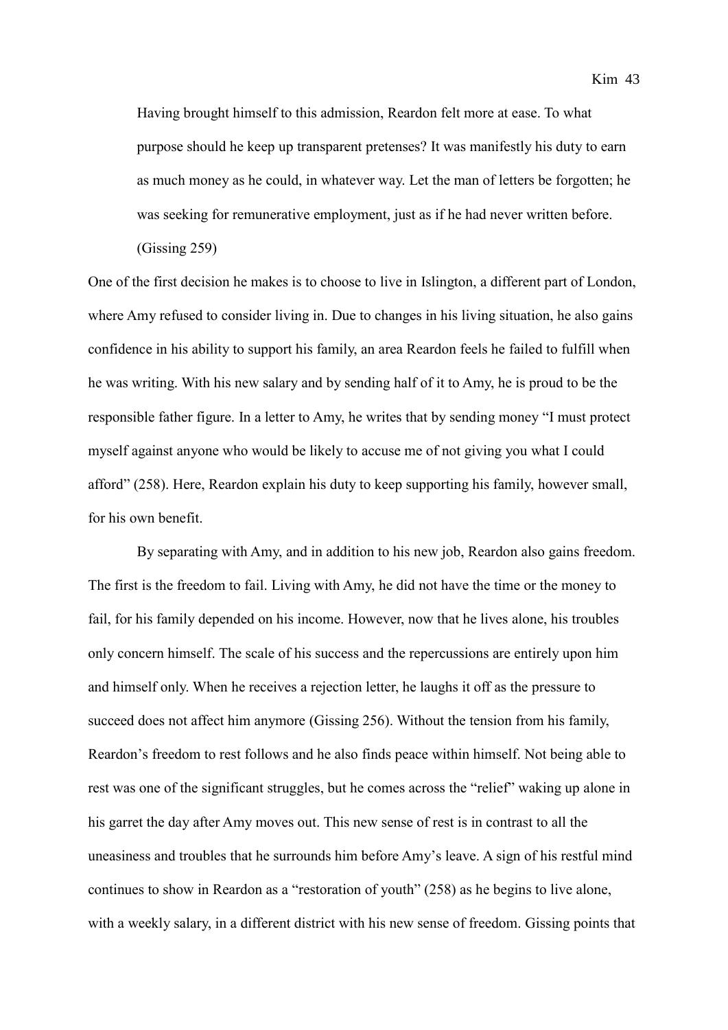> Having brought himself to this admission, Reardon felt more at ease. To what purpose should he keep up transparent pretenses? It was manifestly his duty to earn as much money as he could, in whatever way. Let the man of letters be forgotten; he was seeking for remunerative employment, just as if he had never written before. (Gissing 259)

One of the first decision he makes is to choose to live in Islington, a different part of London, where Amy refused to consider living in. Due to changes in his living situation, he also gains confidence in his ability to support his family, an area Reardon feels he failed to fulfill when he was writing. With his new salary and by sending half of it to Amy, he is proud to be the responsible father figure. In a letter to Amy, he writes that by sending money "I must protect myself against anyone who would be likely to accuse me of not giving you what I could afford" (258). Here, Reardon explain his duty to keep supporting his family, however small, for his own benefit.

By separating with Amy, and in addition to his new job, Reardon also gains freedom. The first is the freedom to fail. Living with Amy, he did not have the time or the money to fail, for his family depended on his income. However, now that he lives alone, his troubles only concern himself. The scale of his success and the repercussions are entirely upon him and himself only. When he receives a rejection letter, he laughs it off as the pressure to succeed does not affect him anymore (Gissing 256). Without the tension from his family, Reardon's freedom to rest follows and he also finds peace within himself. Not being able to rest was one of the significant struggles, but he comes across the "relief" waking up alone in his garret the day after Amy moves out. This new sense of rest is in contrast to all the uneasiness and troubles that he surrounds him before Amy's leave. A sign of his restful mind continues to show in Reardon as a "restoration of youth" (258) as he begins to live alone, with a weekly salary, in a different district with his new sense of freedom. Gissing points that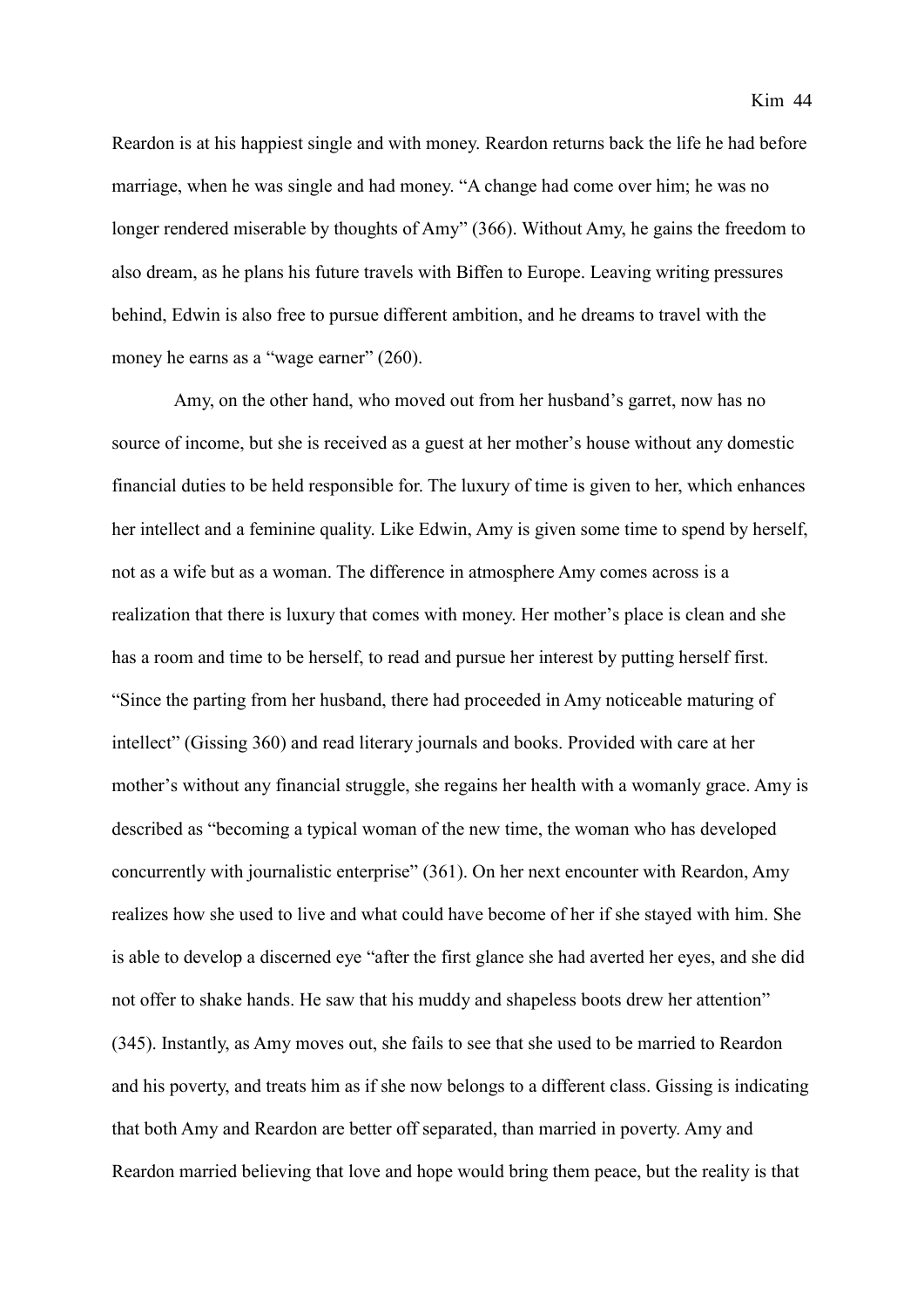Reardon is at his happiest single and with money. Reardon returns back the life he had before marriage, when he was single and had money. "A change had come over him; he was no longer rendered miserable by thoughts of Amy" (366). Without Amy, he gains the freedom to also dream, as he plans his future travels with Biffen to Europe. Leaving writing pressures behind, Edwin is also free to pursue different ambition, and he dreams to travel with the money he earns as a "wage earner" (260).

Amy, on the other hand, who moved out from her husband's garret, now has no source of income, but she is received as a guest at her mother's house without any domestic financial duties to be held responsible for. The luxury of time is given to her, which enhances her intellect and a feminine quality. Like Edwin, Amy is given some time to spend by herself, not as a wife but as a woman. The difference in atmosphere Amy comes across is a realization that there is luxury that comes with money. Her mother's place is clean and she has a room and time to be herself, to read and pursue her interest by putting herself first. "Since the parting from her husband, there had proceeded in Amy noticeable maturing of intellect" (Gissing 360) and read literary journals and books. Provided with care at her mother's without any financial struggle, she regains her health with a womanly grace. Amy is described as "becoming a typical woman of the new time, the woman who has developed concurrently with journalistic enterprise" (361). On her next encounter with Reardon, Amy realizes how she used to live and what could have become of her if she stayed with him. She is able to develop a discerned eye "after the first glance she had averted her eyes, and she did not offer to shake hands. He saw that his muddy and shapeless boots drew her attention" (345). Instantly, as Amy moves out, she fails to see that she used to be married to Reardon and his poverty, and treats him as if she now belongs to a different class. Gissing is indicating that both Amy and Reardon are better off separated, than married in poverty. Amy and Reardon married believing that love and hope would bring them peace, but the reality is that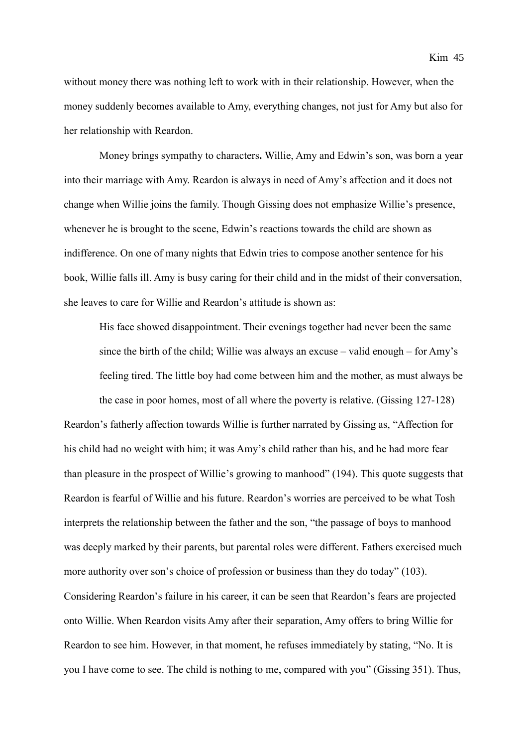without money there was nothing left to work with in their relationship. However, when the money suddenly becomes available to Amy, everything changes, not just for Amy but also for her relationship with Reardon.

Money brings sympathy to characters**.** Willie, Amy and Edwin's son, was born a year into their marriage with Amy. Reardon is always in need of Amy's affection and it does not change when Willie joins the family. Though Gissing does not emphasize Willie's presence, whenever he is brought to the scene, Edwin's reactions towards the child are shown as indifference. On one of many nights that Edwin tries to compose another sentence for his book, Willie falls ill. Amy is busy caring for their child and in the midst of their conversation, she leaves to care for Willie and Reardon's attitude is shown as:

> His face showed disappointment. Their evenings together had never been the same since the birth of the child; Willie was always an excuse – valid enough – for Amy's feeling tired. The little boy had come between him and the mother, as must always be the case in poor homes, most of all where the poverty is relative. (Gissing 127-128)

Reardon's fatherly affection towards Willie is further narrated by Gissing as, "Affection for his child had no weight with him; it was Amy's child rather than his, and he had more fear than pleasure in the prospect of Willie's growing to manhood" (194). This quote suggests that Reardon is fearful of Willie and his future. Reardon's worries are perceived to be what Tosh interprets the relationship between the father and the son, "the passage of boys to manhood was deeply marked by their parents, but parental roles were different. Fathers exercised much more authority over son's choice of profession or business than they do today" (103). Considering Reardon's failure in his career, it can be seen that Reardon's fears are projected onto Willie. When Reardon visits Amy after their separation, Amy offers to bring Willie for Reardon to see him. However, in that moment, he refuses immediately by stating, "No. It is you I have come to see. The child is nothing to me, compared with you" (Gissing 351). Thus,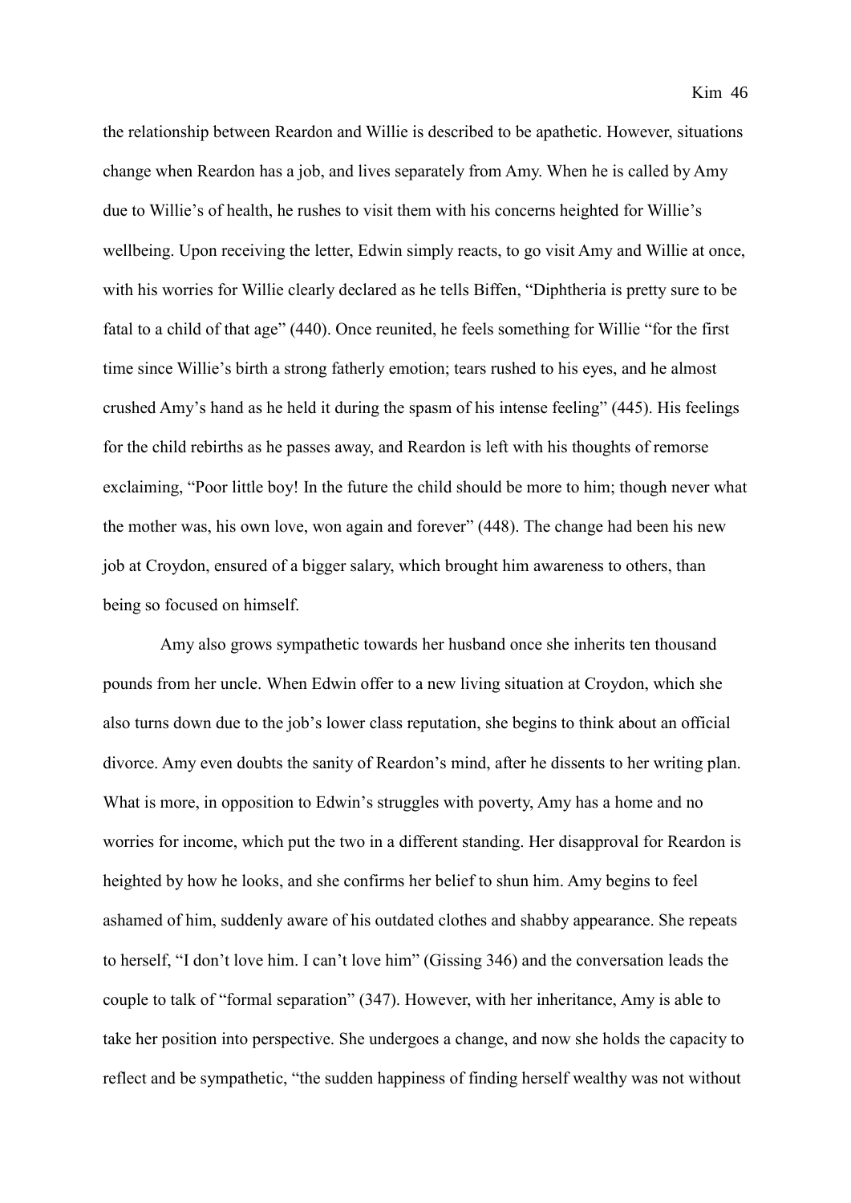the relationship between Reardon and Willie is described to be apathetic. However, situations change when Reardon has a job, and lives separately from Amy. When he is called by Amy due to Willie's of health, he rushes to visit them with his concerns heighted for Willie's wellbeing. Upon receiving the letter, Edwin simply reacts, to go visit Amy and Willie at once, with his worries for Willie clearly declared as he tells Biffen, "Diphtheria is pretty sure to be fatal to a child of that age" (440). Once reunited, he feels something for Willie "for the first time since Willie's birth a strong fatherly emotion; tears rushed to his eyes, and he almost crushed Amy's hand as he held it during the spasm of his intense feeling" (445). His feelings for the child rebirths as he passes away, and Reardon is left with his thoughts of remorse exclaiming, "Poor little boy! In the future the child should be more to him; though never what the mother was, his own love, won again and forever" (448). The change had been his new job at Croydon, ensured of a bigger salary, which brought him awareness to others, than being so focused on himself.

Amy also grows sympathetic towards her husband once she inherits ten thousand pounds from her uncle. When Edwin offer to a new living situation at Croydon, which she also turns down due to the job's lower class reputation, she begins to think about an official divorce. Amy even doubts the sanity of Reardon's mind, after he dissents to her writing plan. What is more, in opposition to Edwin's struggles with poverty, Amy has a home and no worries for income, which put the two in a different standing. Her disapproval for Reardon is heighted by how he looks, and she confirms her belief to shun him. Amy begins to feel ashamed of him, suddenly aware of his outdated clothes and shabby appearance. She repeats to herself, "I don't love him. I can't love him" (Gissing 346) and the conversation leads the couple to talk of "formal separation" (347). However, with her inheritance, Amy is able to take her position into perspective. She undergoes a change, and now she holds the capacity to reflect and be sympathetic, "the sudden happiness of finding herself wealthy was not without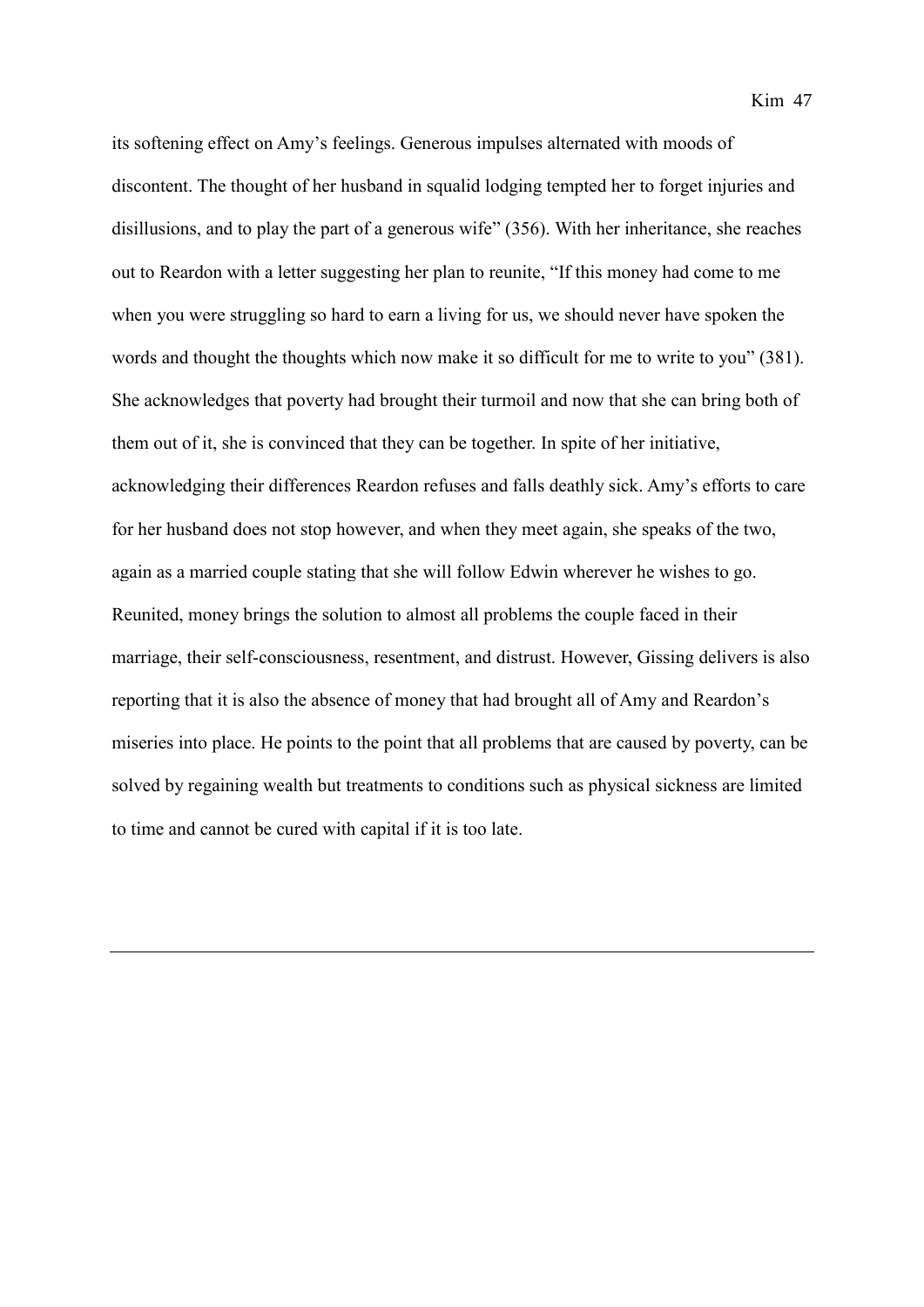its softening effect on Amy's feelings. Generous impulses alternated with moods of discontent. The thought of her husband in squalid lodging tempted her to forget injuries and disillusions, and to play the part of a generous wife" (356). With her inheritance, she reaches out to Reardon with a letter suggesting her plan to reunite, "If this money had come to me when you were struggling so hard to earn a living for us, we should never have spoken the words and thought the thoughts which now make it so difficult for me to write to you" (381). She acknowledges that poverty had brought their turmoil and now that she can bring both of them out of it, she is convinced that they can be together. In spite of her initiative, acknowledging their differences Reardon refuses and falls deathly sick. Amy's efforts to care for her husband does not stop however, and when they meet again, she speaks of the two, again as a married couple stating that she will follow Edwin wherever he wishes to go. Reunited, money brings the solution to almost all problems the couple faced in their marriage, their self-consciousness, resentment, and distrust. However, Gissing delivers is also reporting that it is also the absence of money that had brought all of Amy and Reardon's miseries into place. He points to the point that all problems that are caused by poverty, can be solved by regaining wealth but treatments to conditions such as physical sickness are limited to time and cannot be cured with capital if it is too late.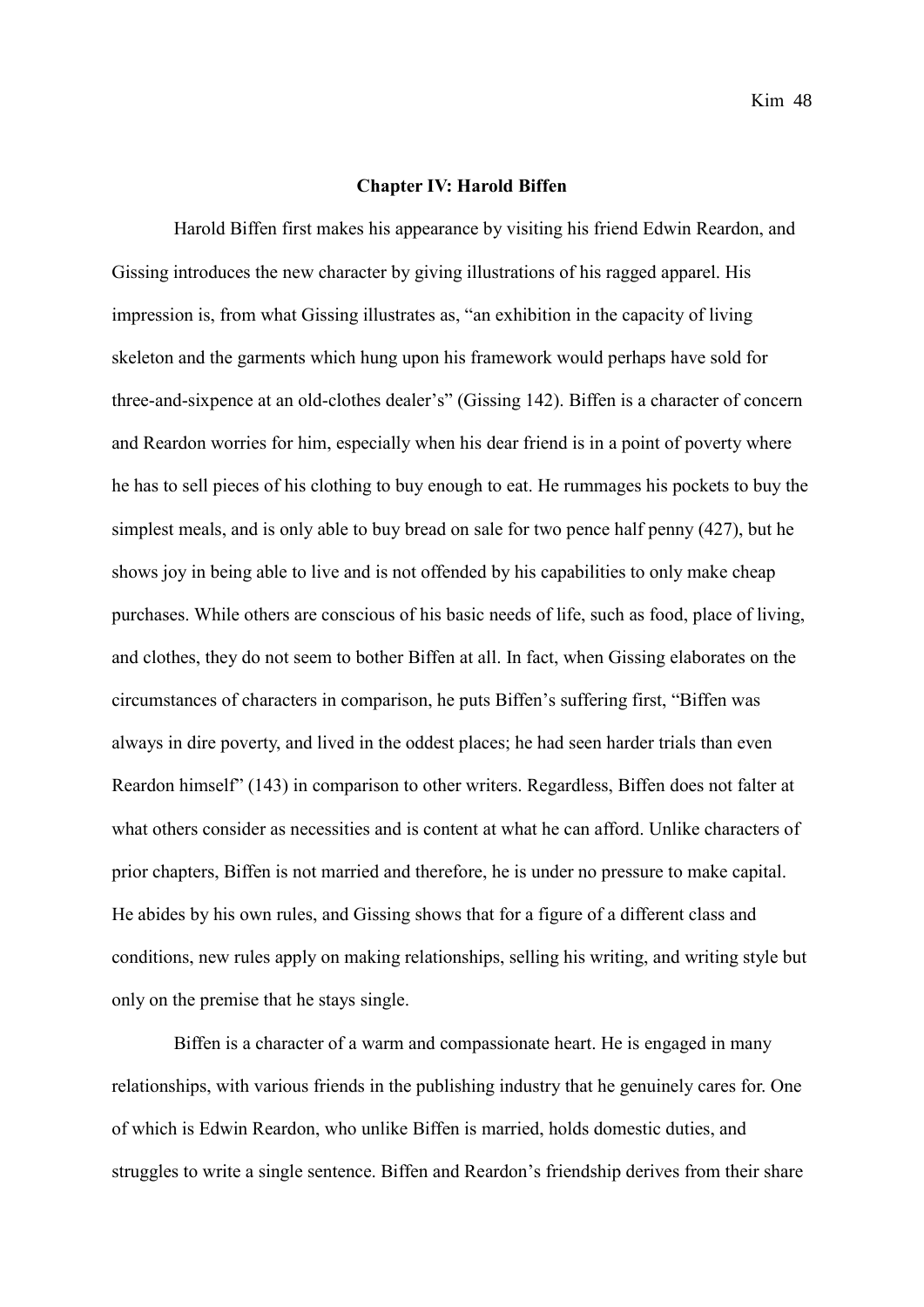## Chapter IV: Harold Biffen

Harold Biffen first makes his appearance by visiting his friend Edwin Reardon, and Gissing introduces the new character by giving illustrations of his ragged apparel. His impression is, from what Gissing illustrates as, "an exhibition in the capacity of living skeleton and the garments which hung upon his framework would perhaps have sold for three-and-sixpence at an old-clothes dealer's" (Gissing 142). Biffen is a character of concern and Reardon worries for him, especially when his dear friend is in a point of poverty where he has to sell pieces of his clothing to buy enough to eat. He rummages his pockets to buy the simplest meals, and is only able to buy bread on sale for two pence half penny (427), but he shows joy in being able to live and is not offended by his capabilities to only make cheap purchases. While others are conscious of his basic needs of life, such as food, place of living, and clothes, they do not seem to bother Biffen at all. In fact, when Gissing elaborates on the circumstances of characters in comparison, he puts Biffen's suffering first, "Biffen was always in dire poverty, and lived in the oddest places; he had seen harder trials than even Reardon himself" (143) in comparison to other writers. Regardless, Biffen does not falter at what others consider as necessities and is content at what he can afford. Unlike characters of prior chapters, Biffen is not married and therefore, he is under no pressure to make capital. He abides by his own rules, and Gissing shows that for a figure of a different class and conditions, new rules apply on making relationships, selling his writing, and writing style but only on the premise that he stays single.

Biffen is a character of a warm and compassionate heart. He is engaged in many relationships, with various friends in the publishing industry that he genuinely cares for. One of which is Edwin Reardon, who unlike Biffen is married, holds domestic duties, and struggles to write a single sentence. Biffen and Reardon's friendship derives from their share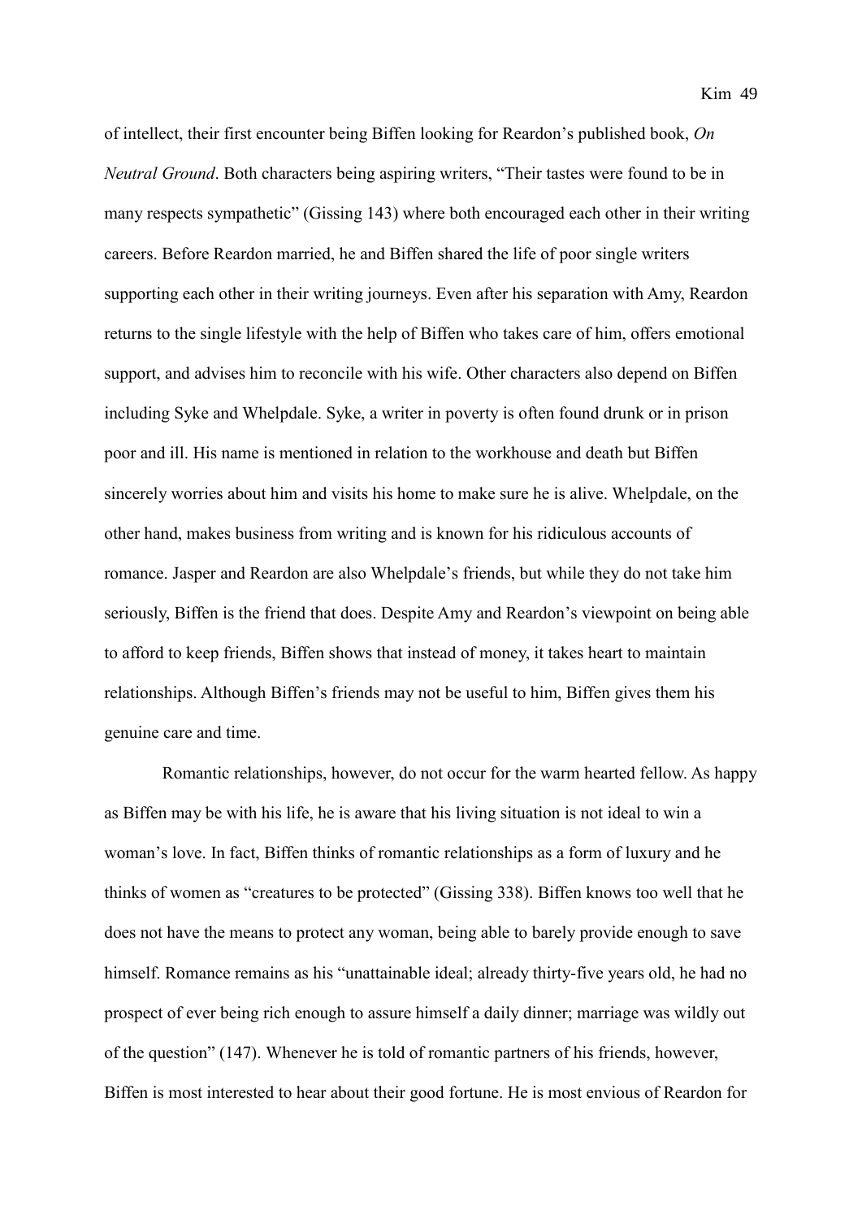of intellect, their first encounter being Biffen looking for Reardon's published book, *On Neutral Ground*. Both characters being aspiring writers, "Their tastes were found to be in many respects sympathetic" (Gissing 143) where both encouraged each other in their writing careers. Before Reardon married, he and Biffen shared the life of poor single writers supporting each other in their writing journeys. Even after his separation with Amy, Reardon returns to the single lifestyle with the help of Biffen who takes care of him, offers emotional support, and advises him to reconcile with his wife. Other characters also depend on Biffen including Syke and Whelpdale. Syke, a writer in poverty is often found drunk or in prison poor and ill. His name is mentioned in relation to the workhouse and death but Biffen sincerely worries about him and visits his home to make sure he is alive. Whelpdale, on the other hand, makes business from writing and is known for his ridiculous accounts of romance. Jasper and Reardon are also Whelpdale's friends, but while they do not take him seriously, Biffen is the friend that does. Despite Amy and Reardon's viewpoint on being able to afford to keep friends, Biffen shows that instead of money, it takes heart to maintain relationships. Although Biffen's friends may not be useful to him, Biffen gives them his genuine care and time.

Romantic relationships, however, do not occur for the warm hearted fellow. As happy as Biffen may be with his life, he is aware that his living situation is not ideal to win a woman's love. In fact, Biffen thinks of romantic relationships as a form of luxury and he thinks of women as "creatures to be protected" (Gissing 338). Biffen knows too well that he does not have the means to protect any woman, being able to barely provide enough to save himself. Romance remains as his "unattainable ideal; already thirty-five years old, he had no prospect of ever being rich enough to assure himself a daily dinner; marriage was wildly out of the question" (147). Whenever he is told of romantic partners of his friends, however, Biffen is most interested to hear about their good fortune. He is most envious of Reardon for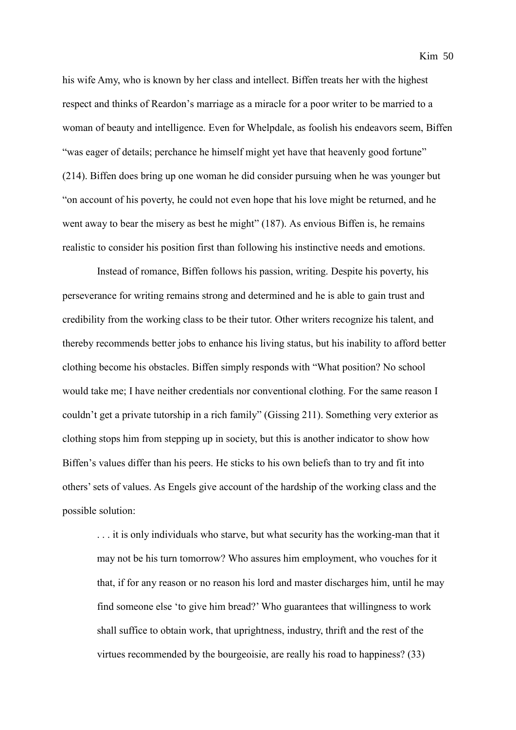his wife Amy, who is known by her class and intellect. Biffen treats her with the highest respect and thinks of Reardon's marriage as a miracle for a poor writer to be married to a woman of beauty and intelligence. Even for Whelpdale, as foolish his endeavors seem, Biffen "was eager of details; perchance he himself might yet have that heavenly good fortune" (214). Biffen does bring up one woman he did consider pursuing when he was younger but "on account of his poverty, he could not even hope that his love might be returned, and he went away to bear the misery as best he might" (187). As envious Biffen is, he remains realistic to consider his position first than following his instinctive needs and emotions.

Instead of romance, Biffen follows his passion, writing. Despite his poverty, his perseverance for writing remains strong and determined and he is able to gain trust and credibility from the working class to be their tutor. Other writers recognize his talent, and thereby recommends better jobs to enhance his living status, but his inability to afford better clothing become his obstacles. Biffen simply responds with "What position? No school would take me; I have neither credentials nor conventional clothing. For the same reason I couldn't get a private tutorship in a rich family" (Gissing 211). Something very exterior as clothing stops him from stepping up in society, but this is another indicator to show how Biffen's values differ than his peers. He sticks to his own beliefs than to try and fit into others' sets of values. As Engels give account of the hardship of the working class and the possible solution:

> . . . it is only individuals who starve, but what security has the working-man that it may not be his turn tomorrow? Who assures him employment, who vouches for it that, if for any reason or no reason his lord and master discharges him, until he may find someone else 'to give him bread?' Who guarantees that willingness to work shall suffice to obtain work, that uprightness, industry, thrift and the rest of the virtues recommended by the bourgeoisie, are really his road to happiness? (33)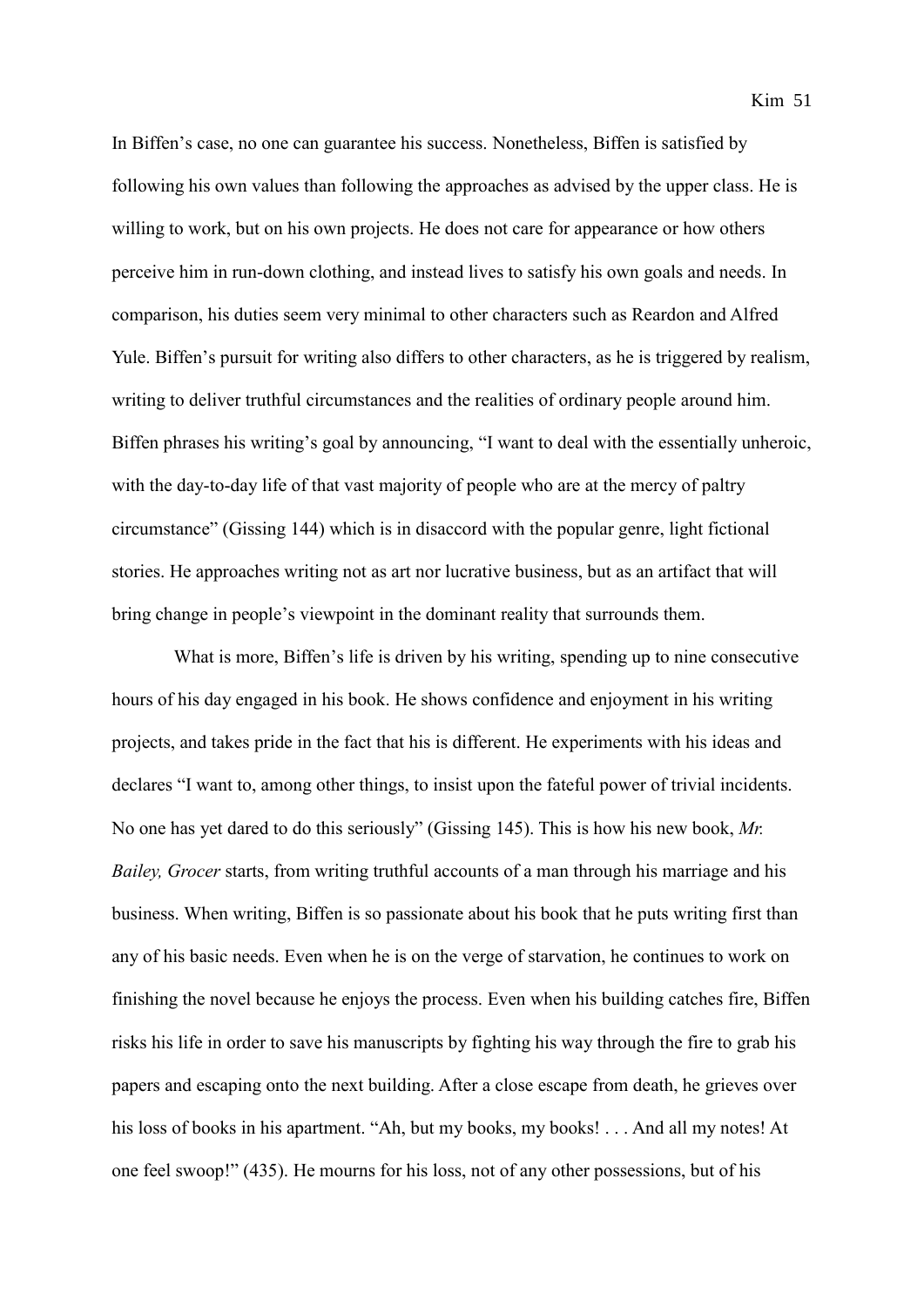In Biffen's case, no one can guarantee his success. Nonetheless, Biffen is satisfied by following his own values than following the approaches as advised by the upper class. He is willing to work, but on his own projects. He does not care for appearance or how others perceive him in run-down clothing, and instead lives to satisfy his own goals and needs. In comparison, his duties seem very minimal to other characters such as Reardon and Alfred Yule. Biffen's pursuit for writing also differs to other characters, as he is triggered by realism, writing to deliver truthful circumstances and the realities of ordinary people around him. Biffen phrases his writing's goal by announcing, "I want to deal with the essentially unheroic, with the day-to-day life of that vast majority of people who are at the mercy of paltry circumstance" (Gissing 144) which is in disaccord with the popular genre, light fictional stories. He approaches writing not as art nor lucrative business, but as an artifact that will bring change in people's viewpoint in the dominant reality that surrounds them.

What is more, Biffen's life is driven by his writing, spending up to nine consecutive hours of his day engaged in his book. He shows confidence and enjoyment in his writing projects, and takes pride in the fact that his is different. He experiments with his ideas and declares "I want to, among other things, to insist upon the fateful power of trivial incidents. No one has yet dared to do this seriously" (Gissing 145). This is how his new book, *Mr. Bailey, Grocer* starts, from writing truthful accounts of a man through his marriage and his business. When writing, Biffen is so passionate about his book that he puts writing first than any of his basic needs. Even when he is on the verge of starvation, he continues to work on finishing the novel because he enjoys the process. Even when his building catches fire, Biffen risks his life in order to save his manuscripts by fighting his way through the fire to grab his papers and escaping onto the next building. After a close escape from death, he grieves over his loss of books in his apartment. "Ah, but my books, my books! . . . And all my notes! At one feel swoop!" (435). He mourns for his loss, not of any other possessions, but of his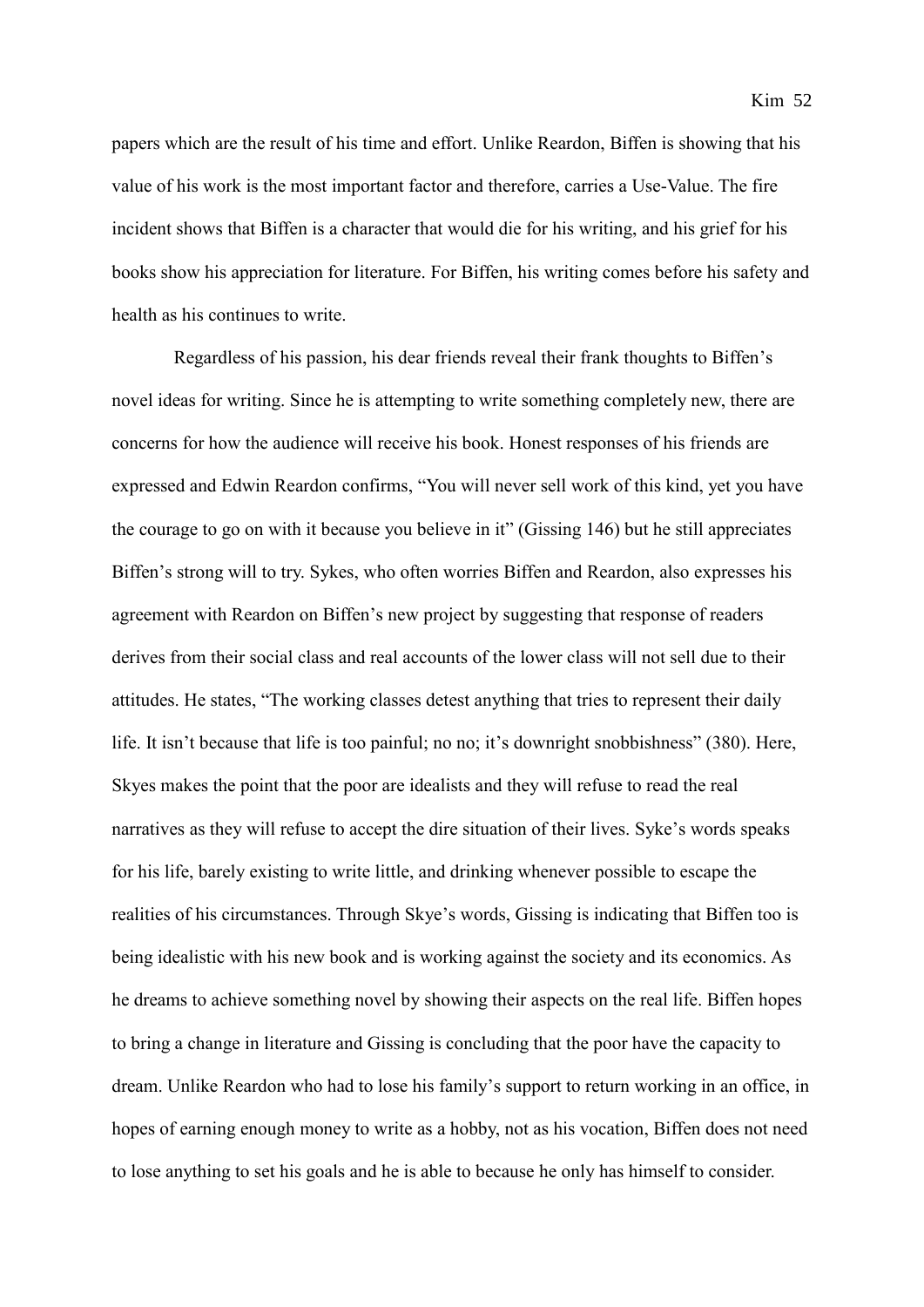papers which are the result of his time and effort. Unlike Reardon, Biffen is showing that his value of his work is the most important factor and therefore, carries a Use-Value. The fire incident shows that Biffen is a character that would die for his writing, and his grief for his books show his appreciation for literature. For Biffen, his writing comes before his safety and health as his continues to write.

Regardless of his passion, his dear friends reveal their frank thoughts to Biffen's novel ideas for writing. Since he is attempting to write something completely new, there are concerns for how the audience will receive his book. Honest responses of his friends are expressed and Edwin Reardon confirms, "You will never sell work of this kind, yet you have the courage to go on with it because you believe in it" (Gissing 146) but he still appreciates Biffen's strong will to try. Sykes, who often worries Biffen and Reardon, also expresses his agreement with Reardon on Biffen's new project by suggesting that response of readers derives from their social class and real accounts of the lower class will not sell due to their attitudes. He states, "The working classes detest anything that tries to represent their daily life. It isn't because that life is too painful; no no; it's downright snobbishness" (380). Here, Skyes makes the point that the poor are idealists and they will refuse to read the real narratives as they will refuse to accept the dire situation of their lives. Syke's words speaks for his life, barely existing to write little, and drinking whenever possible to escape the realities of his circumstances. Through Skye's words, Gissing is indicating that Biffen too is being idealistic with his new book and is working against the society and its economics. As he dreams to achieve something novel by showing their aspects on the real life. Biffen hopes to bring a change in literature and Gissing is concluding that the poor have the capacity to dream. Unlike Reardon who had to lose his family's support to return working in an office, in hopes of earning enough money to write as a hobby, not as his vocation, Biffen does not need to lose anything to set his goals and he is able to because he only has himself to consider.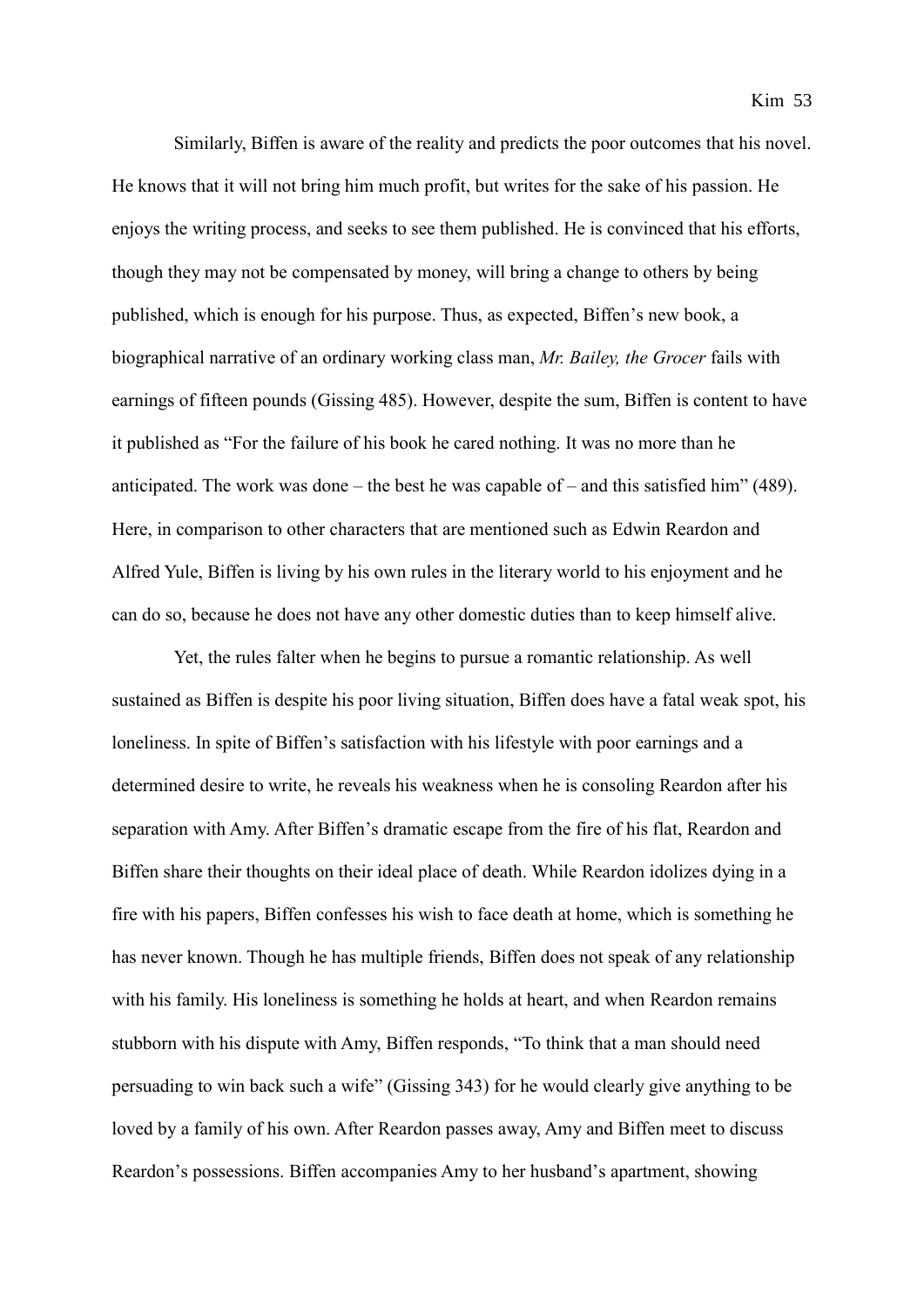Similarly, Biffen is aware of the reality and predicts the poor outcomes that his novel. He knows that it will not bring him much profit, but writes for the sake of his passion. He enjoys the writing process, and seeks to see them published. He is convinced that his efforts, though they may not be compensated by money, will bring a change to others by being published, which is enough for his purpose. Thus, as expected, Biffen's new book, a biographical narrative of an ordinary working class man, *Mr. Bailey, the Grocer* fails with earnings of fifteen pounds (Gissing 485). However, despite the sum, Biffen is content to have it published as "For the failure of his book he cared nothing. It was no more than he anticipated. The work was done – the best he was capable of – and this satisfied him" (489). Here, in comparison to other characters that are mentioned such as Edwin Reardon and Alfred Yule, Biffen is living by his own rules in the literary world to his enjoyment and he can do so, because he does not have any other domestic duties than to keep himself alive.

Yet, the rules falter when he begins to pursue a romantic relationship. As well sustained as Biffen is despite his poor living situation, Biffen does have a fatal weak spot, his loneliness. In spite of Biffen's satisfaction with his lifestyle with poor earnings and a determined desire to write, he reveals his weakness when he is consoling Reardon after his separation with Amy. After Biffen's dramatic escape from the fire of his flat, Reardon and Biffen share their thoughts on their ideal place of death. While Reardon idolizes dying in a fire with his papers, Biffen confesses his wish to face death at home, which is something he has never known. Though he has multiple friends, Biffen does not speak of any relationship with his family. His loneliness is something he holds at heart, and when Reardon remains stubborn with his dispute with Amy, Biffen responds, "To think that a man should need persuading to win back such a wife" (Gissing 343) for he would clearly give anything to be loved by a family of his own. After Reardon passes away, Amy and Biffen meet to discuss Reardon's possessions. Biffen accompanies Amy to her husband's apartment, showing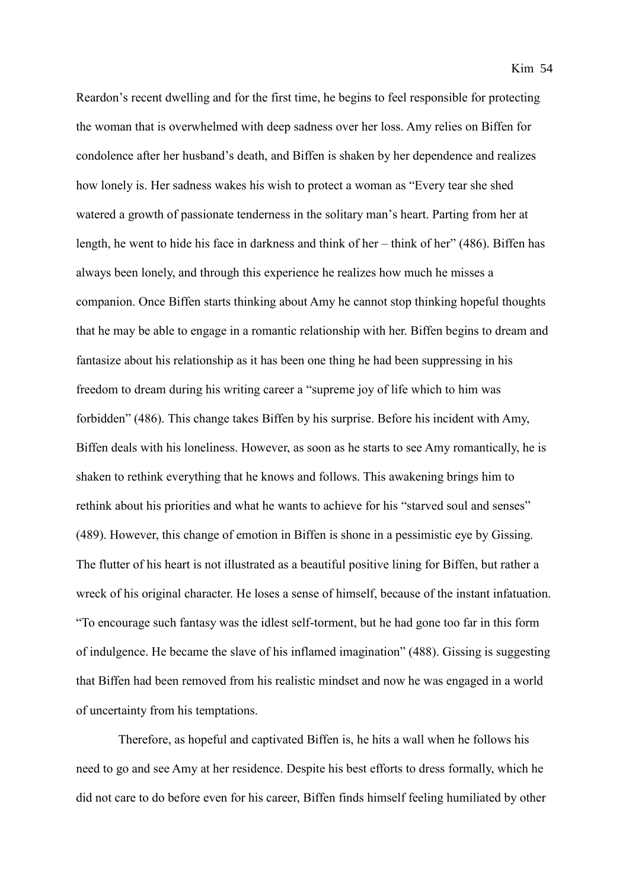Reardon's recent dwelling and for the first time, he begins to feel responsible for protecting the woman that is overwhelmed with deep sadness over her loss. Amy relies on Biffen for condolence after her husband's death, and Biffen is shaken by her dependence and realizes how lonely is. Her sadness wakes his wish to protect a woman as "Every tear she shed watered a growth of passionate tenderness in the solitary man's heart. Parting from her at length, he went to hide his face in darkness and think of her – think of her" (486). Biffen has always been lonely, and through this experience he realizes how much he misses a companion. Once Biffen starts thinking about Amy he cannot stop thinking hopeful thoughts that he may be able to engage in a romantic relationship with her. Biffen begins to dream and fantasize about his relationship as it has been one thing he had been suppressing in his freedom to dream during his writing career a "supreme joy of life which to him was forbidden" (486). This change takes Biffen by his surprise. Before his incident with Amy, Biffen deals with his loneliness. However, as soon as he starts to see Amy romantically, he is shaken to rethink everything that he knows and follows. This awakening brings him to rethink about his priorities and what he wants to achieve for his "starved soul and senses" (489). However, this change of emotion in Biffen is shone in a pessimistic eye by Gissing. The flutter of his heart is not illustrated as a beautiful positive lining for Biffen, but rather a wreck of his original character. He loses a sense of himself, because of the instant infatuation. "To encourage such fantasy was the idlest self-torment, but he had gone too far in this form of indulgence. He became the slave of his inflamed imagination" (488). Gissing is suggesting that Biffen had been removed from his realistic mindset and now he was engaged in a world of uncertainty from his temptations.

Therefore, as hopeful and captivated Biffen is, he hits a wall when he follows his need to go and see Amy at her residence. Despite his best efforts to dress formally, which he did not care to do before even for his career, Biffen finds himself feeling humiliated by other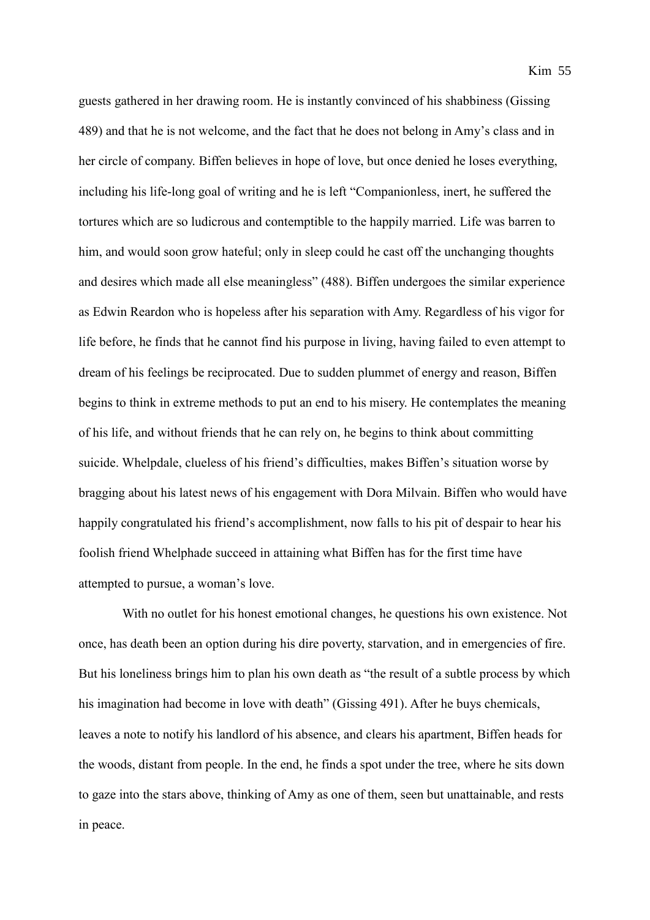guests gathered in her drawing room. He is instantly convinced of his shabbiness (Gissing 489) and that he is not welcome, and the fact that he does not belong in Amy's class and in her circle of company. Biffen believes in hope of love, but once denied he loses everything, including his life-long goal of writing and he is left "Companionless, inert, he suffered the tortures which are so ludicrous and contemptible to the happily married. Life was barren to him, and would soon grow hateful; only in sleep could he cast off the unchanging thoughts and desires which made all else meaningless" (488). Biffen undergoes the similar experience as Edwin Reardon who is hopeless after his separation with Amy. Regardless of his vigor for life before, he finds that he cannot find his purpose in living, having failed to even attempt to dream of his feelings be reciprocated. Due to sudden plummet of energy and reason, Biffen begins to think in extreme methods to put an end to his misery. He contemplates the meaning of his life, and without friends that he can rely on, he begins to think about committing suicide. Whelpdale, clueless of his friend's difficulties, makes Biffen's situation worse by bragging about his latest news of his engagement with Dora Milvain. Biffen who would have happily congratulated his friend's accomplishment, now falls to his pit of despair to hear his foolish friend Whelphade succeed in attaining what Biffen has for the first time have attempted to pursue, a woman's love.

With no outlet for his honest emotional changes, he questions his own existence. Not once, has death been an option during his dire poverty, starvation, and in emergencies of fire. But his loneliness brings him to plan his own death as "the result of a subtle process by which his imagination had become in love with death" (Gissing 491). After he buys chemicals, leaves a note to notify his landlord of his absence, and clears his apartment, Biffen heads for the woods, distant from people. In the end, he finds a spot under the tree, where he sits down to gaze into the stars above, thinking of Amy as one of them, seen but unattainable, and rests in peace.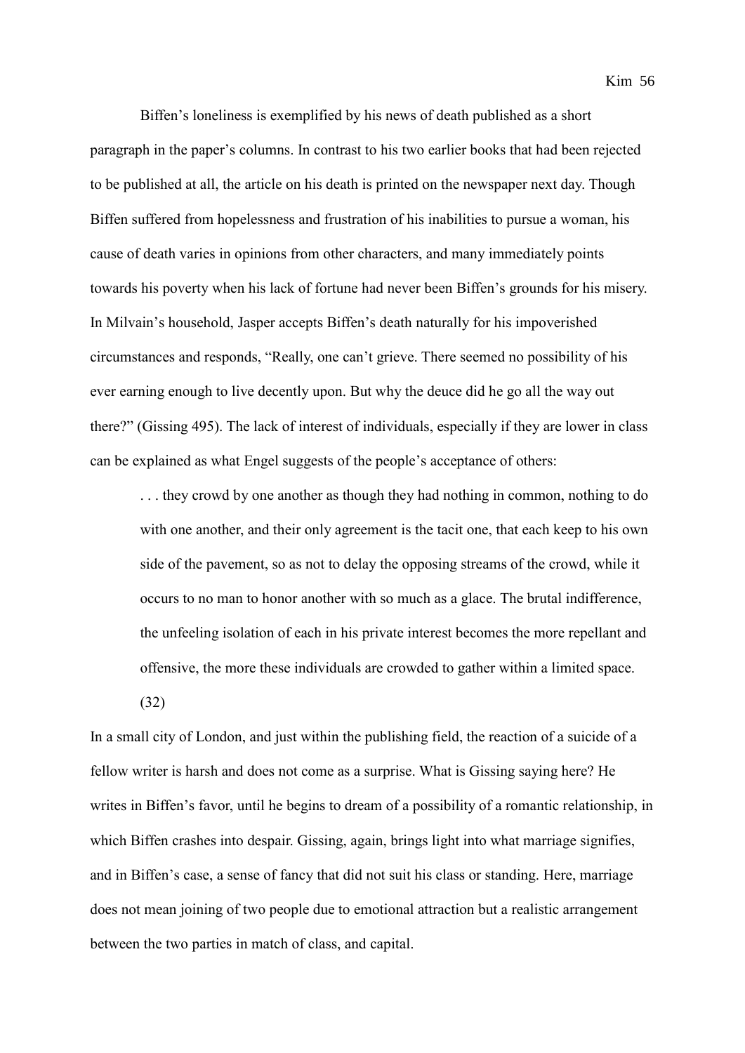Biffen's loneliness is exemplified by his news of death published as a short paragraph in the paper's columns. In contrast to his two earlier books that had been rejected to be published at all, the article on his death is printed on the newspaper next day. Though Biffen suffered from hopelessness and frustration of his inabilities to pursue a woman, his cause of death varies in opinions from other characters, and many immediately points towards his poverty when his lack of fortune had never been Biffen's grounds for his misery. In Milvain's household, Jasper accepts Biffen's death naturally for his impoverished circumstances and responds, "Really, one can't grieve. There seemed no possibility of his ever earning enough to live decently upon. But why the deuce did he go all the way out there?" (Gissing 495). The lack of interest of individuals, especially if they are lower in class can be explained as what Engel suggests of the people's acceptance of others:

> . . . they crowd by one another as though they had nothing in common, nothing to do with one another, and their only agreement is the tacit one, that each keep to his own side of the pavement, so as not to delay the opposing streams of the crowd, while it occurs to no man to honor another with so much as a glace. The brutal indifference, the unfeeling isolation of each in his private interest becomes the more repellant and offensive, the more these individuals are crowded to gather within a limited space. (32)

In a small city of London, and just within the publishing field, the reaction of a suicide of a fellow writer is harsh and does not come as a surprise. What is Gissing saying here? He writes in Biffen's favor, until he begins to dream of a possibility of a romantic relationship, in which Biffen crashes into despair. Gissing, again, brings light into what marriage signifies, and in Biffen's case, a sense of fancy that did not suit his class or standing. Here, marriage does not mean joining of two people due to emotional attraction but a realistic arrangement between the two parties in match of class, and capital.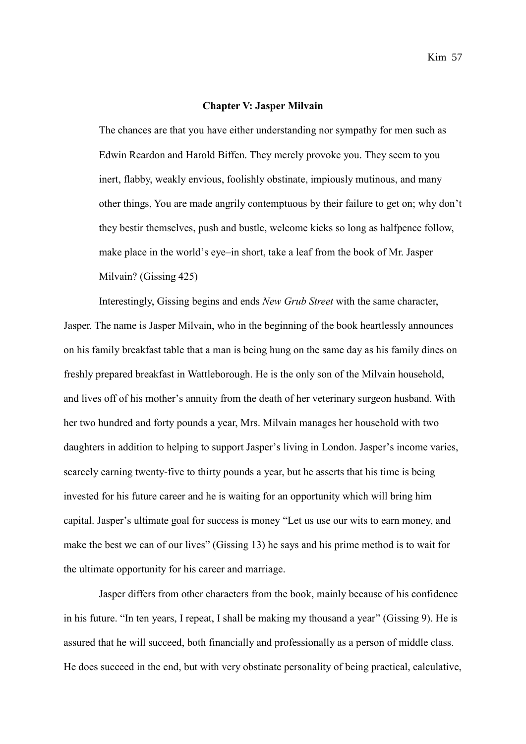## Chapter V: Jasper Milvain

> The chances are that you have either understanding nor sympathy for men such as Edwin Reardon and Harold Biffen. They merely provoke you. They seem to you inert, flabby, weakly envious, foolishly obstinate, impiously mutinous, and many other things, You are made angrily contemptuous by their failure to get on; why don't they bestir themselves, push and bustle, welcome kicks so long as halfpence follow, make place in the world's eye–in short, take a leaf from the book of Mr. Jasper Milvain? (Gissing 425)

Interestingly, Gissing begins and ends *New Grub Street* with the same character, Jasper. The name is Jasper Milvain, who in the beginning of the book heartlessly announces on his family breakfast table that a man is being hung on the same day as his family dines on freshly prepared breakfast in Wattleborough. He is the only son of the Milvain household, and lives off of his mother's annuity from the death of her veterinary surgeon husband. With her two hundred and forty pounds a year, Mrs. Milvain manages her household with two daughters in addition to helping to support Jasper's living in London. Jasper's income varies, scarcely earning twenty-five to thirty pounds a year, but he asserts that his time is being invested for his future career and he is waiting for an opportunity which will bring him capital. Jasper's ultimate goal for success is money "Let us use our wits to earn money, and make the best we can of our lives" (Gissing 13) he says and his prime method is to wait for the ultimate opportunity for his career and marriage.

Jasper differs from other characters from the book, mainly because of his confidence in his future. "In ten years, I repeat, I shall be making my thousand a year" (Gissing 9). He is assured that he will succeed, both financially and professionally as a person of middle class. He does succeed in the end, but with very obstinate personality of being practical, calculative,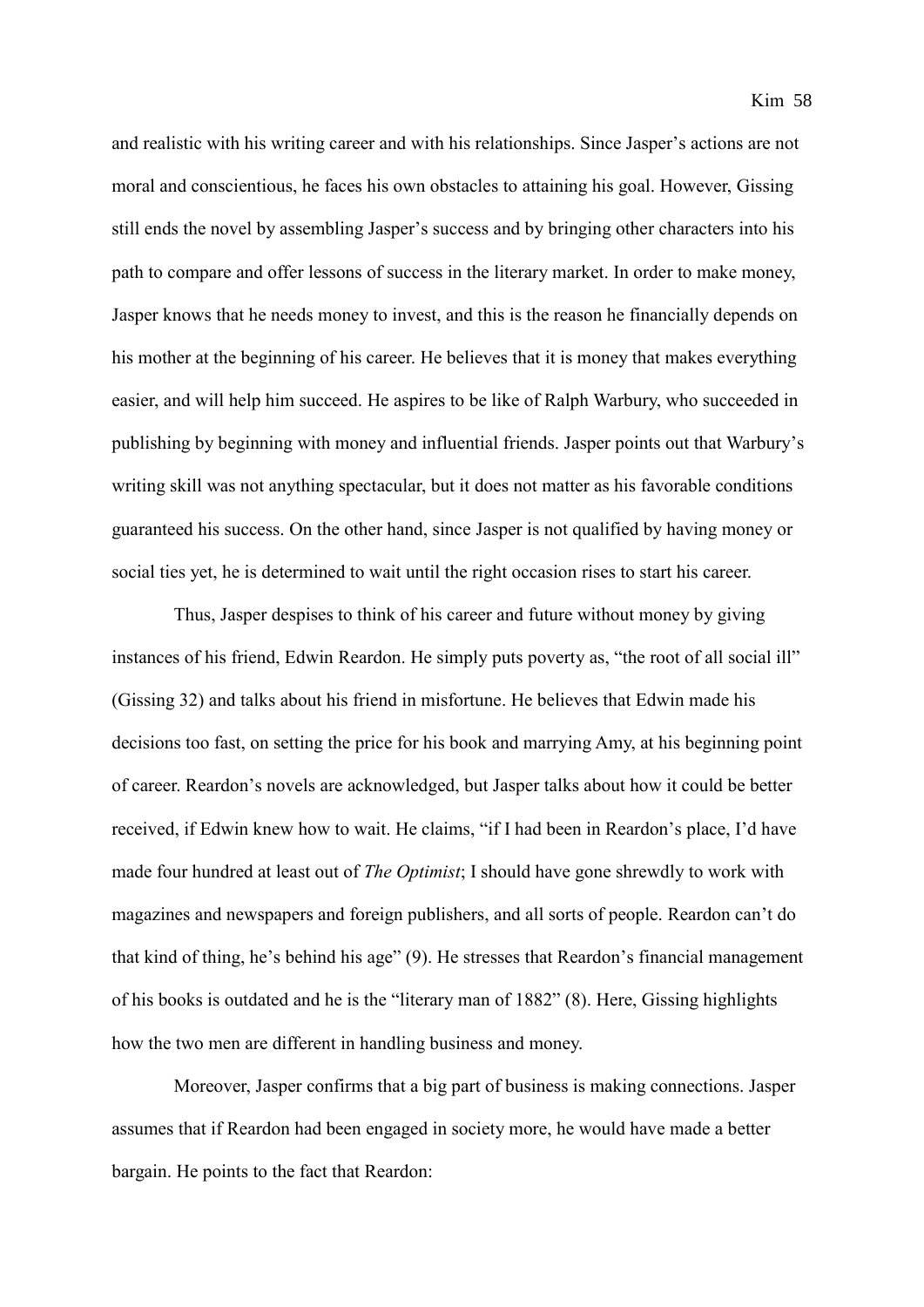and realistic with his writing career and with his relationships. Since Jasper's actions are not moral and conscientious, he faces his own obstacles to attaining his goal. However, Gissing still ends the novel by assembling Jasper's success and by bringing other characters into his path to compare and offer lessons of success in the literary market. In order to make money, Jasper knows that he needs money to invest, and this is the reason he financially depends on his mother at the beginning of his career. He believes that it is money that makes everything easier, and will help him succeed. He aspires to be like of Ralph Warbury, who succeeded in publishing by beginning with money and influential friends. Jasper points out that Warbury's writing skill was not anything spectacular, but it does not matter as his favorable conditions guaranteed his success. On the other hand, since Jasper is not qualified by having money or social ties yet, he is determined to wait until the right occasion rises to start his career.

Thus, Jasper despises to think of his career and future without money by giving instances of his friend, Edwin Reardon. He simply puts poverty as, "the root of all social ill" (Gissing 32) and talks about his friend in misfortune. He believes that Edwin made his decisions too fast, on setting the price for his book and marrying Amy, at his beginning point of career. Reardon's novels are acknowledged, but Jasper talks about how it could be better received, if Edwin knew how to wait. He claims, "if I had been in Reardon's place, I'd have made four hundred at least out of *The Optimist*; I should have gone shrewdly to work with magazines and newspapers and foreign publishers, and all sorts of people. Reardon can't do that kind of thing, he's behind his age" (9). He stresses that Reardon's financial management of his books is outdated and he is the "literary man of 1882" (8). Here, Gissing highlights how the two men are different in handling business and money.

Moreover, Jasper confirms that a big part of business is making connections. Jasper assumes that if Reardon had been engaged in society more, he would have made a better bargain. He points to the fact that Reardon: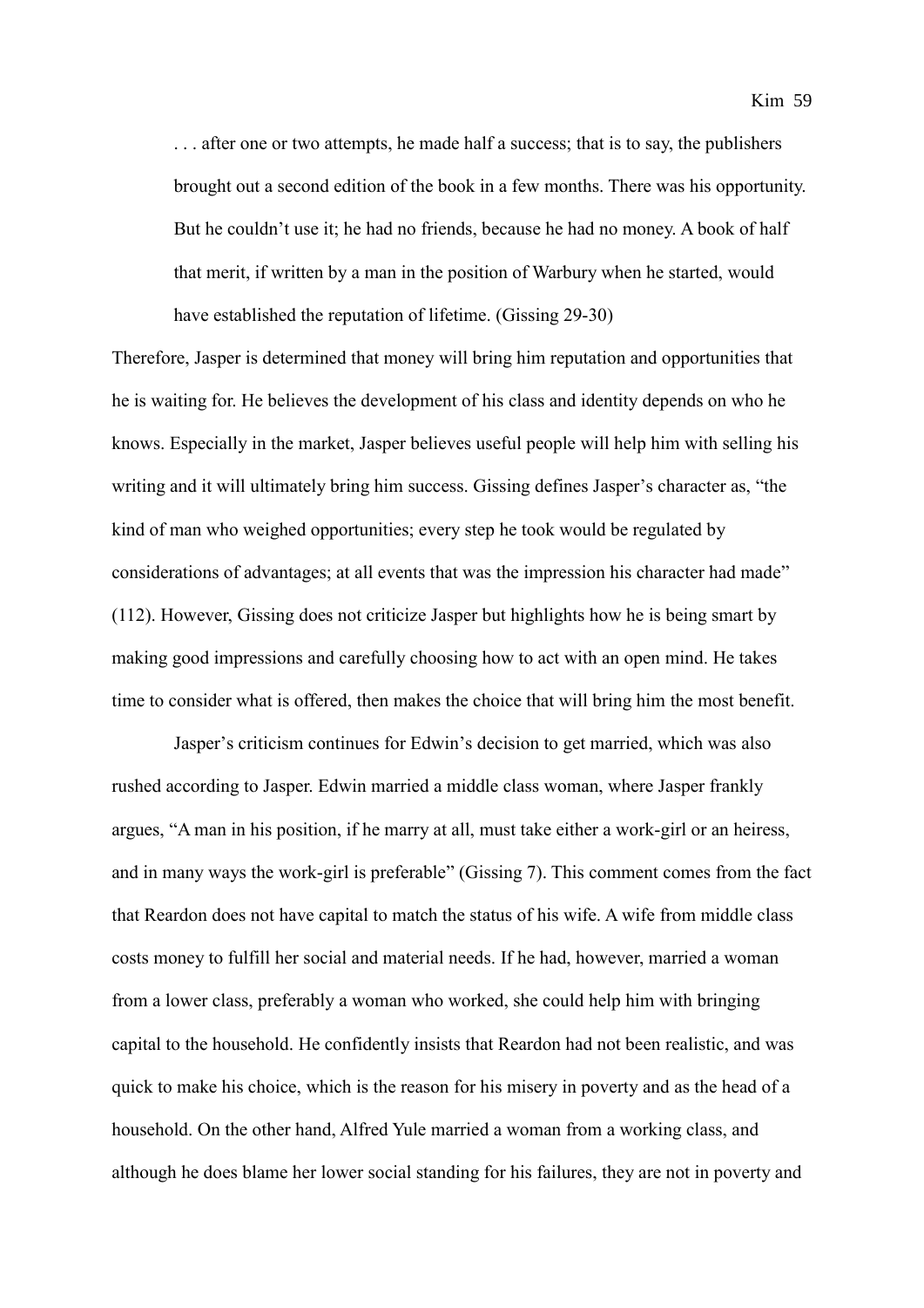> . . . after one or two attempts, he made half a success; that is to say, the publishers brought out a second edition of the book in a few months. There was his opportunity. But he couldn't use it; he had no friends, because he had no money. A book of half that merit, if written by a man in the position of Warbury when he started, would have established the reputation of lifetime. (Gissing 29-30)

Therefore, Jasper is determined that money will bring him reputation and opportunities that he is waiting for. He believes the development of his class and identity depends on who he knows. Especially in the market, Jasper believes useful people will help him with selling his writing and it will ultimately bring him success. Gissing defines Jasper's character as, "the kind of man who weighed opportunities; every step he took would be regulated by considerations of advantages; at all events that was the impression his character had made" (112). However, Gissing does not criticize Jasper but highlights how he is being smart by making good impressions and carefully choosing how to act with an open mind. He takes time to consider what is offered, then makes the choice that will bring him the most benefit.

Jasper's criticism continues for Edwin's decision to get married, which was also rushed according to Jasper. Edwin married a middle class woman, where Jasper frankly argues, "A man in his position, if he marry at all, must take either a work-girl or an heiress, and in many ways the work-girl is preferable" (Gissing 7). This comment comes from the fact that Reardon does not have capital to match the status of his wife. A wife from middle class costs money to fulfill her social and material needs. If he had, however, married a woman from a lower class, preferably a woman who worked, she could help him with bringing capital to the household. He confidently insists that Reardon had not been realistic, and was quick to make his choice, which is the reason for his misery in poverty and as the head of a household. On the other hand, Alfred Yule married a woman from a working class, and although he does blame her lower social standing for his failures, they are not in poverty and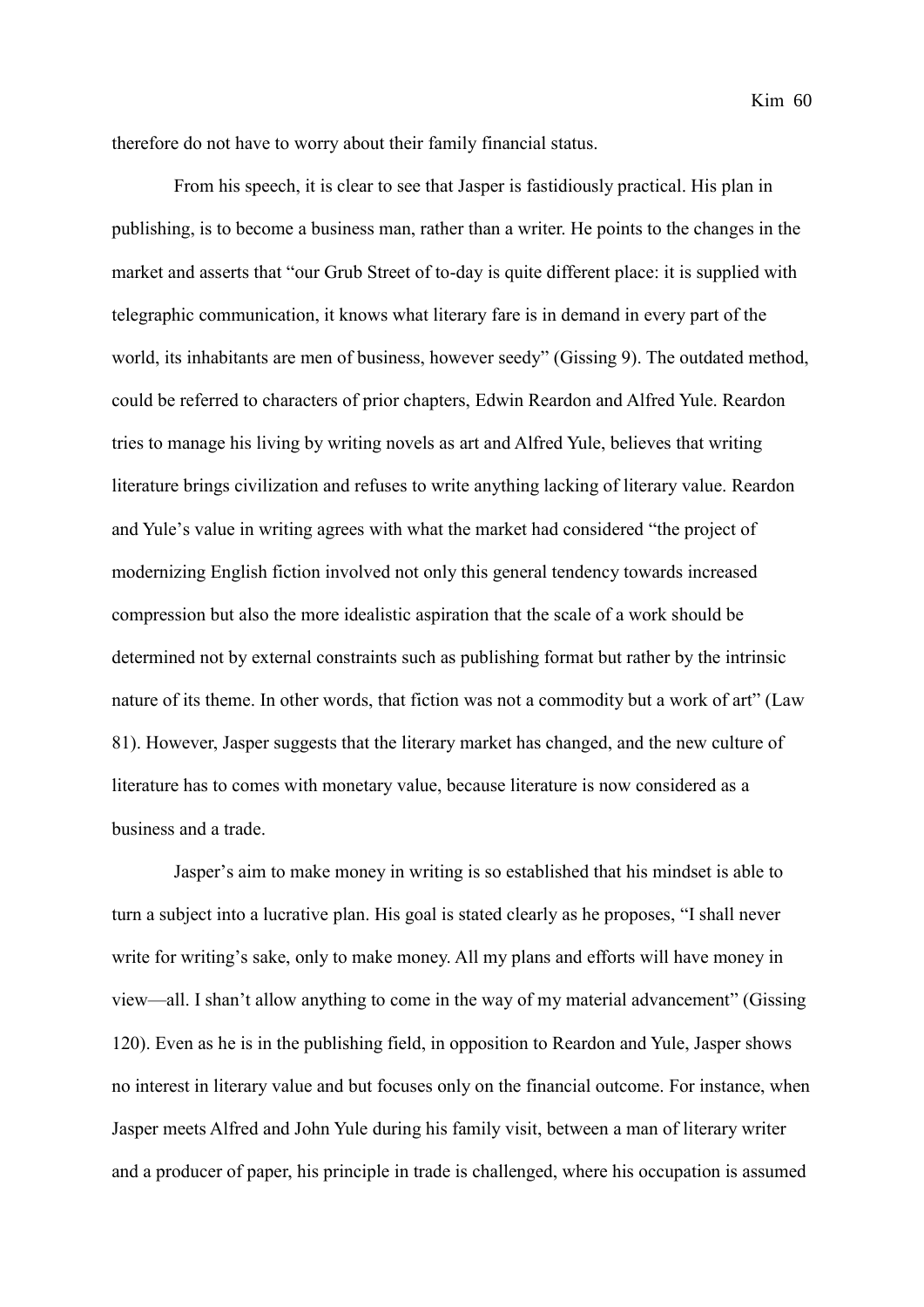therefore do not have to worry about their family financial status.

From his speech, it is clear to see that Jasper is fastidiously practical. His plan in publishing, is to become a business man, rather than a writer. He points to the changes in the market and asserts that "our Grub Street of to-day is quite different place: it is supplied with telegraphic communication, it knows what literary fare is in demand in every part of the world, its inhabitants are men of business, however seedy" (Gissing 9). The outdated method, could be referred to characters of prior chapters, Edwin Reardon and Alfred Yule. Reardon tries to manage his living by writing novels as art and Alfred Yule, believes that writing literature brings civilization and refuses to write anything lacking of literary value. Reardon and Yule's value in writing agrees with what the market had considered "the project of modernizing English fiction involved not only this general tendency towards increased compression but also the more idealistic aspiration that the scale of a work should be determined not by external constraints such as publishing format but rather by the intrinsic nature of its theme. In other words, that fiction was not a commodity but a work of art" (Law 81). However, Jasper suggests that the literary market has changed, and the new culture of literature has to comes with monetary value, because literature is now considered as a business and a trade.

Jasper's aim to make money in writing is so established that his mindset is able to turn a subject into a lucrative plan. His goal is stated clearly as he proposes, "I shall never write for writing's sake, only to make money. All my plans and efforts will have money in view—all. I shan't allow anything to come in the way of my material advancement" (Gissing 120). Even as he is in the publishing field, in opposition to Reardon and Yule, Jasper shows no interest in literary value and but focuses only on the financial outcome. For instance, when Jasper meets Alfred and John Yule during his family visit, between a man of literary writer and a producer of paper, his principle in trade is challenged, where his occupation is assumed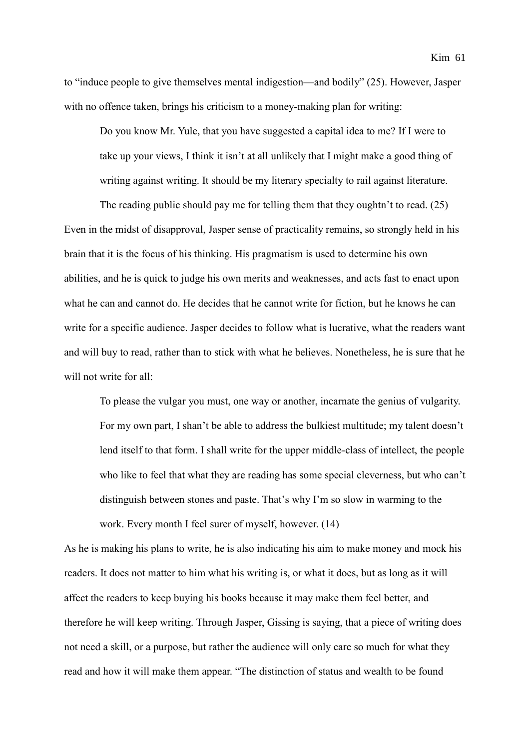to "induce people to give themselves mental indigestion—and bodily" (25). However, Jasper with no offence taken, brings his criticism to a money-making plan for writing:

> Do you know Mr. Yule, that you have suggested a capital idea to me? If I were to take up your views, I think it isn't at all unlikely that I might make a good thing of writing against writing. It should be my literary specialty to rail against literature. The reading public should pay me for telling them that they oughtn't to read. (25)

Even in the midst of disapproval, Jasper sense of practicality remains, so strongly held in his brain that it is the focus of his thinking. His pragmatism is used to determine his own abilities, and he is quick to judge his own merits and weaknesses, and acts fast to enact upon what he can and cannot do. He decides that he cannot write for fiction, but he knows he can write for a specific audience. Jasper decides to follow what is lucrative, what the readers want and will buy to read, rather than to stick with what he believes. Nonetheless, he is sure that he will not write for all:

> To please the vulgar you must, one way or another, incarnate the genius of vulgarity. For my own part, I shan't be able to address the bulkiest multitude; my talent doesn't lend itself to that form. I shall write for the upper middle-class of intellect, the people who like to feel that what they are reading has some special cleverness, but who can't distinguish between stones and paste. That's why I'm so slow in warming to the work. Every month I feel surer of myself, however. (14)

As he is making his plans to write, he is also indicating his aim to make money and mock his readers. It does not matter to him what his writing is, or what it does, but as long as it will affect the readers to keep buying his books because it may make them feel better, and therefore he will keep writing. Through Jasper, Gissing is saying, that a piece of writing does not need a skill, or a purpose, but rather the audience will only care so much for what they read and how it will make them appear. "The distinction of status and wealth to be found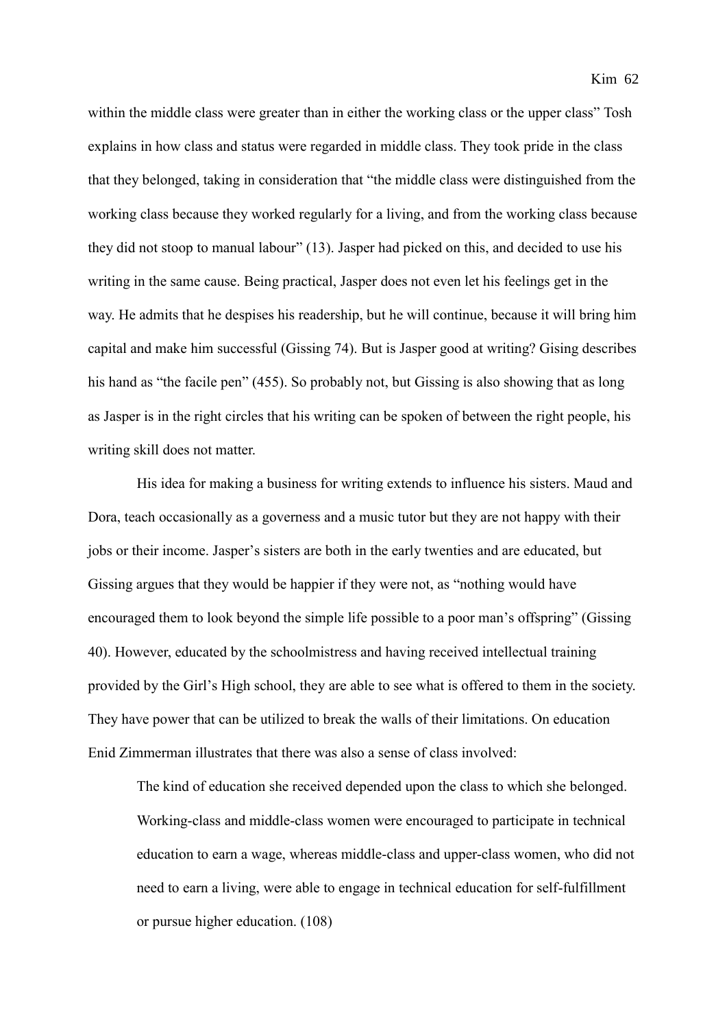within the middle class were greater than in either the working class or the upper class" Tosh explains in how class and status were regarded in middle class. They took pride in the class that they belonged, taking in consideration that "the middle class were distinguished from the working class because they worked regularly for a living, and from the working class because they did not stoop to manual labour" (13). Jasper had picked on this, and decided to use his writing in the same cause. Being practical, Jasper does not even let his feelings get in the way. He admits that he despises his readership, but he will continue, because it will bring him capital and make him successful (Gissing 74). But is Jasper good at writing? Gising describes his hand as "the facile pen" (455). So probably not, but Gissing is also showing that as long as Jasper is in the right circles that his writing can be spoken of between the right people, his writing skill does not matter.

His idea for making a business for writing extends to influence his sisters. Maud and Dora, teach occasionally as a governess and a music tutor but they are not happy with their jobs or their income. Jasper's sisters are both in the early twenties and are educated, but Gissing argues that they would be happier if they were not, as "nothing would have encouraged them to look beyond the simple life possible to a poor man's offspring" (Gissing 40). However, educated by the schoolmistress and having received intellectual training provided by the Girl's High school, they are able to see what is offered to them in the society. They have power that can be utilized to break the walls of their limitations. On education Enid Zimmerman illustrates that there was also a sense of class involved:

> The kind of education she received depended upon the class to which she belonged. Working-class and middle-class women were encouraged to participate in technical education to earn a wage, whereas middle-class and upper-class women, who did not need to earn a living, were able to engage in technical education for self-fulfillment or pursue higher education. (108)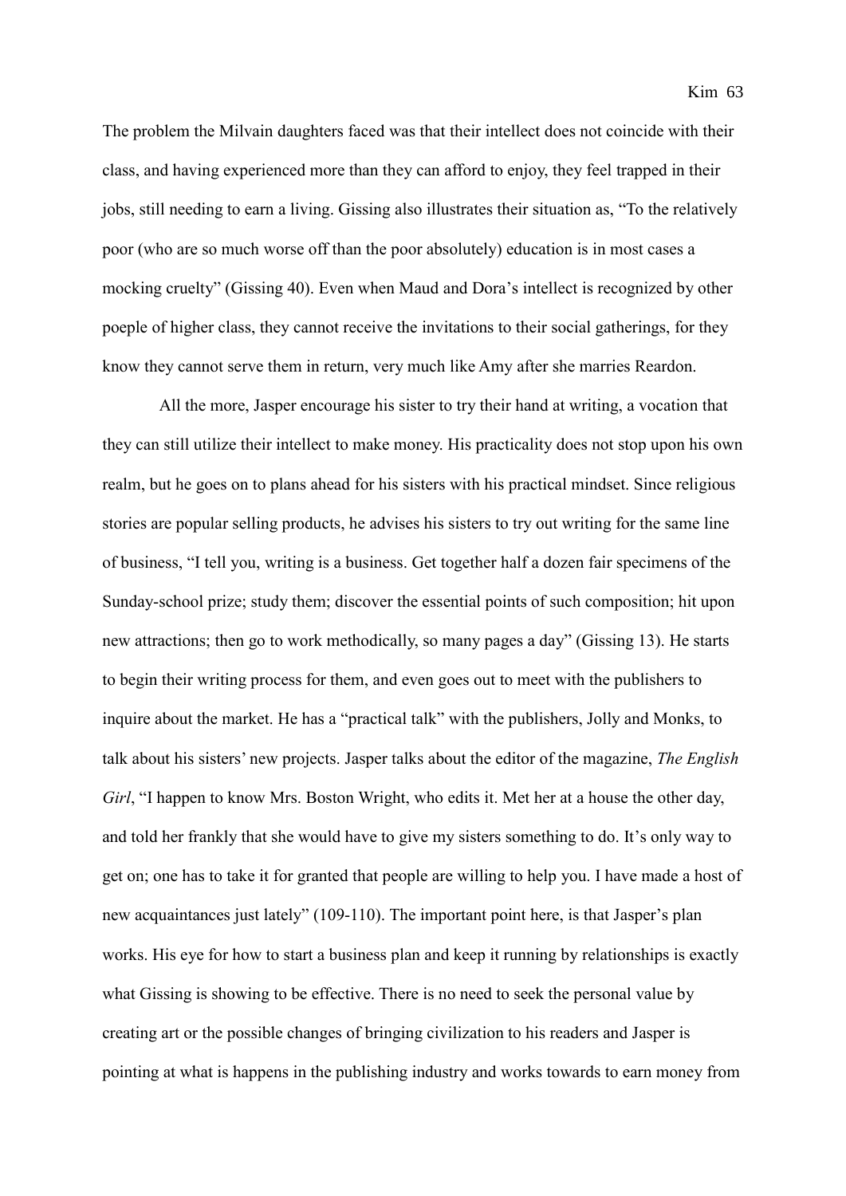The problem the Milvain daughters faced was that their intellect does not coincide with their class, and having experienced more than they can afford to enjoy, they feel trapped in their jobs, still needing to earn a living. Gissing also illustrates their situation as, "To the relatively poor (who are so much worse off than the poor absolutely) education is in most cases a mocking cruelty" (Gissing 40). Even when Maud and Dora's intellect is recognized by other poeple of higher class, they cannot receive the invitations to their social gatherings, for they know they cannot serve them in return, very much like Amy after she marries Reardon.

All the more, Jasper encourage his sister to try their hand at writing, a vocation that they can still utilize their intellect to make money. His practicality does not stop upon his own realm, but he goes on to plans ahead for his sisters with his practical mindset. Since religious stories are popular selling products, he advises his sisters to try out writing for the same line of business, "I tell you, writing is a business. Get together half a dozen fair specimens of the Sunday-school prize; study them; discover the essential points of such composition; hit upon new attractions; then go to work methodically, so many pages a day" (Gissing 13). He starts to begin their writing process for them, and even goes out to meet with the publishers to inquire about the market. He has a "practical talk" with the publishers, Jolly and Monks, to talk about his sisters' new projects. Jasper talks about the editor of the magazine, *The English Girl*, "I happen to know Mrs. Boston Wright, who edits it. Met her at a house the other day, and told her frankly that she would have to give my sisters something to do. It's only way to get on; one has to take it for granted that people are willing to help you. I have made a host of new acquaintances just lately" (109-110). The important point here, is that Jasper's plan works. His eye for how to start a business plan and keep it running by relationships is exactly what Gissing is showing to be effective. There is no need to seek the personal value by creating art or the possible changes of bringing civilization to his readers and Jasper is pointing at what is happens in the publishing industry and works towards to earn money from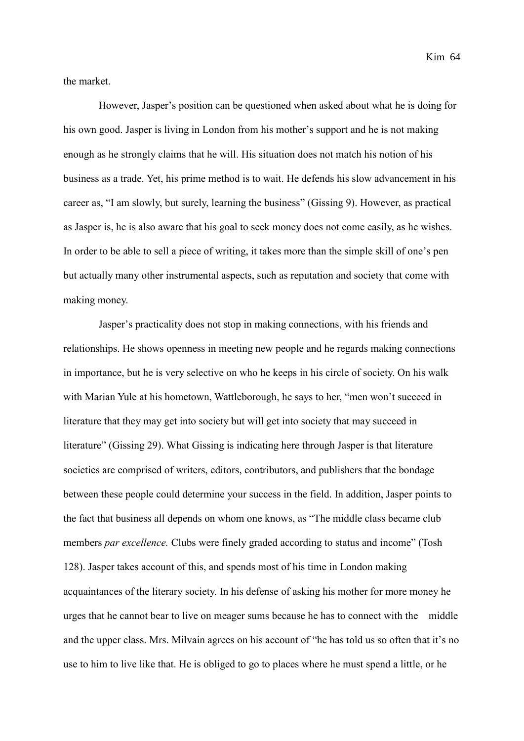the market.

However, Jasper's position can be questioned when asked about what he is doing for his own good. Jasper is living in London from his mother's support and he is not making enough as he strongly claims that he will. His situation does not match his notion of his business as a trade. Yet, his prime method is to wait. He defends his slow advancement in his career as, "I am slowly, but surely, learning the business" (Gissing 9). However, as practical as Jasper is, he is also aware that his goal to seek money does not come easily, as he wishes. In order to be able to sell a piece of writing, it takes more than the simple skill of one's pen but actually many other instrumental aspects, such as reputation and society that come with making money.

Jasper's practicality does not stop in making connections, with his friends and relationships. He shows openness in meeting new people and he regards making connections in importance, but he is very selective on who he keeps in his circle of society. On his walk with Marian Yule at his hometown, Wattleborough, he says to her, "men won't succeed in literature that they may get into society but will get into society that may succeed in literature" (Gissing 29). What Gissing is indicating here through Jasper is that literature societies are comprised of writers, editors, contributors, and publishers that the bondage between these people could determine your success in the field. In addition, Jasper points to the fact that business all depends on whom one knows, as "The middle class became club members *par excellence.* Clubs were finely graded according to status and income" (Tosh 128). Jasper takes account of this, and spends most of his time in London making acquaintances of the literary society. In his defense of asking his mother for more money he urges that he cannot bear to live on meager sums because he has to connect with the middle and the upper class. Mrs. Milvain agrees on his account of "he has told us so often that it's no use to him to live like that. He is obliged to go to places where he must spend a little, or he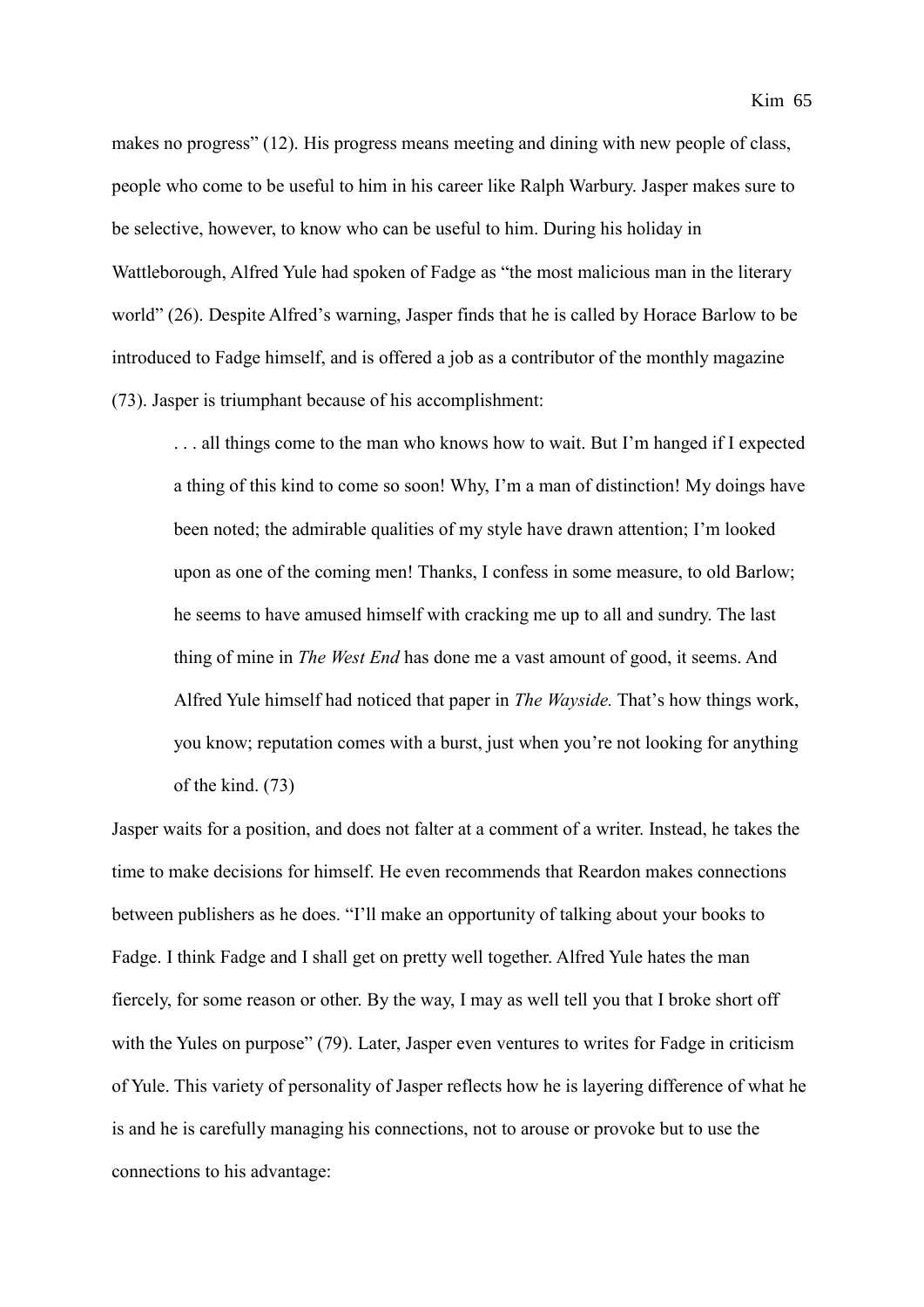makes no progress" (12). His progress means meeting and dining with new people of class, people who come to be useful to him in his career like Ralph Warbury. Jasper makes sure to be selective, however, to know who can be useful to him. During his holiday in Wattleborough, Alfred Yule had spoken of Fadge as "the most malicious man in the literary world" (26). Despite Alfred's warning, Jasper finds that he is called by Horace Barlow to be introduced to Fadge himself, and is offered a job as a contributor of the monthly magazine (73). Jasper is triumphant because of his accomplishment:

> . . . all things come to the man who knows how to wait. But I'm hanged if I expected a thing of this kind to come so soon! Why, I'm a man of distinction! My doings have been noted; the admirable qualities of my style have drawn attention; I'm looked upon as one of the coming men! Thanks, I confess in some measure, to old Barlow; he seems to have amused himself with cracking me up to all and sundry. The last thing of mine in *The West End* has done me a vast amount of good, it seems. And Alfred Yule himself had noticed that paper in *The Wayside.* That's how things work, you know; reputation comes with a burst, just when you're not looking for anything of the kind. (73)

Jasper waits for a position, and does not falter at a comment of a writer. Instead, he takes the time to make decisions for himself. He even recommends that Reardon makes connections between publishers as he does. "I'll make an opportunity of talking about your books to Fadge. I think Fadge and I shall get on pretty well together. Alfred Yule hates the man fiercely, for some reason or other. By the way, I may as well tell you that I broke short off with the Yules on purpose" (79). Later, Jasper even ventures to writes for Fadge in criticism of Yule. This variety of personality of Jasper reflects how he is layering difference of what he is and he is carefully managing his connections, not to arouse or provoke but to use the connections to his advantage: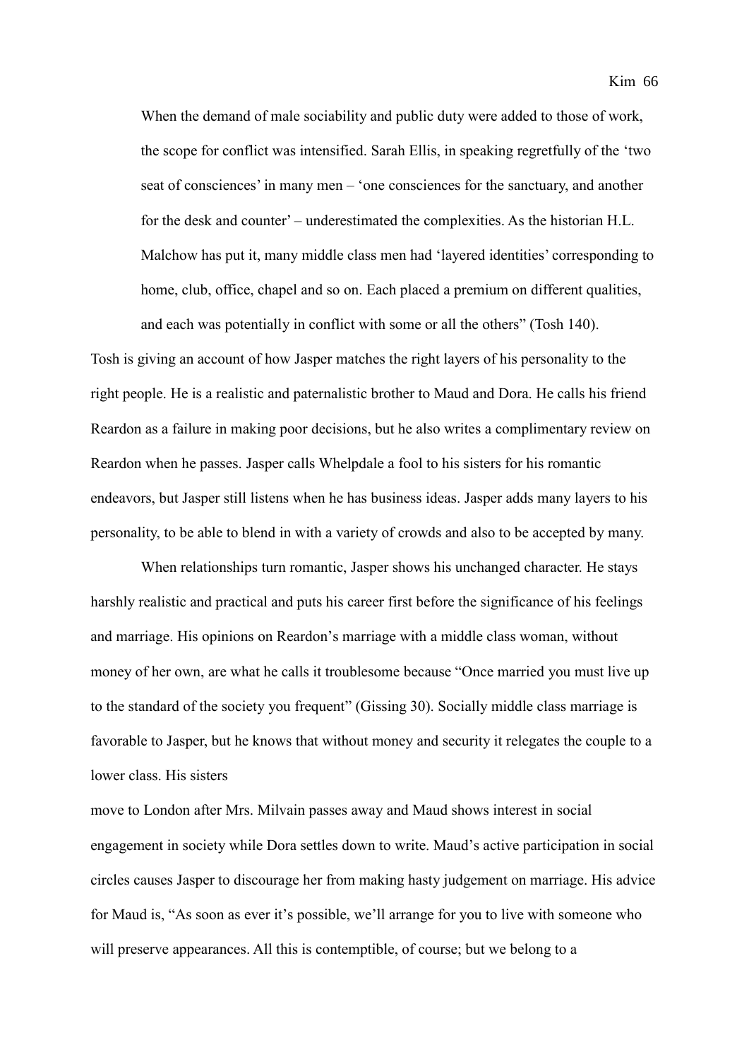> When the demand of male sociability and public duty were added to those of work, the scope for conflict was intensified. Sarah Ellis, in speaking regretfully of the 'two seat of consciences' in many men – 'one consciences for the sanctuary, and another for the desk and counter' – underestimated the complexities. As the historian H.L. Malchow has put it, many middle class men had 'layered identities' corresponding to home, club, office, chapel and so on. Each placed a premium on different qualities, and each was potentially in conflict with some or all the others" (Tosh 140).

Tosh is giving an account of how Jasper matches the right layers of his personality to the right people. He is a realistic and paternalistic brother to Maud and Dora. He calls his friend Reardon as a failure in making poor decisions, but he also writes a complimentary review on Reardon when he passes. Jasper calls Whelpdale a fool to his sisters for his romantic endeavors, but Jasper still listens when he has business ideas. Jasper adds many layers to his personality, to be able to blend in with a variety of crowds and also to be accepted by many.

When relationships turn romantic, Jasper shows his unchanged character. He stays harshly realistic and practical and puts his career first before the significance of his feelings and marriage. His opinions on Reardon's marriage with a middle class woman, without money of her own, are what he calls it troublesome because "Once married you must live up to the standard of the society you frequent" (Gissing 30). Socially middle class marriage is favorable to Jasper, but he knows that without money and security it relegates the couple to a lower class. His sisters move to London after Mrs. Milvain passes away and Maud shows interest in social engagement in society while Dora settles down to write. Maud's active participation in social circles causes Jasper to discourage her from making hasty judgement on marriage. His advice for Maud is, "As soon as ever it's possible, we'll arrange for you to live with someone who will preserve appearances. All this is contemptible, of course; but we belong to a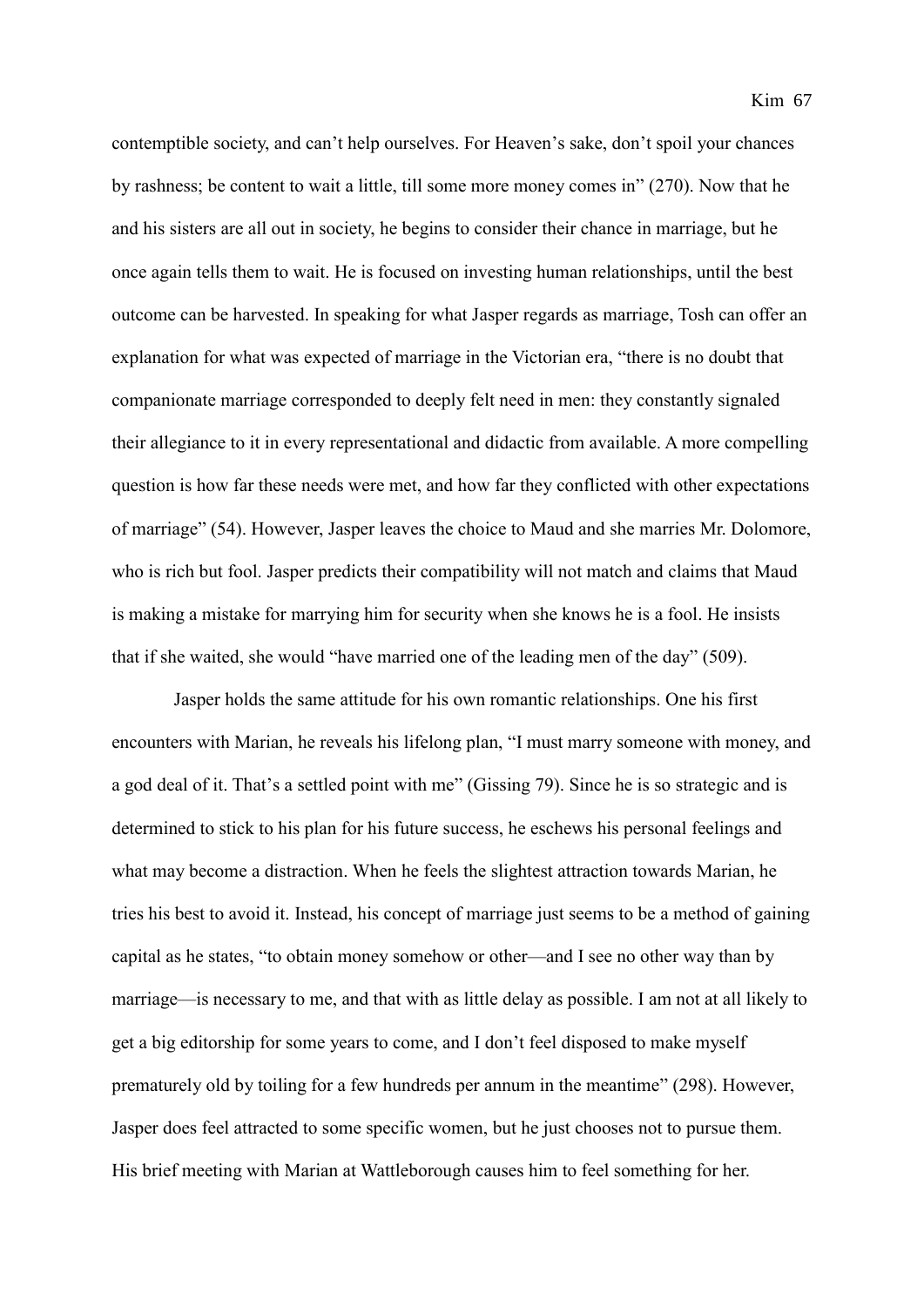contemptible society, and can't help ourselves. For Heaven's sake, don't spoil your chances by rashness; be content to wait a little, till some more money comes in" (270). Now that he and his sisters are all out in society, he begins to consider their chance in marriage, but he once again tells them to wait. He is focused on investing human relationships, until the best outcome can be harvested. In speaking for what Jasper regards as marriage, Tosh can offer an explanation for what was expected of marriage in the Victorian era, "there is no doubt that companionate marriage corresponded to deeply felt need in men: they constantly signaled their allegiance to it in every representational and didactic from available. A more compelling question is how far these needs were met, and how far they conflicted with other expectations of marriage" (54). However, Jasper leaves the choice to Maud and she marries Mr. Dolomore, who is rich but fool. Jasper predicts their compatibility will not match and claims that Maud is making a mistake for marrying him for security when she knows he is a fool. He insists that if she waited, she would "have married one of the leading men of the day" (509).

Jasper holds the same attitude for his own romantic relationships. One his first encounters with Marian, he reveals his lifelong plan, "I must marry someone with money, and a god deal of it. That's a settled point with me" (Gissing 79). Since he is so strategic and is determined to stick to his plan for his future success, he eschews his personal feelings and what may become a distraction. When he feels the slightest attraction towards Marian, he tries his best to avoid it. Instead, his concept of marriage just seems to be a method of gaining capital as he states, "to obtain money somehow or other—and I see no other way than by marriage—is necessary to me, and that with as little delay as possible. I am not at all likely to get a big editorship for some years to come, and I don't feel disposed to make myself prematurely old by toiling for a few hundreds per annum in the meantime" (298). However, Jasper does feel attracted to some specific women, but he just chooses not to pursue them. His brief meeting with Marian at Wattleborough causes him to feel something for her.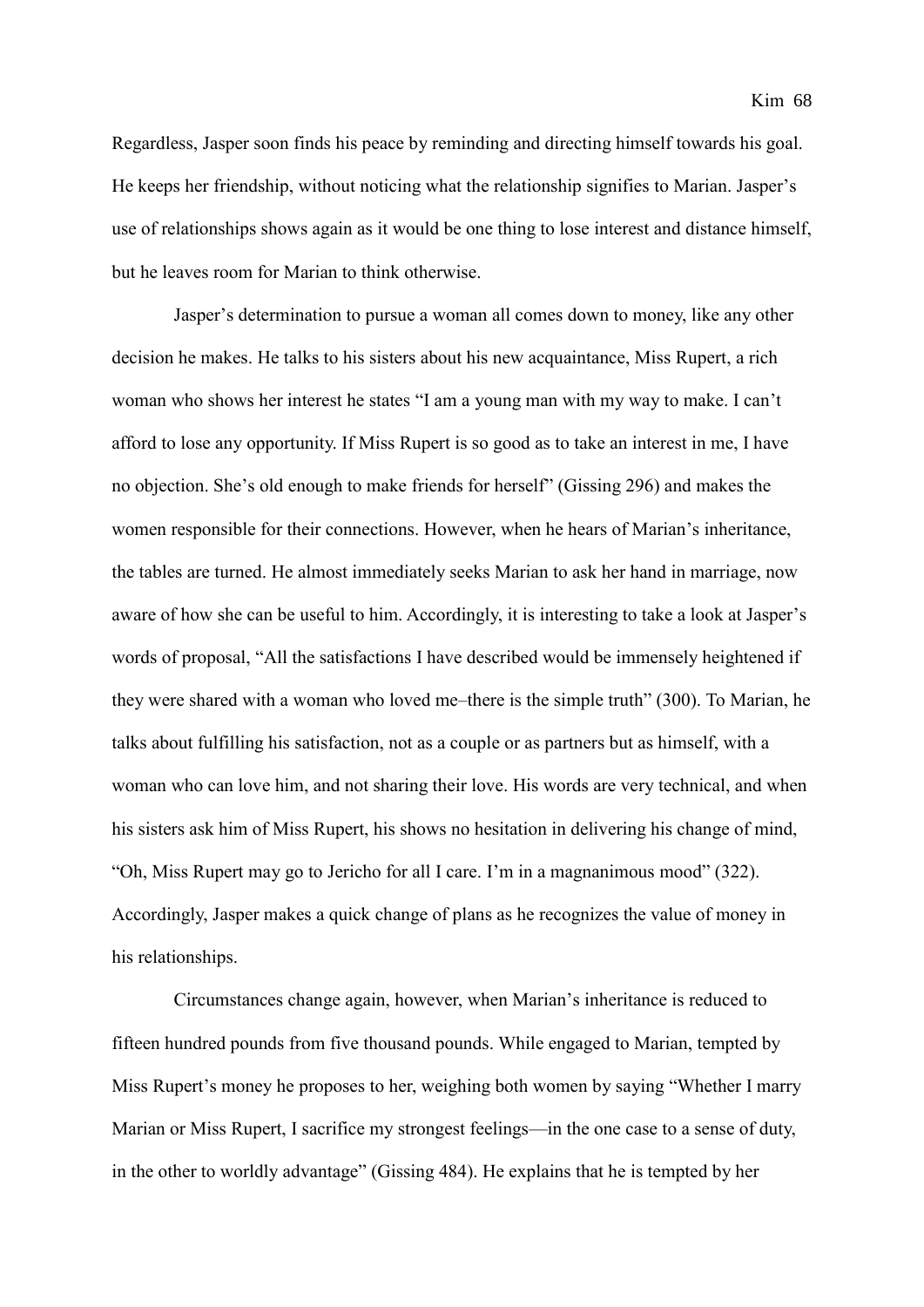Regardless, Jasper soon finds his peace by reminding and directing himself towards his goal. He keeps her friendship, without noticing what the relationship signifies to Marian. Jasper's use of relationships shows again as it would be one thing to lose interest and distance himself, but he leaves room for Marian to think otherwise.

Jasper's determination to pursue a woman all comes down to money, like any other decision he makes. He talks to his sisters about his new acquaintance, Miss Rupert, a rich woman who shows her interest he states "I am a young man with my way to make. I can't afford to lose any opportunity. If Miss Rupert is so good as to take an interest in me, I have no objection. She's old enough to make friends for herself" (Gissing 296) and makes the women responsible for their connections. However, when he hears of Marian's inheritance, the tables are turned. He almost immediately seeks Marian to ask her hand in marriage, now aware of how she can be useful to him. Accordingly, it is interesting to take a look at Jasper's words of proposal, "All the satisfactions I have described would be immensely heightened if they were shared with a woman who loved me–there is the simple truth" (300). To Marian, he talks about fulfilling his satisfaction, not as a couple or as partners but as himself, with a woman who can love him, and not sharing their love. His words are very technical, and when his sisters ask him of Miss Rupert, his shows no hesitation in delivering his change of mind, "Oh, Miss Rupert may go to Jericho for all I care. I'm in a magnanimous mood" (322). Accordingly, Jasper makes a quick change of plans as he recognizes the value of money in his relationships.

Circumstances change again, however, when Marian's inheritance is reduced to fifteen hundred pounds from five thousand pounds. While engaged to Marian, tempted by Miss Rupert's money he proposes to her, weighing both women by saying "Whether I marry Marian or Miss Rupert, I sacrifice my strongest feelings—in the one case to a sense of duty, in the other to worldly advantage" (Gissing 484). He explains that he is tempted by her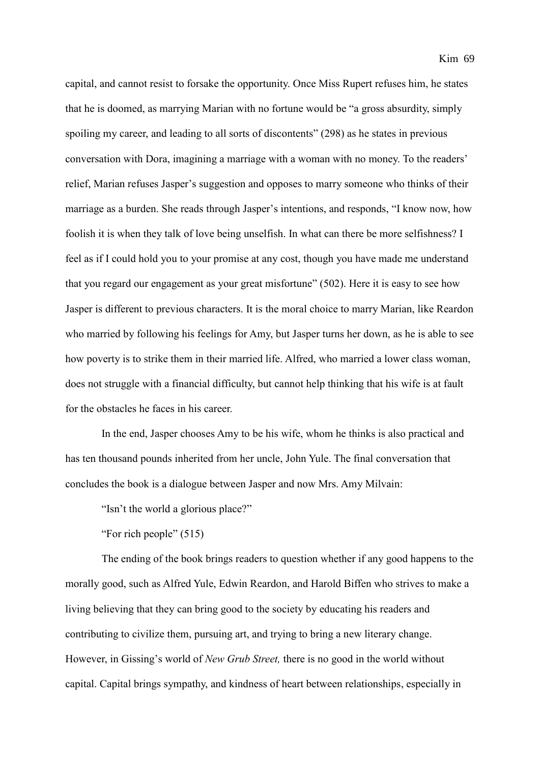capital, and cannot resist to forsake the opportunity. Once Miss Rupert refuses him, he states that he is doomed, as marrying Marian with no fortune would be "a gross absurdity, simply spoiling my career, and leading to all sorts of discontents" (298) as he states in previous conversation with Dora, imagining a marriage with a woman with no money. To the readers' relief, Marian refuses Jasper's suggestion and opposes to marry someone who thinks of their marriage as a burden. She reads through Jasper's intentions, and responds, "I know now, how foolish it is when they talk of love being unselfish. In what can there be more selfishness? I feel as if I could hold you to your promise at any cost, though you have made me understand that you regard our engagement as your great misfortune" (502). Here it is easy to see how Jasper is different to previous characters. It is the moral choice to marry Marian, like Reardon who married by following his feelings for Amy, but Jasper turns her down, as he is able to see how poverty is to strike them in their married life. Alfred, who married a lower class woman, does not struggle with a financial difficulty, but cannot help thinking that his wife is at fault for the obstacles he faces in his career.

In the end, Jasper chooses Amy to be his wife, whom he thinks is also practical and has ten thousand pounds inherited from her uncle, John Yule. The final conversation that concludes the book is a dialogue between Jasper and now Mrs. Amy Milvain:

"Isn't the world a glorious place?"

"For rich people" (515)

The ending of the book brings readers to question whether if any good happens to the morally good, such as Alfred Yule, Edwin Reardon, and Harold Biffen who strives to make a living believing that they can bring good to the society by educating his readers and contributing to civilize them, pursuing art, and trying to bring a new literary change. However, in Gissing's world of *New Grub Street,* there is no good in the world without capital. Capital brings sympathy, and kindness of heart between relationships, especially in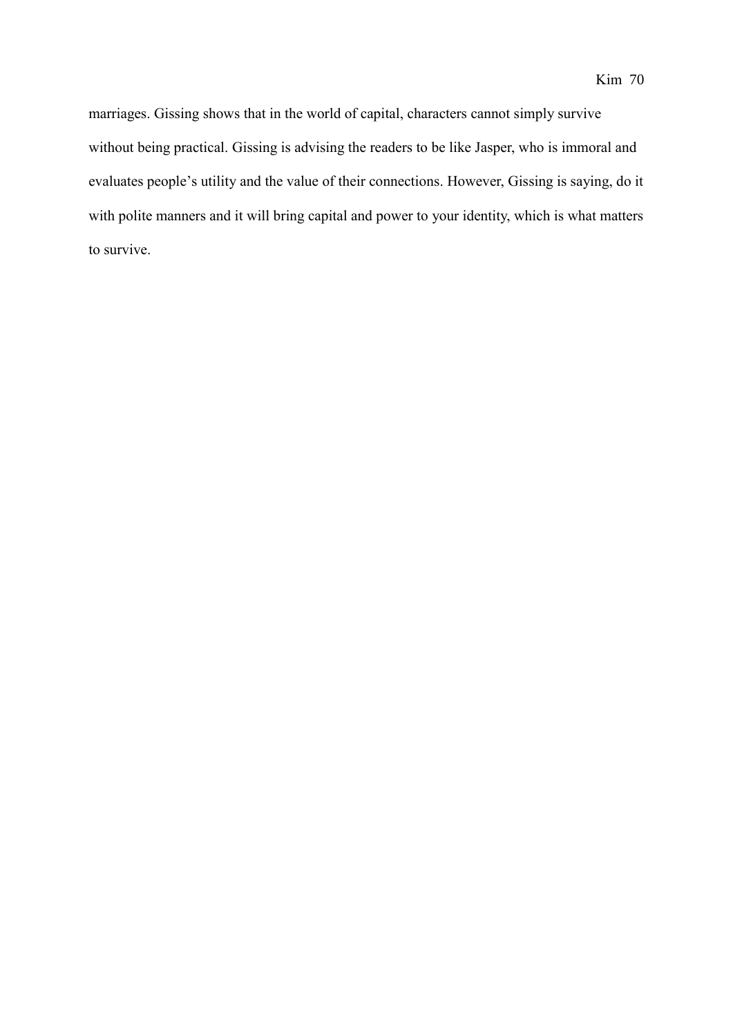marriages. Gissing shows that in the world of capital, characters cannot simply survive without being practical. Gissing is advising the readers to be like Jasper, who is immoral and evaluates people's utility and the value of their connections. However, Gissing is saying, do it with polite manners and it will bring capital and power to your identity, which is what matters to survive.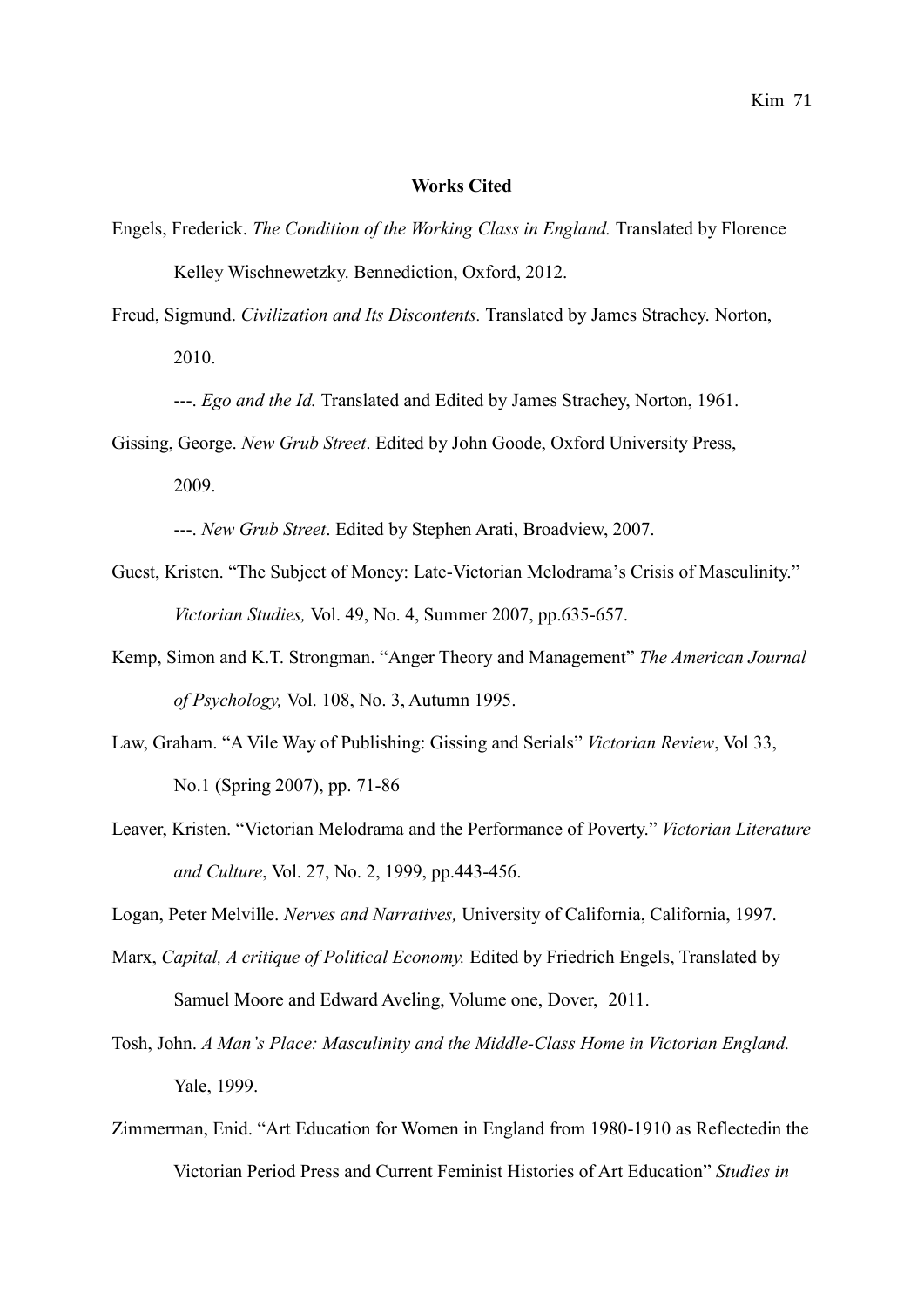**Works Cited**

Engels, Frederick. *The Condition of the Working Class in England.* Translated by Florence Kelley Wischnewetzky. Bennediction, Oxford, 2012.

Freud, Sigmund. *Civilization and Its Discontents.* Translated by James Strachey. Norton, 2010.

---. *Ego and the Id.* Translated and Edited by James Strachey, Norton, 1961.

Gissing, George. *New Grub Street*. Edited by John Goode, Oxford University Press, 2009.

---. *New Grub Street*. Edited by Stephen Arati, Broadview, 2007.

Guest, Kristen. "The Subject of Money: Late-Victorian Melodrama's Crisis of Masculinity." *Victorian Studies,* Vol. 49, No. 4, Summer 2007, pp.635-657.

Kemp, Simon and K.T. Strongman. "Anger Theory and Management" *The American Journal of Psychology,* Vol. 108, No. 3, Autumn 1995.

Law, Graham. "A Vile Way of Publishing: Gissing and Serials" *Victorian Review*, Vol 33, No.1 (Spring 2007), pp. 71-86

Leaver, Kristen. "Victorian Melodrama and the Performance of Poverty." *Victorian Literature and Culture*, Vol. 27, No. 2, 1999, pp.443-456.

Logan, Peter Melville. *Nerves and Narratives,* University of California, California, 1997.

Marx, *Capital, A critique of Political Economy.* Edited by Friedrich Engels, Translated by Samuel Moore and Edward Aveling, Volume one, Dover, 2011.

Tosh, John. *A Man's Place: Masculinity and the Middle-Class Home in Victorian England.* Yale, 1999.

Zimmerman, Enid. "Art Education for Women in England from 1980-1910 as Reflectedin the Victorian Period Press and Current Feminist Histories of Art Education" *Studies in*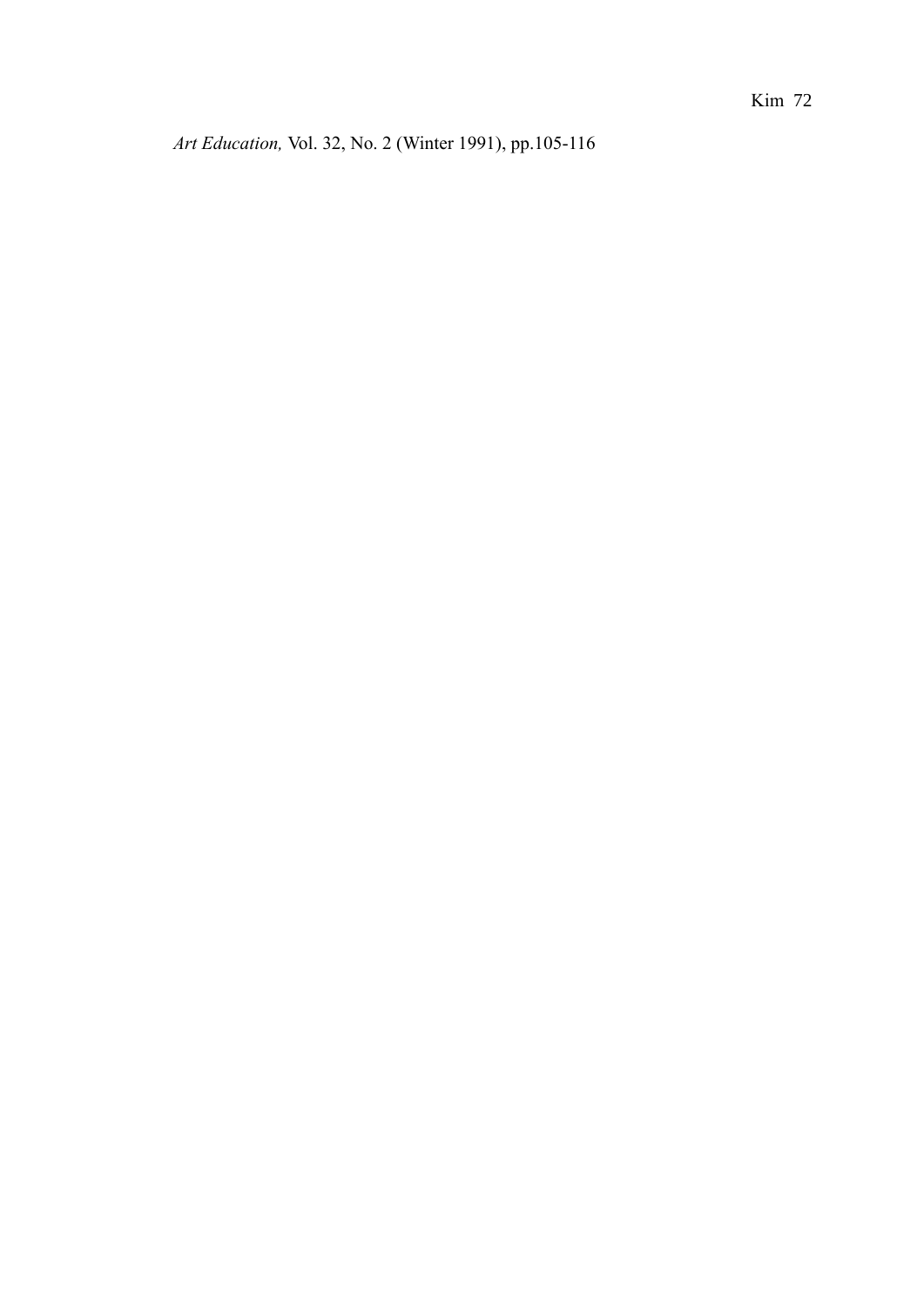*Art Education,* Vol. 32, No. 2 (Winter 1991), pp.105-116